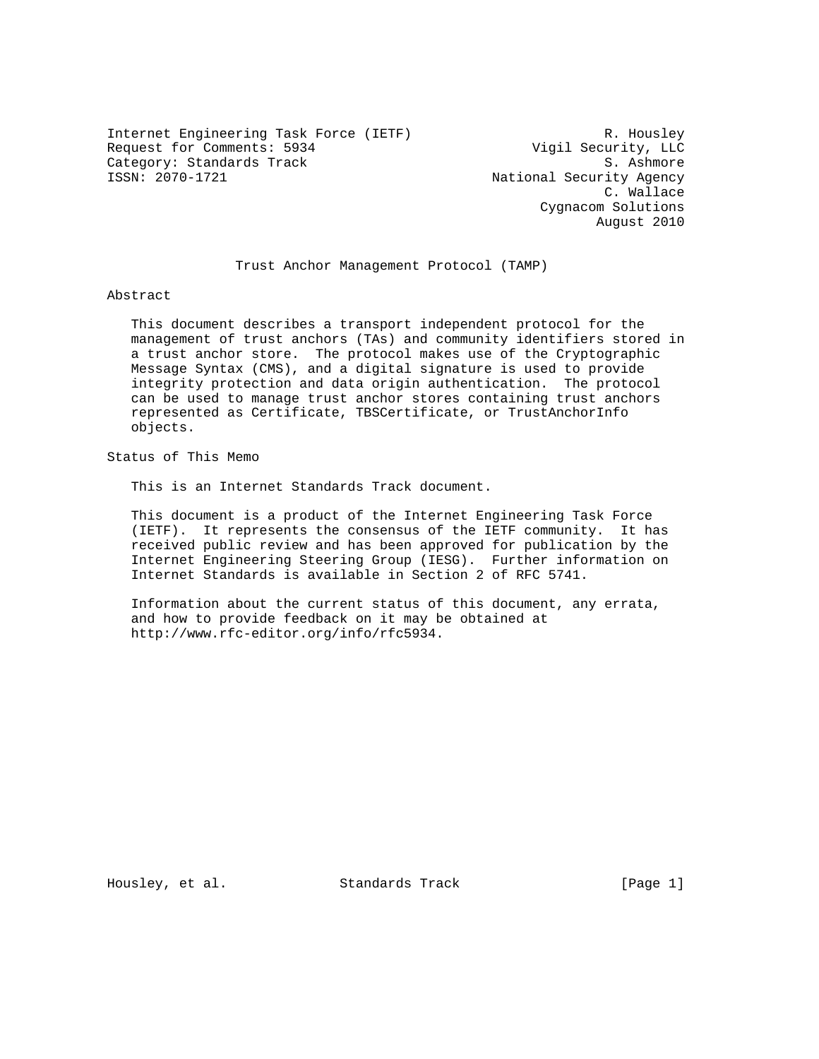Internet Engineering Task Force (IETF) R. Housley
Request for Comments: 5934 Vigil Security, LLC
Category: Standards Track S. Ashmore
ISSN: 2070-1721 National Security Agency
C. Wallace
Cygnacom Solutions
August 2010

# Trust Anchor Management Protocol (TAMP)

## Abstract

This document describes a transport independent protocol for the management of trust anchors (TAs) and community identifiers stored in a trust anchor store. The protocol makes use of the Cryptographic Message Syntax (CMS), and a digital signature is used to provide integrity protection and data origin authentication. The protocol can be used to manage trust anchor stores containing trust anchors represented as Certificate, TBSCertificate, or TrustAnchorInfo objects.

## Status of This Memo

This is an Internet Standards Track document.

This document is a product of the Internet Engineering Task Force (IETF). It represents the consensus of the IETF community. It has received public review and has been approved for publication by the Internet Engineering Steering Group (IESG). Further information on Internet Standards is available in Section 2 of RFC 5741.

Information about the current status of this document, any errata, and how to provide feedback on it may be obtained at http://www.rfc-editor.org/info/rfc5934.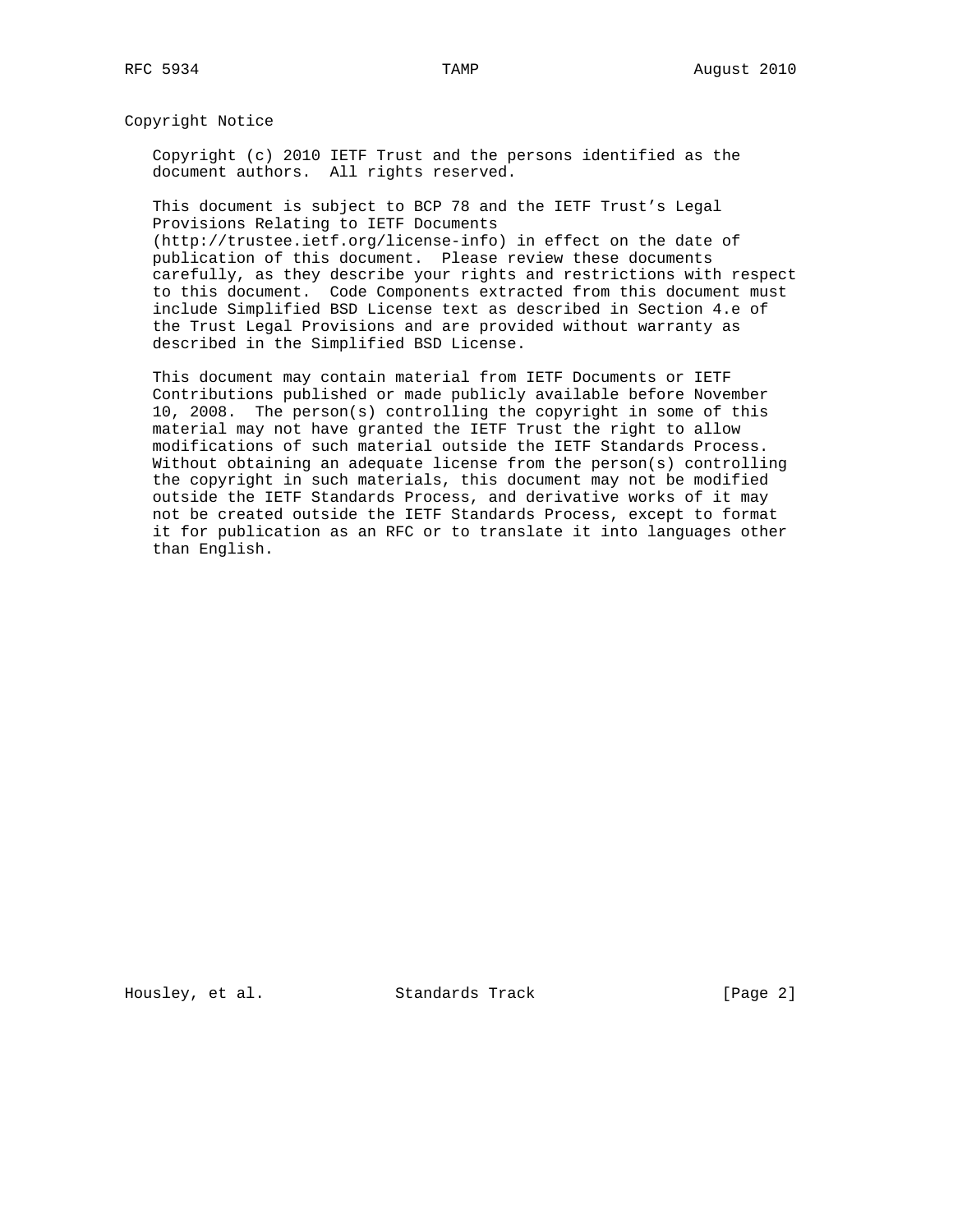## Copyright Notice

Copyright (c) 2010 IETF Trust and the persons identified as the document authors. All rights reserved.

This document is subject to BCP 78 and the IETF Trust's Legal Provisions Relating to IETF Documents (http://trustee.ietf.org/license-info) in effect on the date of publication of this document. Please review these documents carefully, as they describe your rights and restrictions with respect to this document. Code Components extracted from this document must include Simplified BSD License text as described in Section 4.e of the Trust Legal Provisions and are provided without warranty as described in the Simplified BSD License.

This document may contain material from IETF Documents or IETF Contributions published or made publicly available before November 10, 2008. The person(s) controlling the copyright in some of this material may not have granted the IETF Trust the right to allow modifications of such material outside the IETF Standards Process. Without obtaining an adequate license from the person(s) controlling the copyright in such materials, this document may not be modified outside the IETF Standards Process, and derivative works of it may not be created outside the IETF Standards Process, except to format it for publication as an RFC or to translate it into languages other than English.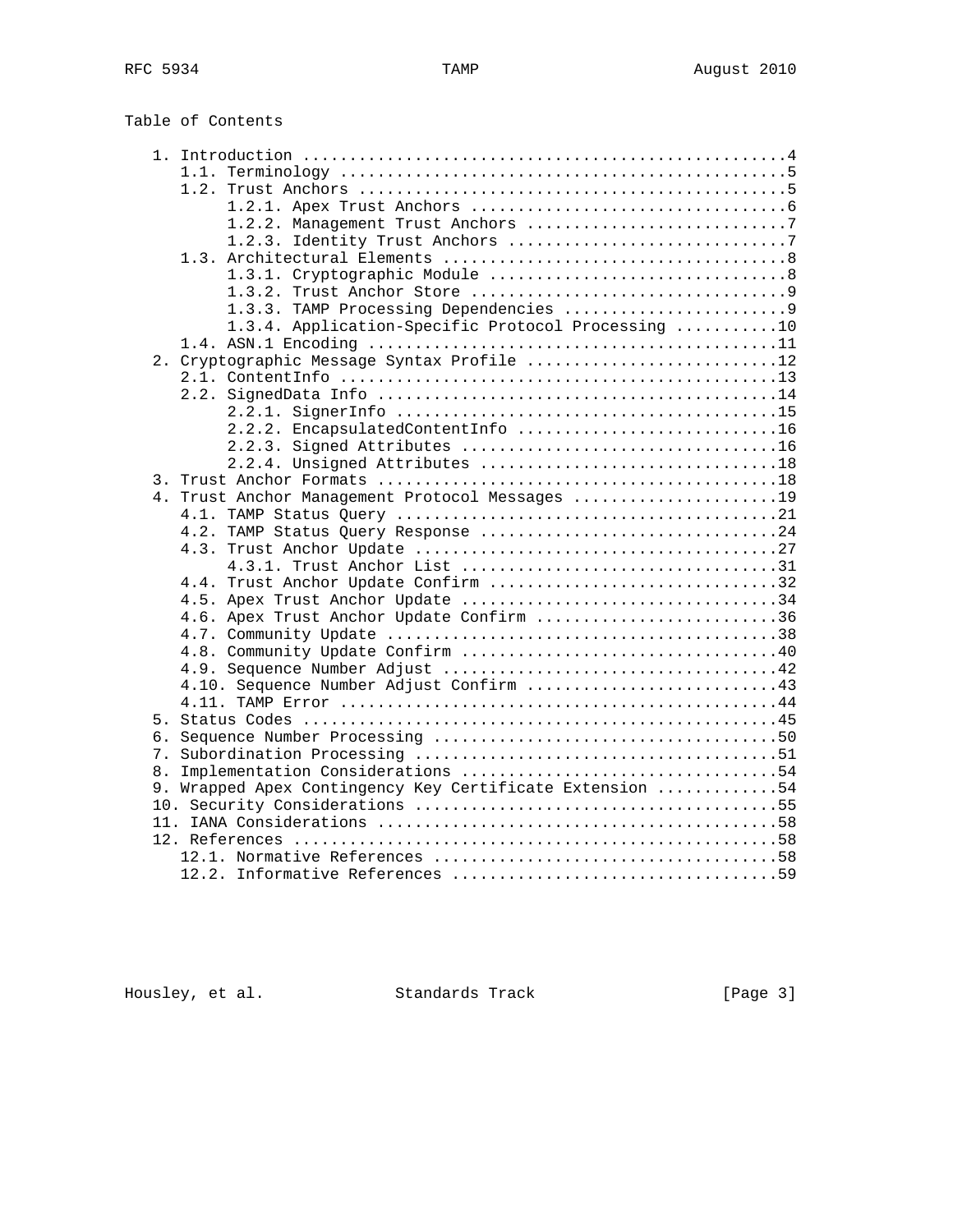Table of Contents

```
   1. Introduction ....................................................4
      1.1. Terminology ................................................5
      1.2. Trust Anchors ..............................................5
           1.2.1. Apex Trust Anchors ..................................6
           1.2.2. Management Trust Anchors ............................7
           1.2.3. Identity Trust Anchors ..............................7
      1.3. Architectural Elements .....................................8
           1.3.1. Cryptographic Module ................................8
           1.3.2. Trust Anchor Store ..................................9
           1.3.3. TAMP Processing Dependencies ........................9
           1.3.4. Application-Specific Protocol Processing ...........10
      1.4. ASN.1 Encoding ............................................11
   2. Cryptographic Message Syntax Profile ...........................12
      2.1. ContentInfo ...............................................13
      2.2. SignedData Info ...........................................14
           2.2.1. SignerInfo .........................................15
           2.2.2. EncapsulatedContentInfo ............................16
           2.2.3. Signed Attributes ..................................16
           2.2.4. Unsigned Attributes ................................18
   3. Trust Anchor Formats ...........................................18
   4. Trust Anchor Management Protocol Messages ......................19
      4.1. TAMP Status Query .........................................21
      4.2. TAMP Status Query Response ................................24
      4.3. Trust Anchor Update .......................................27
           4.3.1. Trust Anchor List ..................................31
      4.4. Trust Anchor Update Confirm ...............................32
      4.5. Apex Trust Anchor Update ..................................34
      4.6. Apex Trust Anchor Update Confirm ..........................36
      4.7. Community Update ..........................................38
      4.8. Community Update Confirm ..................................40
      4.9. Sequence Number Adjust ....................................42
      4.10. Sequence Number Adjust Confirm ...........................43
      4.11. TAMP Error ...............................................44
   5. Status Codes ...................................................45
   6. Sequence Number Processing .....................................50
   7. Subordination Processing .......................................51
   8. Implementation Considerations ..................................54
   9. Wrapped Apex Contingency Key Certificate Extension .............54
   10. Security Considerations .......................................55
   11. IANA Considerations ...........................................58
   12. References ....................................................58
      12.1. Normative References .....................................58
      12.2. Informative References ...................................59
```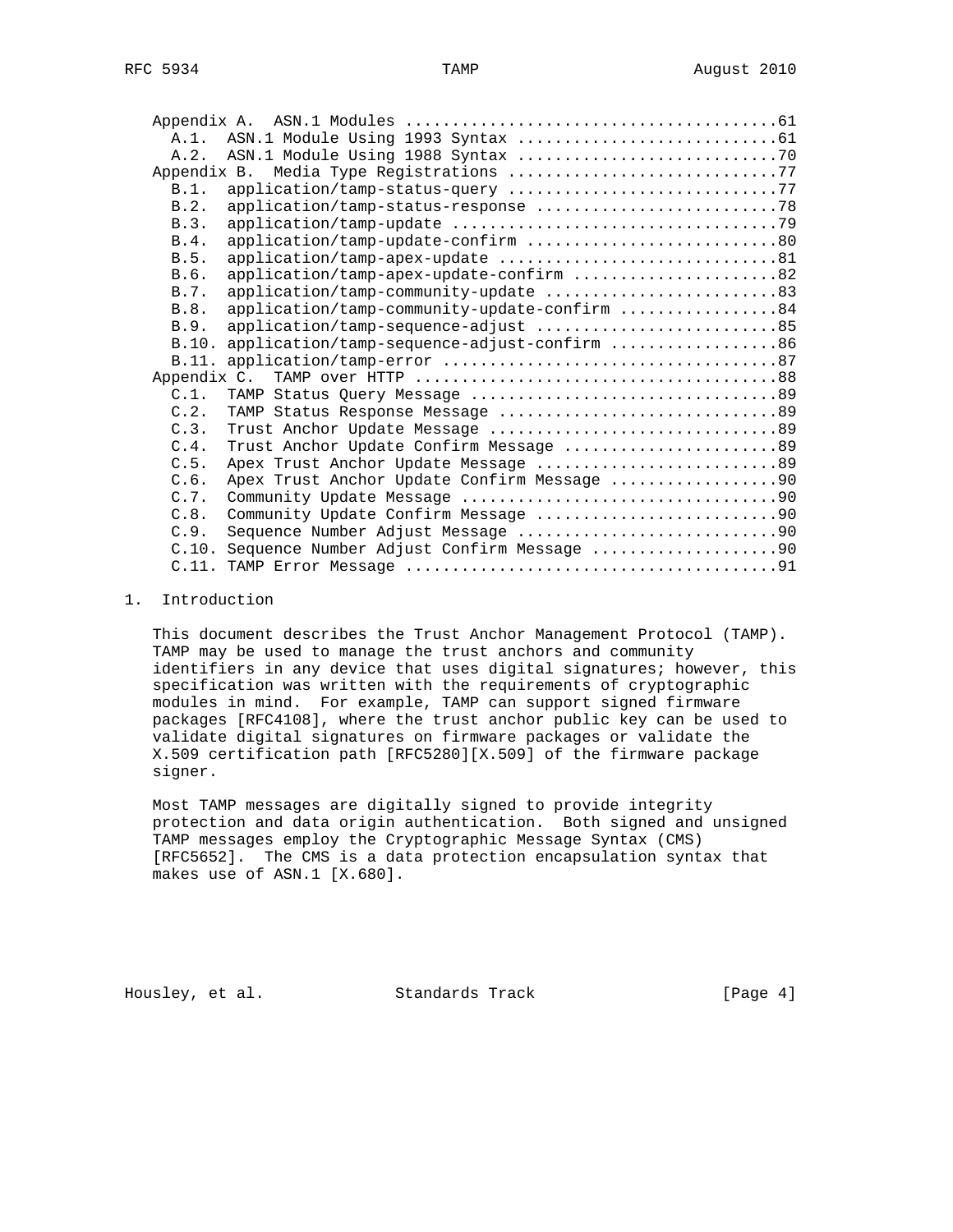Appendix A. ASN.1 Modules .......................................61
   A.1. ASN.1 Module Using 1993 Syntax ............................61
   A.2. ASN.1 Module Using 1988 Syntax ............................70
Appendix B. Media Type Registrations .............................77
   B.1. application/tamp-status-query .............................77
   B.2. application/tamp-status-response ..........................78
   B.3. application/tamp-update ...................................79
   B.4. application/tamp-update-confirm ...........................80
   B.5. application/tamp-apex-update ..............................81
   B.6. application/tamp-apex-update-confirm ......................82
   B.7. application/tamp-community-update .........................83
   B.8. application/tamp-community-update-confirm .................84
   B.9. application/tamp-sequence-adjust ..........................85
   B.10. application/tamp-sequence-adjust-confirm .................86
   B.11. application/tamp-error ...................................87
Appendix C. TAMP over HTTP .......................................88
   C.1. TAMP Status Query Message .................................89
   C.2. TAMP Status Response Message ..............................89
   C.3. Trust Anchor Update Message ...............................89
   C.4. Trust Anchor Update Confirm Message .......................89
   C.5. Apex Trust Anchor Update Message ..........................89
   C.6. Apex Trust Anchor Update Confirm Message ..................90
   C.7. Community Update Message ..................................90
   C.8. Community Update Confirm Message ..........................90
   C.9. Sequence Number Adjust Message ............................90
   C.10. Sequence Number Adjust Confirm Message ...................90
   C.11. TAMP Error Message .......................................91

# 1. Introduction

This document describes the Trust Anchor Management Protocol (TAMP). TAMP may be used to manage the trust anchors and community identifiers in any device that uses digital signatures; however, this specification was written with the requirements of cryptographic modules in mind. For example, TAMP can support signed firmware packages [RFC4108], where the trust anchor public key can be used to validate digital signatures on firmware packages or validate the X.509 certification path [RFC5280][X.509] of the firmware package signer.

Most TAMP messages are digitally signed to provide integrity protection and data origin authentication. Both signed and unsigned TAMP messages employ the Cryptographic Message Syntax (CMS) [RFC5652]. The CMS is a data protection encapsulation syntax that makes use of ASN.1 [X.680].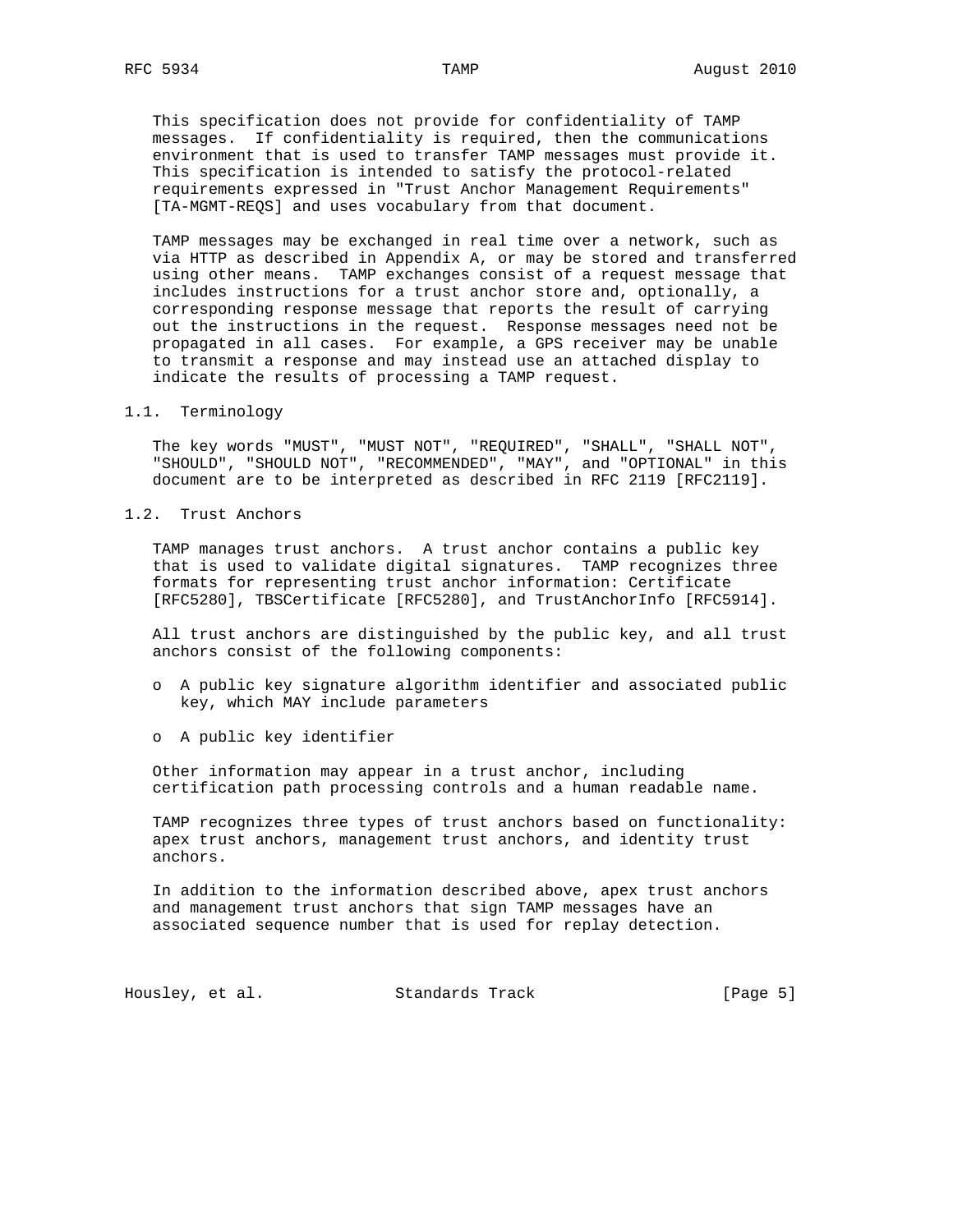This specification does not provide for confidentiality of TAMP messages. If confidentiality is required, then the communications environment that is used to transfer TAMP messages must provide it. This specification is intended to satisfy the protocol-related requirements expressed in "Trust Anchor Management Requirements" [TA-MGMT-REQS] and uses vocabulary from that document.

TAMP messages may be exchanged in real time over a network, such as via HTTP as described in Appendix A, or may be stored and transferred using other means. TAMP exchanges consist of a request message that includes instructions for a trust anchor store and, optionally, a corresponding response message that reports the result of carrying out the instructions in the request. Response messages need not be propagated in all cases. For example, a GPS receiver may be unable to transmit a response and may instead use an attached display to indicate the results of processing a TAMP request.

## 1.1. Terminology

The key words "MUST", "MUST NOT", "REQUIRED", "SHALL", "SHALL NOT", "SHOULD", "SHOULD NOT", "RECOMMENDED", "MAY", and "OPTIONAL" in this document are to be interpreted as described in RFC 2119 [RFC2119].

## 1.2. Trust Anchors

TAMP manages trust anchors. A trust anchor contains a public key that is used to validate digital signatures. TAMP recognizes three formats for representing trust anchor information: Certificate [RFC5280], TBSCertificate [RFC5280], and TrustAnchorInfo [RFC5914].

All trust anchors are distinguished by the public key, and all trust anchors consist of the following components:

- A public key signature algorithm identifier and associated public key, which MAY include parameters
- A public key identifier

Other information may appear in a trust anchor, including certification path processing controls and a human readable name.

TAMP recognizes three types of trust anchors based on functionality: apex trust anchors, management trust anchors, and identity trust anchors.

In addition to the information described above, apex trust anchors and management trust anchors that sign TAMP messages have an associated sequence number that is used for replay detection.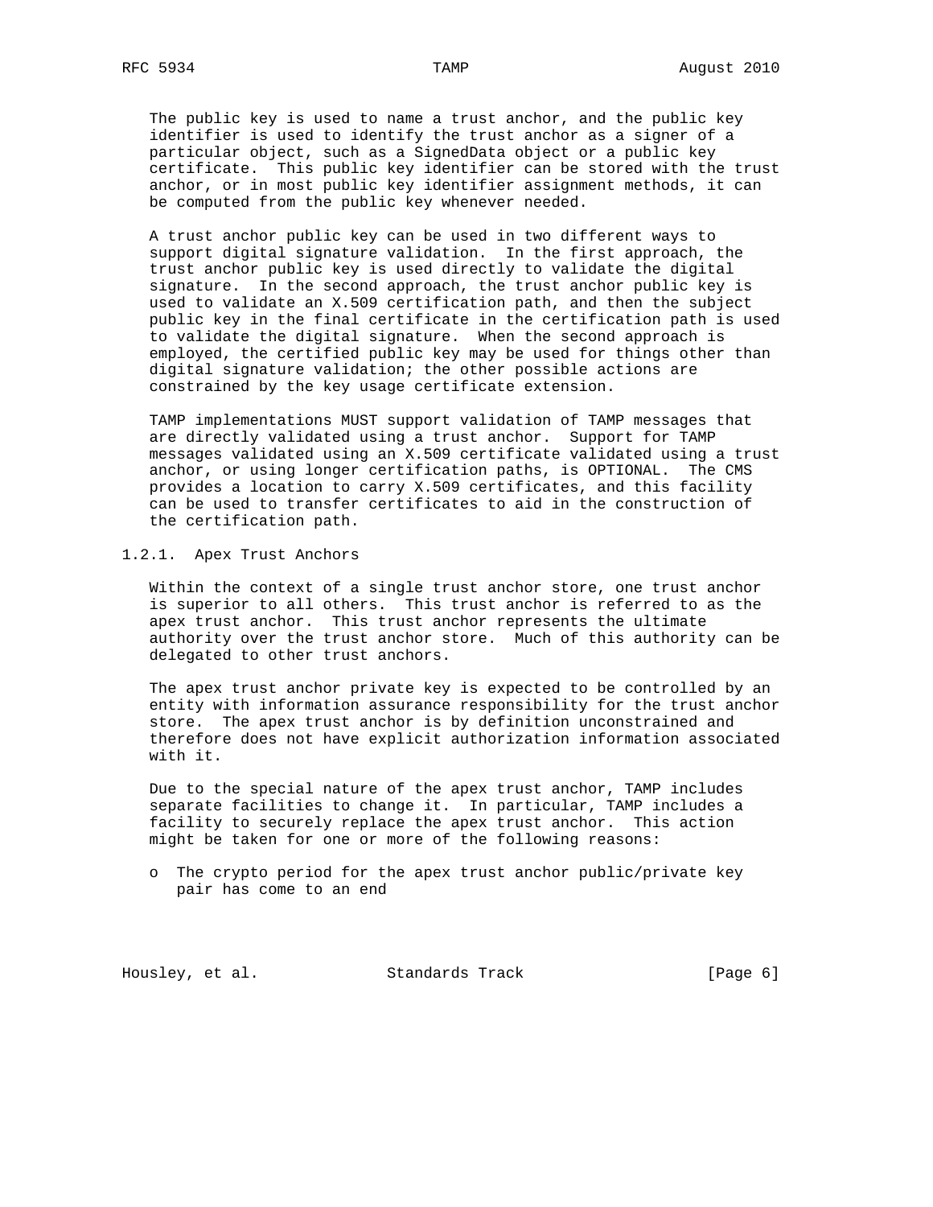The public key is used to name a trust anchor, and the public key identifier is used to identify the trust anchor as a signer of a particular object, such as a SignedData object or a public key certificate. This public key identifier can be stored with the trust anchor, or in most public key identifier assignment methods, it can be computed from the public key whenever needed.

A trust anchor public key can be used in two different ways to support digital signature validation. In the first approach, the trust anchor public key is used directly to validate the digital signature. In the second approach, the trust anchor public key is used to validate an X.509 certification path, and then the subject public key in the final certificate in the certification path is used to validate the digital signature. When the second approach is employed, the certified public key may be used for things other than digital signature validation; the other possible actions are constrained by the key usage certificate extension.

TAMP implementations MUST support validation of TAMP messages that are directly validated using a trust anchor. Support for TAMP messages validated using an X.509 certificate validated using a trust anchor, or using longer certification paths, is OPTIONAL. The CMS provides a location to carry X.509 certificates, and this facility can be used to transfer certificates to aid in the construction of the certification path.

### 1.2.1. Apex Trust Anchors

Within the context of a single trust anchor store, one trust anchor is superior to all others. This trust anchor is referred to as the apex trust anchor. This trust anchor represents the ultimate authority over the trust anchor store. Much of this authority can be delegated to other trust anchors.

The apex trust anchor private key is expected to be controlled by an entity with information assurance responsibility for the trust anchor store. The apex trust anchor is by definition unconstrained and therefore does not have explicit authorization information associated with it.

Due to the special nature of the apex trust anchor, TAMP includes separate facilities to change it. In particular, TAMP includes a facility to securely replace the apex trust anchor. This action might be taken for one or more of the following reasons:

- The crypto period for the apex trust anchor public/private key pair has come to an end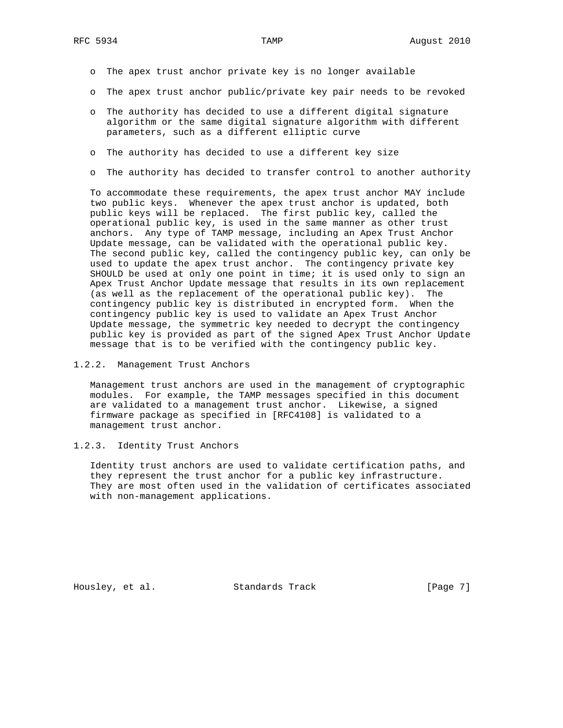- The apex trust anchor private key is no longer available
- The apex trust anchor public/private key pair needs to be revoked
- The authority has decided to use a different digital signature algorithm or the same digital signature algorithm with different parameters, such as a different elliptic curve
- The authority has decided to use a different key size
- The authority has decided to transfer control to another authority

To accommodate these requirements, the apex trust anchor MAY include two public keys. Whenever the apex trust anchor is updated, both public keys will be replaced. The first public key, called the operational public key, is used in the same manner as other trust anchors. Any type of TAMP message, including an Apex Trust Anchor Update message, can be validated with the operational public key. The second public key, called the contingency public key, can only be used to update the apex trust anchor. The contingency private key SHOULD be used at only one point in time; it is used only to sign an Apex Trust Anchor Update message that results in its own replacement (as well as the replacement of the operational public key). The contingency public key is distributed in encrypted form. When the contingency public key is used to validate an Apex Trust Anchor Update message, the symmetric key needed to decrypt the contingency public key is provided as part of the signed Apex Trust Anchor Update message that is to be verified with the contingency public key.

### 1.2.2. Management Trust Anchors

Management trust anchors are used in the management of cryptographic modules. For example, the TAMP messages specified in this document are validated to a management trust anchor. Likewise, a signed firmware package as specified in [RFC4108] is validated to a management trust anchor.

### 1.2.3. Identity Trust Anchors

Identity trust anchors are used to validate certification paths, and they represent the trust anchor for a public key infrastructure. They are most often used in the validation of certificates associated with non-management applications.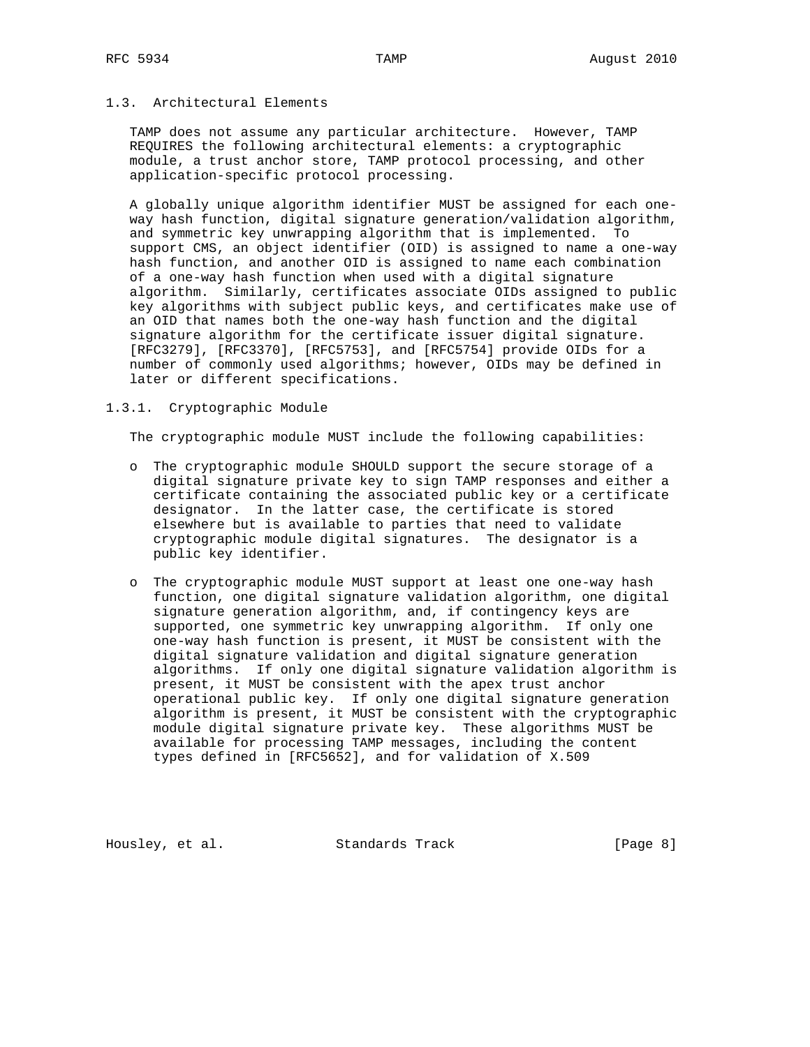### 1.3. Architectural Elements

TAMP does not assume any particular architecture. However, TAMP REQUIRES the following architectural elements: a cryptographic module, a trust anchor store, TAMP protocol processing, and other application-specific protocol processing.

A globally unique algorithm identifier MUST be assigned for each one-way hash function, digital signature generation/validation algorithm, and symmetric key unwrapping algorithm that is implemented. To support CMS, an object identifier (OID) is assigned to name a one-way hash function, and another OID is assigned to name each combination of a one-way hash function when used with a digital signature algorithm. Similarly, certificates associate OIDs assigned to public key algorithms with subject public keys, and certificates make use of an OID that names both the one-way hash function and the digital signature algorithm for the certificate issuer digital signature. [RFC3279], [RFC3370], [RFC5753], and [RFC5754] provide OIDs for a number of commonly used algorithms; however, OIDs may be defined in later or different specifications.

#### 1.3.1. Cryptographic Module

The cryptographic module MUST include the following capabilities:

- The cryptographic module SHOULD support the secure storage of a digital signature private key to sign TAMP responses and either a certificate containing the associated public key or a certificate designator. In the latter case, the certificate is stored elsewhere but is available to parties that need to validate cryptographic module digital signatures. The designator is a public key identifier.

- The cryptographic module MUST support at least one one-way hash function, one digital signature validation algorithm, one digital signature generation algorithm, and, if contingency keys are supported, one symmetric key unwrapping algorithm. If only one one-way hash function is present, it MUST be consistent with the digital signature validation and digital signature generation algorithms. If only one digital signature validation algorithm is present, it MUST be consistent with the apex trust anchor operational public key. If only one digital signature generation algorithm is present, it MUST be consistent with the cryptographic module digital signature private key. These algorithms MUST be available for processing TAMP messages, including the content types defined in [RFC5652], and for validation of X.509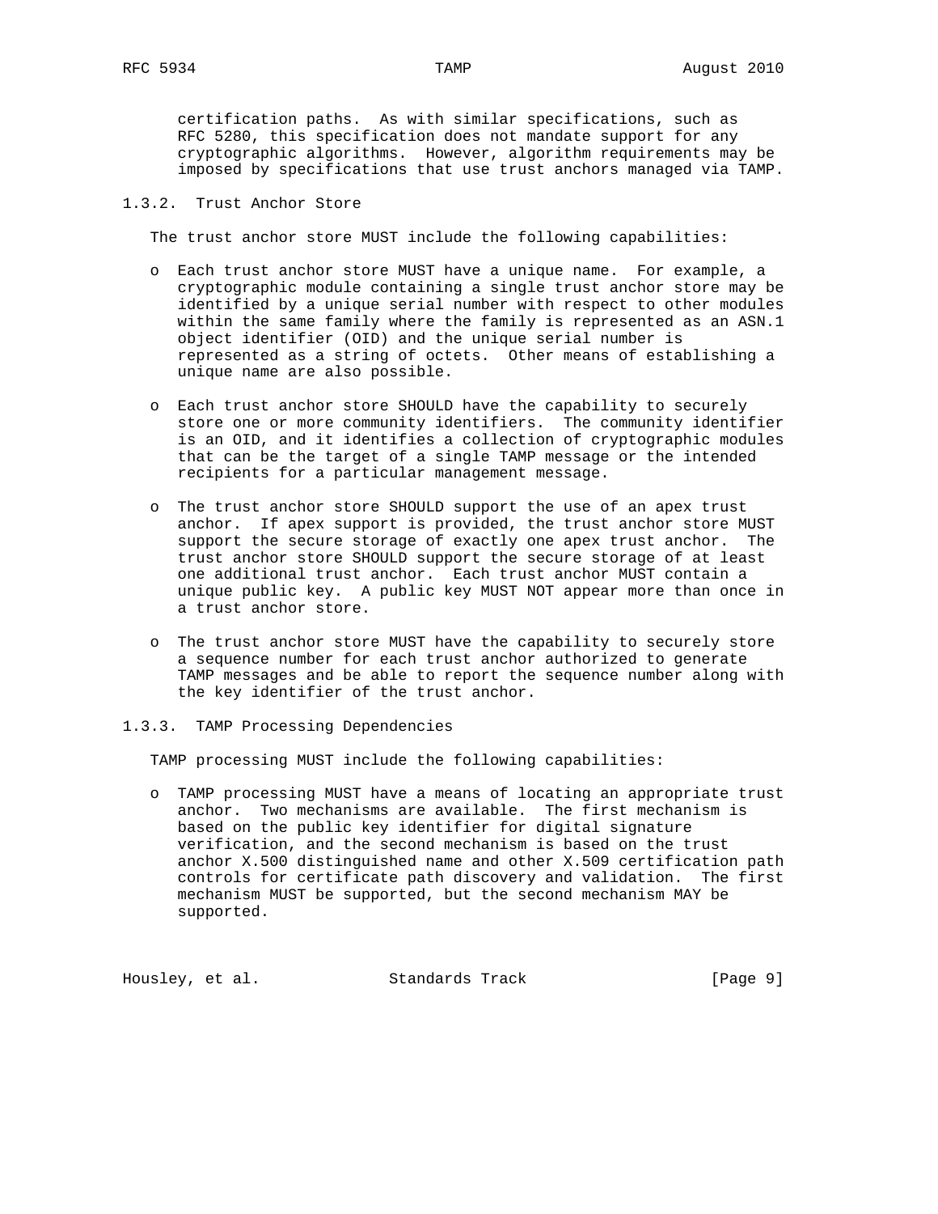certification paths. As with similar specifications, such as RFC 5280, this specification does not mandate support for any cryptographic algorithms. However, algorithm requirements may be imposed by specifications that use trust anchors managed via TAMP.

### 1.3.2. Trust Anchor Store

The trust anchor store MUST include the following capabilities:

- Each trust anchor store MUST have a unique name. For example, a cryptographic module containing a single trust anchor store may be identified by a unique serial number with respect to other modules within the same family where the family is represented as an ASN.1 object identifier (OID) and the unique serial number is represented as a string of octets. Other means of establishing a unique name are also possible.

- Each trust anchor store SHOULD have the capability to securely store one or more community identifiers. The community identifier is an OID, and it identifies a collection of cryptographic modules that can be the target of a single TAMP message or the intended recipients for a particular management message.

- The trust anchor store SHOULD support the use of an apex trust anchor. If apex support is provided, the trust anchor store MUST support the secure storage of exactly one apex trust anchor. The trust anchor store SHOULD support the secure storage of at least one additional trust anchor. Each trust anchor MUST contain a unique public key. A public key MUST NOT appear more than once in a trust anchor store.

- The trust anchor store MUST have the capability to securely store a sequence number for each trust anchor authorized to generate TAMP messages and be able to report the sequence number along with the key identifier of the trust anchor.

### 1.3.3. TAMP Processing Dependencies

TAMP processing MUST include the following capabilities:

- TAMP processing MUST have a means of locating an appropriate trust anchor. Two mechanisms are available. The first mechanism is based on the public key identifier for digital signature verification, and the second mechanism is based on the trust anchor X.500 distinguished name and other X.509 certification path controls for certificate path discovery and validation. The first mechanism MUST be supported, but the second mechanism MAY be supported.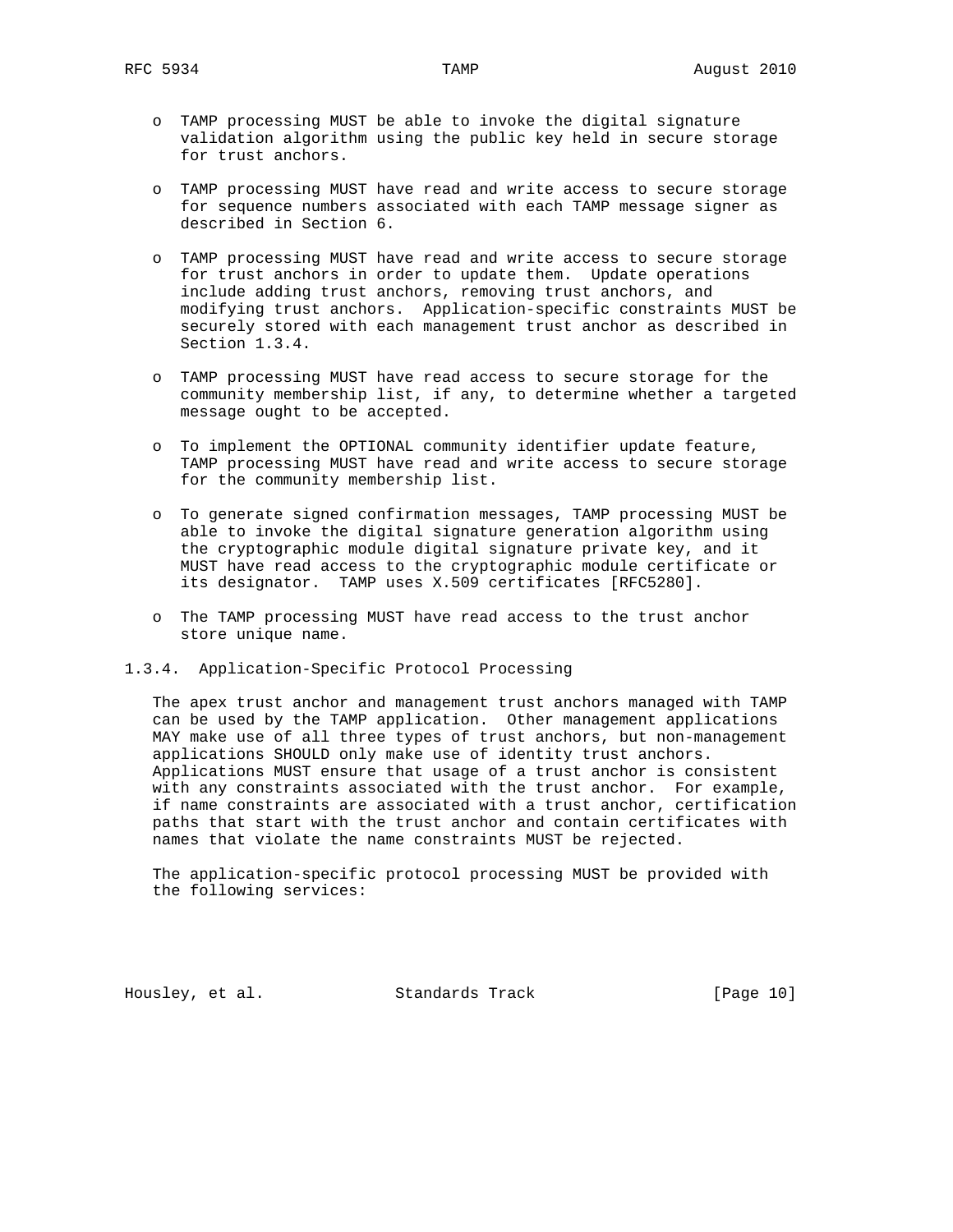- TAMP processing MUST be able to invoke the digital signature validation algorithm using the public key held in secure storage for trust anchors.

- TAMP processing MUST have read and write access to secure storage for sequence numbers associated with each TAMP message signer as described in Section 6.

- TAMP processing MUST have read and write access to secure storage for trust anchors in order to update them. Update operations include adding trust anchors, removing trust anchors, and modifying trust anchors. Application-specific constraints MUST be securely stored with each management trust anchor as described in Section 1.3.4.

- TAMP processing MUST have read access to secure storage for the community membership list, if any, to determine whether a targeted message ought to be accepted.

- To implement the OPTIONAL community identifier update feature, TAMP processing MUST have read and write access to secure storage for the community membership list.

- To generate signed confirmation messages, TAMP processing MUST be able to invoke the digital signature generation algorithm using the cryptographic module digital signature private key, and it MUST have read access to the cryptographic module certificate or its designator. TAMP uses X.509 certificates [RFC5280].

- The TAMP processing MUST have read access to the trust anchor store unique name.

### 1.3.4. Application-Specific Protocol Processing

The apex trust anchor and management trust anchors managed with TAMP can be used by the TAMP application. Other management applications MAY make use of all three types of trust anchors, but non-management applications SHOULD only make use of identity trust anchors. Applications MUST ensure that usage of a trust anchor is consistent with any constraints associated with the trust anchor. For example, if name constraints are associated with a trust anchor, certification paths that start with the trust anchor and contain certificates with names that violate the name constraints MUST be rejected.

The application-specific protocol processing MUST be provided with the following services: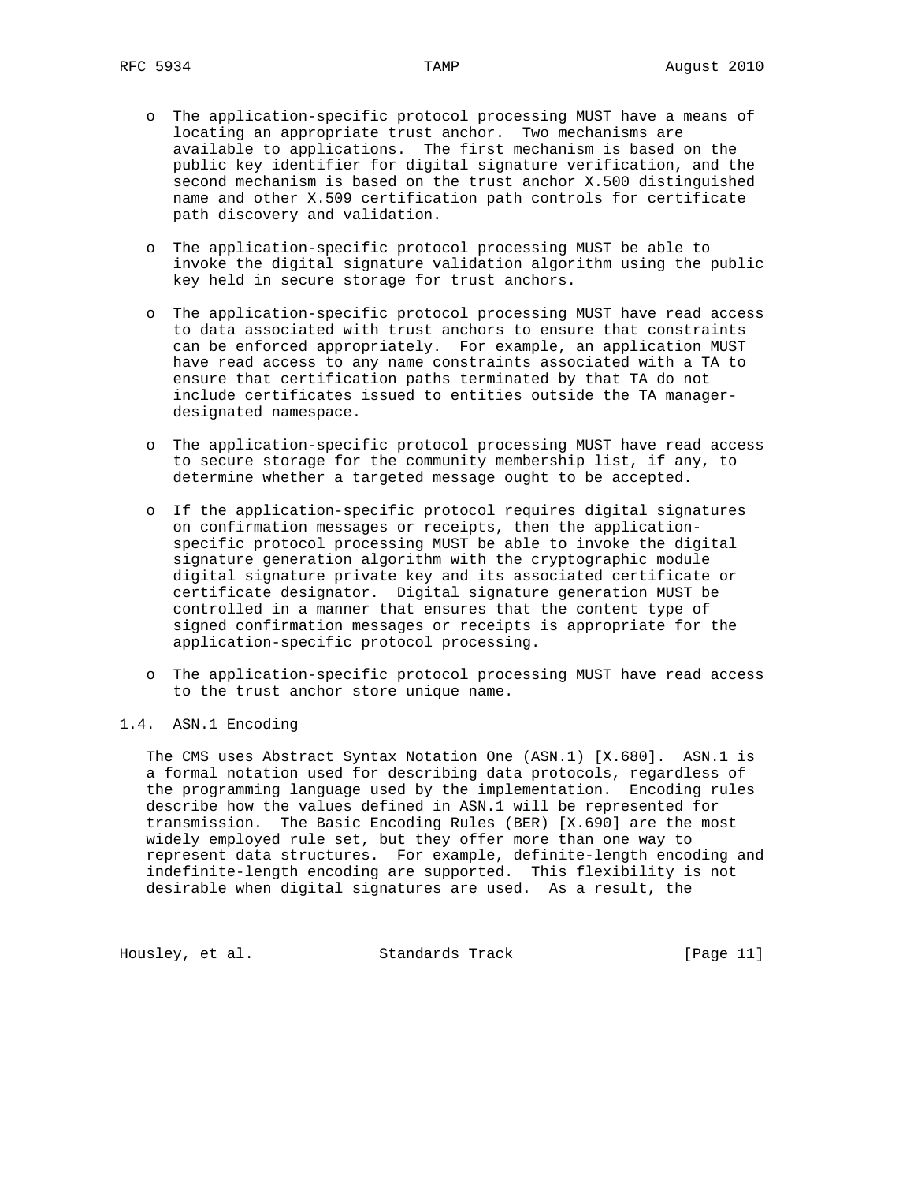- The application-specific protocol processing MUST have a means of locating an appropriate trust anchor. Two mechanisms are available to applications. The first mechanism is based on the public key identifier for digital signature verification, and the second mechanism is based on the trust anchor X.500 distinguished name and other X.509 certification path controls for certificate path discovery and validation.

- The application-specific protocol processing MUST be able to invoke the digital signature validation algorithm using the public key held in secure storage for trust anchors.

- The application-specific protocol processing MUST have read access to data associated with trust anchors to ensure that constraints can be enforced appropriately. For example, an application MUST have read access to any name constraints associated with a TA to ensure that certification paths terminated by that TA do not include certificates issued to entities outside the TA manager-designated namespace.

- The application-specific protocol processing MUST have read access to secure storage for the community membership list, if any, to determine whether a targeted message ought to be accepted.

- If the application-specific protocol requires digital signatures on confirmation messages or receipts, then the application-specific protocol processing MUST be able to invoke the digital signature generation algorithm with the cryptographic module digital signature private key and its associated certificate or certificate designator. Digital signature generation MUST be controlled in a manner that ensures that the content type of signed confirmation messages or receipts is appropriate for the application-specific protocol processing.

- The application-specific protocol processing MUST have read access to the trust anchor store unique name.

### 1.4. ASN.1 Encoding

The CMS uses Abstract Syntax Notation One (ASN.1) [X.680]. ASN.1 is a formal notation used for describing data protocols, regardless of the programming language used by the implementation. Encoding rules describe how the values defined in ASN.1 will be represented for transmission. The Basic Encoding Rules (BER) [X.690] are the most widely employed rule set, but they offer more than one way to represent data structures. For example, definite-length encoding and indefinite-length encoding are supported. This flexibility is not desirable when digital signatures are used. As a result, the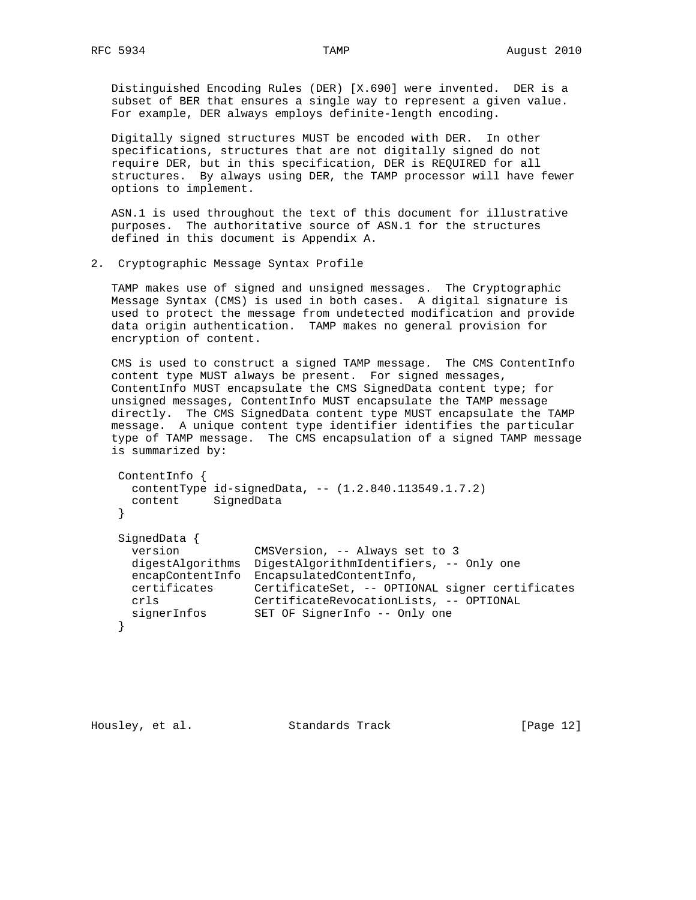Distinguished Encoding Rules (DER) [X.690] were invented. DER is a subset of BER that ensures a single way to represent a given value. For example, DER always employs definite-length encoding.

Digitally signed structures MUST be encoded with DER. In other specifications, structures that are not digitally signed do not require DER, but in this specification, DER is REQUIRED for all structures. By always using DER, the TAMP processor will have fewer options to implement.

ASN.1 is used throughout the text of this document for illustrative purposes. The authoritative source of ASN.1 for the structures defined in this document is Appendix A.

## 2. Cryptographic Message Syntax Profile

TAMP makes use of signed and unsigned messages. The Cryptographic Message Syntax (CMS) is used in both cases. A digital signature is used to protect the message from undetected modification and provide data origin authentication. TAMP makes no general provision for encryption of content.

CMS is used to construct a signed TAMP message. The CMS ContentInfo content type MUST always be present. For signed messages, ContentInfo MUST encapsulate the CMS SignedData content type; for unsigned messages, ContentInfo MUST encapsulate the TAMP message directly. The CMS SignedData content type MUST encapsulate the TAMP message. A unique content type identifier identifies the particular type of TAMP message. The CMS encapsulation of a signed TAMP message is summarized by:

```
ContentInfo {
  contentType id-signedData, -- (1.2.840.113549.1.7.2)
  content     SignedData
}

SignedData {
  version           CMSVersion, -- Always set to 3
  digestAlgorithms  DigestAlgorithmIdentifiers, -- Only one
  encapContentInfo  EncapsulatedContentInfo,
  certificates      CertificateSet, -- OPTIONAL signer certificates
  crls              CertificateRevocationLists, -- OPTIONAL
  signerInfos       SET OF SignerInfo -- Only one
}
```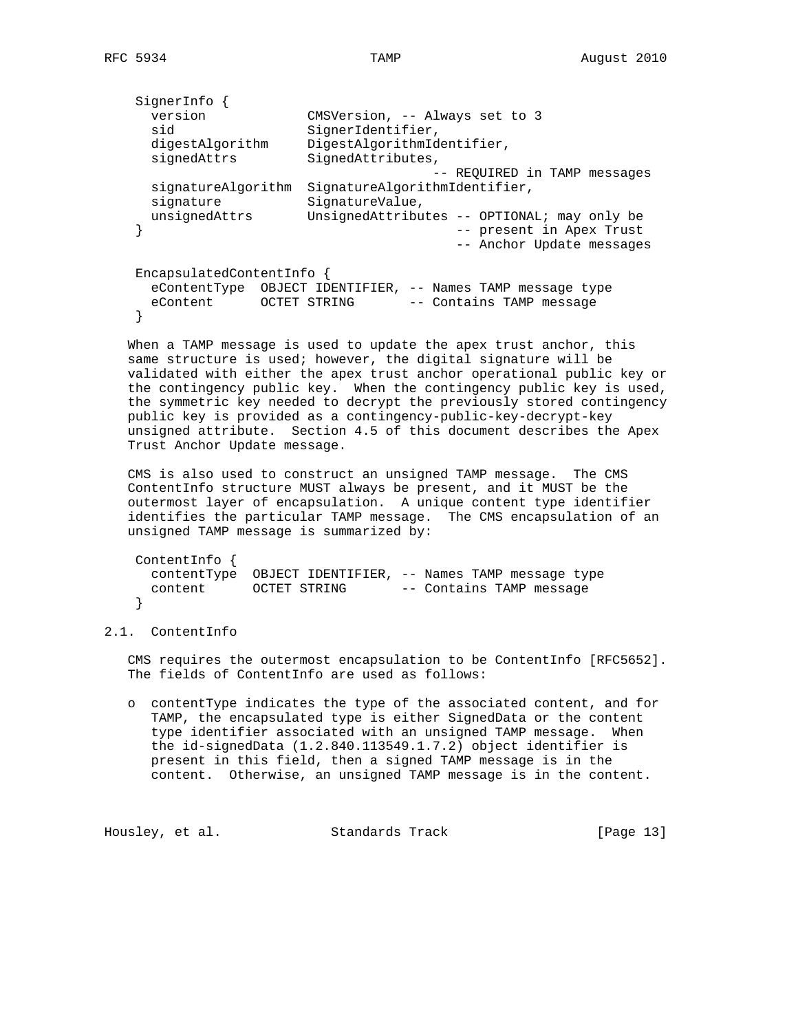```
SignerInfo {
  version             CMSVersion, -- Always set to 3
  sid                 SignerIdentifier,
  digestAlgorithm     DigestAlgorithmIdentifier,
  signedAttrs         SignedAttributes,
                                 -- REQUIRED in TAMP messages
  signatureAlgorithm  SignatureAlgorithmIdentifier,
  signature           SignatureValue,
  unsignedAttrs       UnsignedAttributes -- OPTIONAL; may only be
}                                     -- present in Apex Trust
                                      -- Anchor Update messages

EncapsulatedContentInfo {
  eContentType  OBJECT IDENTIFIER, -- Names TAMP message type
  eContent      OCTET STRING       -- Contains TAMP message
}
```

When a TAMP message is used to update the apex trust anchor, this same structure is used; however, the digital signature will be validated with either the apex trust anchor operational public key or the contingency public key. When the contingency public key is used, the symmetric key needed to decrypt the previously stored contingency public key is provided as a contingency-public-key-decrypt-key unsigned attribute. Section 4.5 of this document describes the Apex Trust Anchor Update message.

CMS is also used to construct an unsigned TAMP message. The CMS ContentInfo structure MUST always be present, and it MUST be the outermost layer of encapsulation. A unique content type identifier identifies the particular TAMP message. The CMS encapsulation of an unsigned TAMP message is summarized by:

```
ContentInfo {
  contentType  OBJECT IDENTIFIER, -- Names TAMP message type
  content      OCTET STRING       -- Contains TAMP message
}
```

## 2.1. ContentInfo

CMS requires the outermost encapsulation to be ContentInfo [RFC5652]. The fields of ContentInfo are used as follows:

- contentType indicates the type of the associated content, and for TAMP, the encapsulated type is either SignedData or the content type identifier associated with an unsigned TAMP message. When the id-signedData (1.2.840.113549.1.7.2) object identifier is present in this field, then a signed TAMP message is in the content. Otherwise, an unsigned TAMP message is in the content.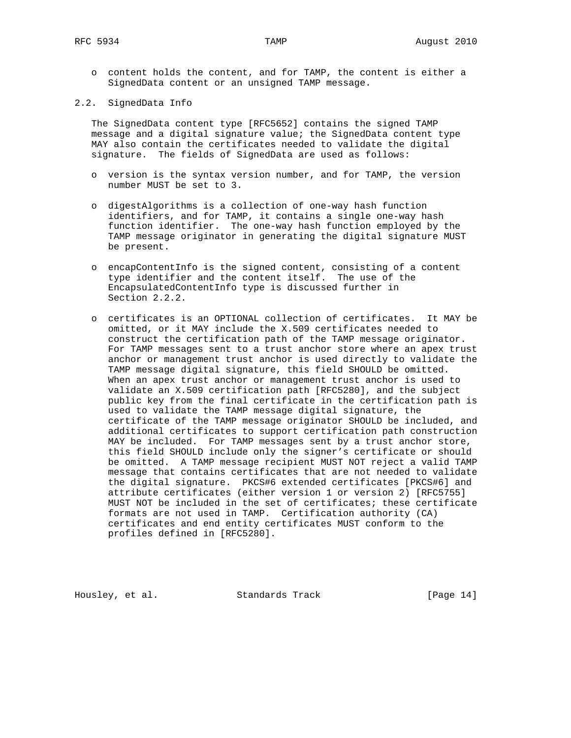- content holds the content, and for TAMP, the content is either a SignedData content or an unsigned TAMP message.

## 2.2. SignedData Info

The SignedData content type [RFC5652] contains the signed TAMP message and a digital signature value; the SignedData content type MAY also contain the certificates needed to validate the digital signature. The fields of SignedData are used as follows:

- version is the syntax version number, and for TAMP, the version number MUST be set to 3.

- digestAlgorithms is a collection of one-way hash function identifiers, and for TAMP, it contains a single one-way hash function identifier. The one-way hash function employed by the TAMP message originator in generating the digital signature MUST be present.

- encapContentInfo is the signed content, consisting of a content type identifier and the content itself. The use of the EncapsulatedContentInfo type is discussed further in Section 2.2.2.

- certificates is an OPTIONAL collection of certificates. It MAY be omitted, or it MAY include the X.509 certificates needed to construct the certification path of the TAMP message originator. For TAMP messages sent to a trust anchor store where an apex trust anchor or management trust anchor is used directly to validate the TAMP message digital signature, this field SHOULD be omitted. When an apex trust anchor or management trust anchor is used to validate an X.509 certification path [RFC5280], and the subject public key from the final certificate in the certification path is used to validate the TAMP message digital signature, the certificate of the TAMP message originator SHOULD be included, and additional certificates to support certification path construction MAY be included. For TAMP messages sent by a trust anchor store, this field SHOULD include only the signer's certificate or should be omitted. A TAMP message recipient MUST NOT reject a valid TAMP message that contains certificates that are not needed to validate the digital signature. PKCS#6 extended certificates [PKCS#6] and attribute certificates (either version 1 or version 2) [RFC5755] MUST NOT be included in the set of certificates; these certificate formats are not used in TAMP. Certification authority (CA) certificates and end entity certificates MUST conform to the profiles defined in [RFC5280].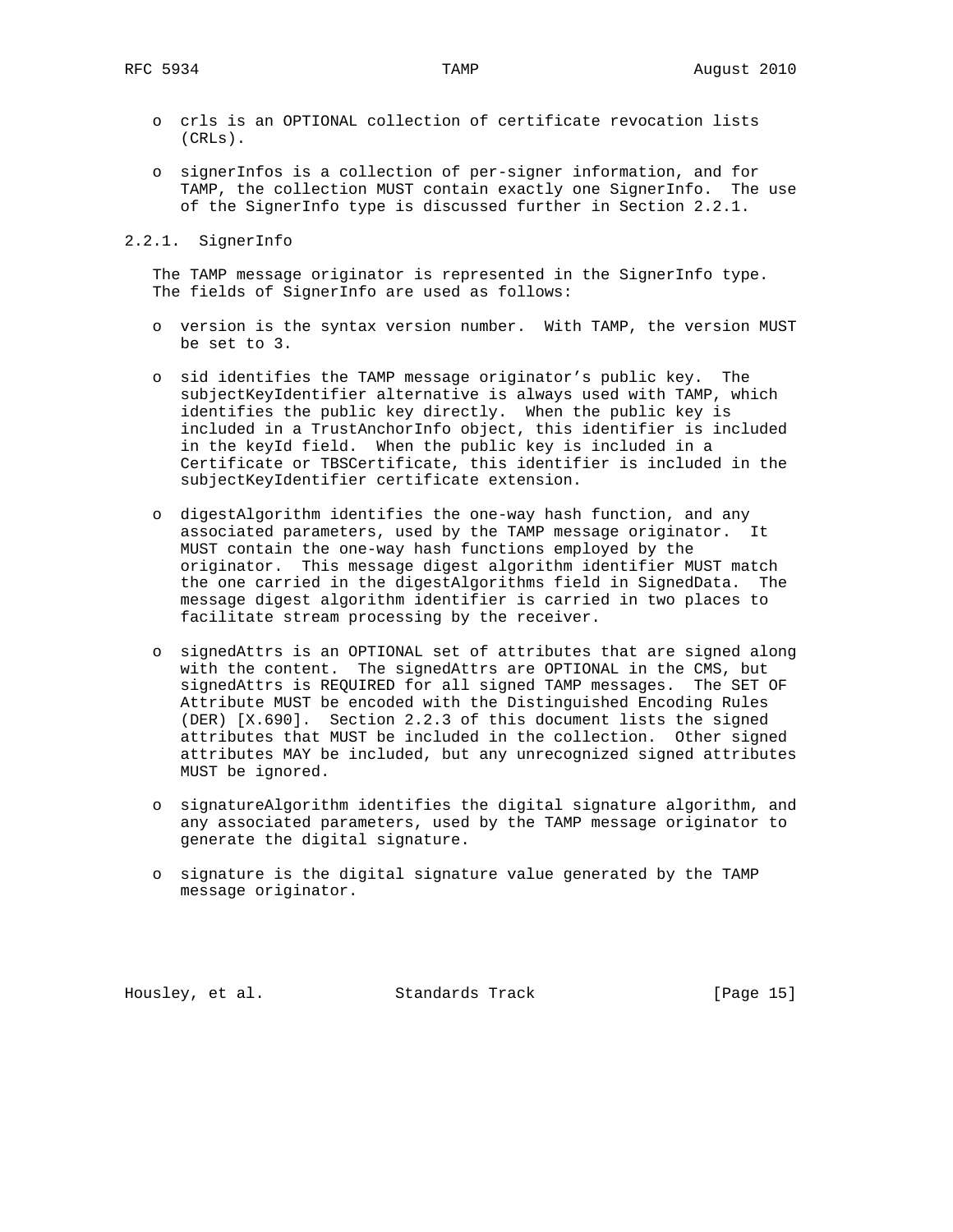- crls is an OPTIONAL collection of certificate revocation lists (CRLs).

- signerInfos is a collection of per-signer information, and for TAMP, the collection MUST contain exactly one SignerInfo. The use of the SignerInfo type is discussed further in Section 2.2.1.

### 2.2.1. SignerInfo

The TAMP message originator is represented in the SignerInfo type. The fields of SignerInfo are used as follows:

- version is the syntax version number. With TAMP, the version MUST be set to 3.

- sid identifies the TAMP message originator's public key. The subjectKeyIdentifier alternative is always used with TAMP, which identifies the public key directly. When the public key is included in a TrustAnchorInfo object, this identifier is included in the keyId field. When the public key is included in a Certificate or TBSCertificate, this identifier is included in the subjectKeyIdentifier certificate extension.

- digestAlgorithm identifies the one-way hash function, and any associated parameters, used by the TAMP message originator. It MUST contain the one-way hash functions employed by the originator. This message digest algorithm identifier MUST match the one carried in the digestAlgorithms field in SignedData. The message digest algorithm identifier is carried in two places to facilitate stream processing by the receiver.

- signedAttrs is an OPTIONAL set of attributes that are signed along with the content. The signedAttrs are OPTIONAL in the CMS, but signedAttrs is REQUIRED for all signed TAMP messages. The SET OF Attribute MUST be encoded with the Distinguished Encoding Rules (DER) [X.690]. Section 2.2.3 of this document lists the signed attributes that MUST be included in the collection. Other signed attributes MAY be included, but any unrecognized signed attributes MUST be ignored.

- signatureAlgorithm identifies the digital signature algorithm, and any associated parameters, used by the TAMP message originator to generate the digital signature.

- signature is the digital signature value generated by the TAMP message originator.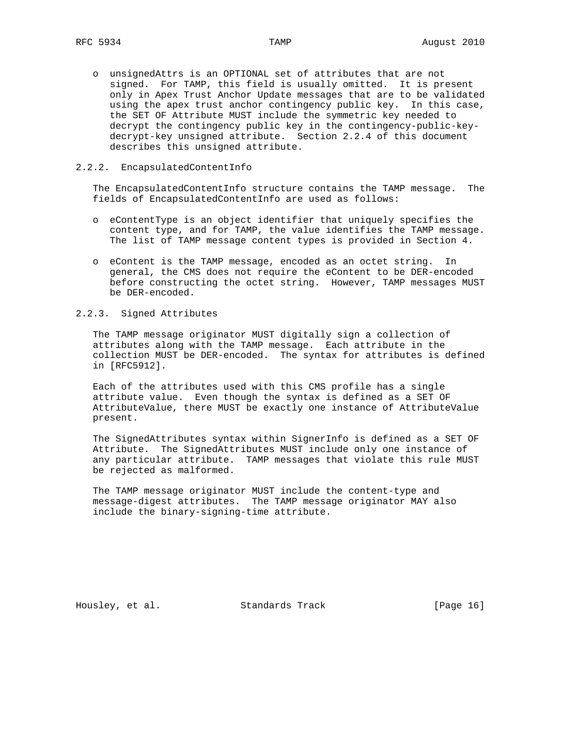- unsignedAttrs is an OPTIONAL set of attributes that are not signed. For TAMP, this field is usually omitted. It is present only in Apex Trust Anchor Update messages that are to be validated using the apex trust anchor contingency public key. In this case, the SET OF Attribute MUST include the symmetric key needed to decrypt the contingency public key in the contingency-public-key-decrypt-key unsigned attribute. Section 2.2.4 of this document describes this unsigned attribute.

### 2.2.2. EncapsulatedContentInfo

The EncapsulatedContentInfo structure contains the TAMP message. The fields of EncapsulatedContentInfo are used as follows:

- eContentType is an object identifier that uniquely specifies the content type, and for TAMP, the value identifies the TAMP message. The list of TAMP message content types is provided in Section 4.

- eContent is the TAMP message, encoded as an octet string. In general, the CMS does not require the eContent to be DER-encoded before constructing the octet string. However, TAMP messages MUST be DER-encoded.

### 2.2.3. Signed Attributes

The TAMP message originator MUST digitally sign a collection of attributes along with the TAMP message. Each attribute in the collection MUST be DER-encoded. The syntax for attributes is defined in [RFC5912].

Each of the attributes used with this CMS profile has a single attribute value. Even though the syntax is defined as a SET OF AttributeValue, there MUST be exactly one instance of AttributeValue present.

The SignedAttributes syntax within SignerInfo is defined as a SET OF Attribute. The SignedAttributes MUST include only one instance of any particular attribute. TAMP messages that violate this rule MUST be rejected as malformed.

The TAMP message originator MUST include the content-type and message-digest attributes. The TAMP message originator MAY also include the binary-signing-time attribute.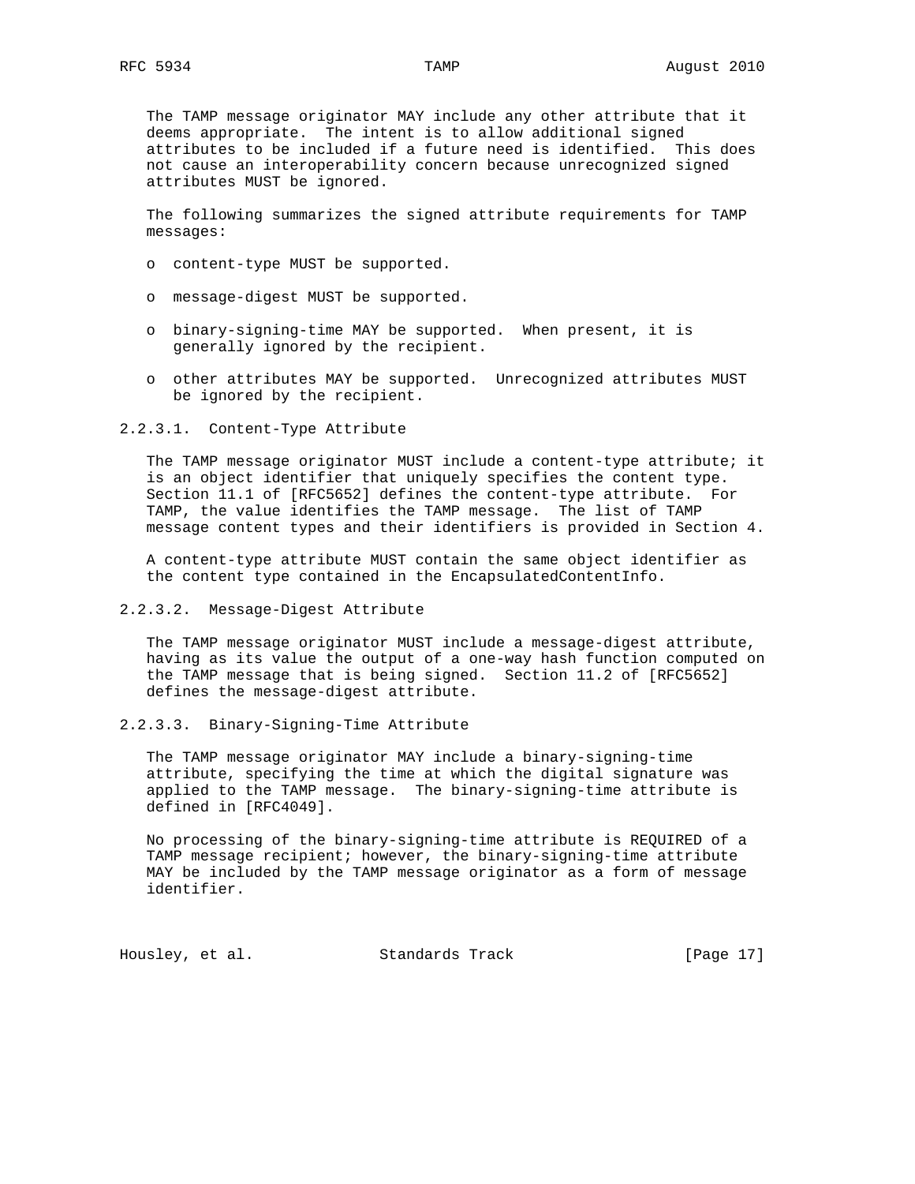The TAMP message originator MAY include any other attribute that it deems appropriate. The intent is to allow additional signed attributes to be included if a future need is identified. This does not cause an interoperability concern because unrecognized signed attributes MUST be ignored.

The following summarizes the signed attribute requirements for TAMP messages:

- content-type MUST be supported.
- message-digest MUST be supported.
- binary-signing-time MAY be supported. When present, it is generally ignored by the recipient.
- other attributes MAY be supported. Unrecognized attributes MUST be ignored by the recipient.

#### 2.2.3.1. Content-Type Attribute

The TAMP message originator MUST include a content-type attribute; it is an object identifier that uniquely specifies the content type. Section 11.1 of [RFC5652] defines the content-type attribute. For TAMP, the value identifies the TAMP message. The list of TAMP message content types and their identifiers is provided in Section 4.

A content-type attribute MUST contain the same object identifier as the content type contained in the EncapsulatedContentInfo.

#### 2.2.3.2. Message-Digest Attribute

The TAMP message originator MUST include a message-digest attribute, having as its value the output of a one-way hash function computed on the TAMP message that is being signed. Section 11.2 of [RFC5652] defines the message-digest attribute.

#### 2.2.3.3. Binary-Signing-Time Attribute

The TAMP message originator MAY include a binary-signing-time attribute, specifying the time at which the digital signature was applied to the TAMP message. The binary-signing-time attribute is defined in [RFC4049].

No processing of the binary-signing-time attribute is REQUIRED of a TAMP message recipient; however, the binary-signing-time attribute MAY be included by the TAMP message originator as a form of message identifier.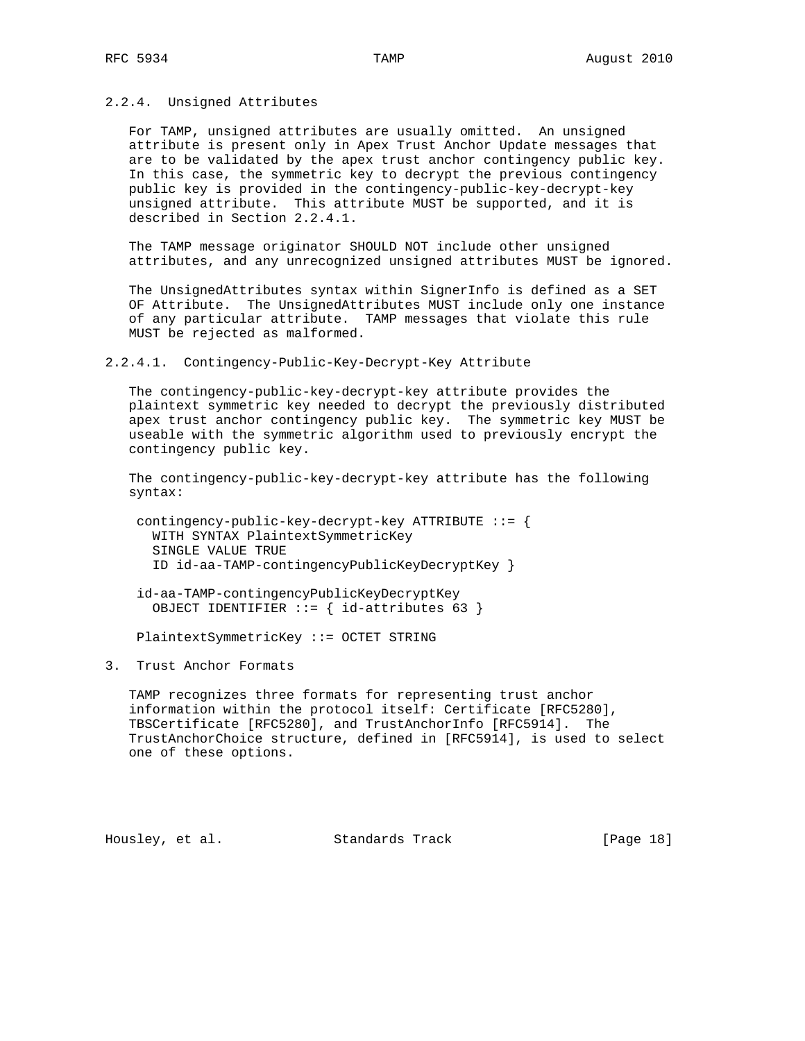#### 2.2.4. Unsigned Attributes

For TAMP, unsigned attributes are usually omitted. An unsigned attribute is present only in Apex Trust Anchor Update messages that are to be validated by the apex trust anchor contingency public key. In this case, the symmetric key to decrypt the previous contingency public key is provided in the contingency-public-key-decrypt-key unsigned attribute. This attribute MUST be supported, and it is described in Section 2.2.4.1.

The TAMP message originator SHOULD NOT include other unsigned attributes, and any unrecognized unsigned attributes MUST be ignored.

The UnsignedAttributes syntax within SignerInfo is defined as a SET OF Attribute. The UnsignedAttributes MUST include only one instance of any particular attribute. TAMP messages that violate this rule MUST be rejected as malformed.

##### 2.2.4.1. Contingency-Public-Key-Decrypt-Key Attribute

The contingency-public-key-decrypt-key attribute provides the plaintext symmetric key needed to decrypt the previously distributed apex trust anchor contingency public key. The symmetric key MUST be useable with the symmetric algorithm used to previously encrypt the contingency public key.

The contingency-public-key-decrypt-key attribute has the following syntax:

```
contingency-public-key-decrypt-key ATTRIBUTE ::= {
  WITH SYNTAX PlaintextSymmetricKey
  SINGLE VALUE TRUE
  ID id-aa-TAMP-contingencyPublicKeyDecryptKey }

id-aa-TAMP-contingencyPublicKeyDecryptKey
  OBJECT IDENTIFIER ::= { id-attributes 63 }

PlaintextSymmetricKey ::= OCTET STRING
```

## 3. Trust Anchor Formats

TAMP recognizes three formats for representing trust anchor information within the protocol itself: Certificate [RFC5280], TBSCertificate [RFC5280], and TrustAnchorInfo [RFC5914]. The TrustAnchorChoice structure, defined in [RFC5914], is used to select one of these options.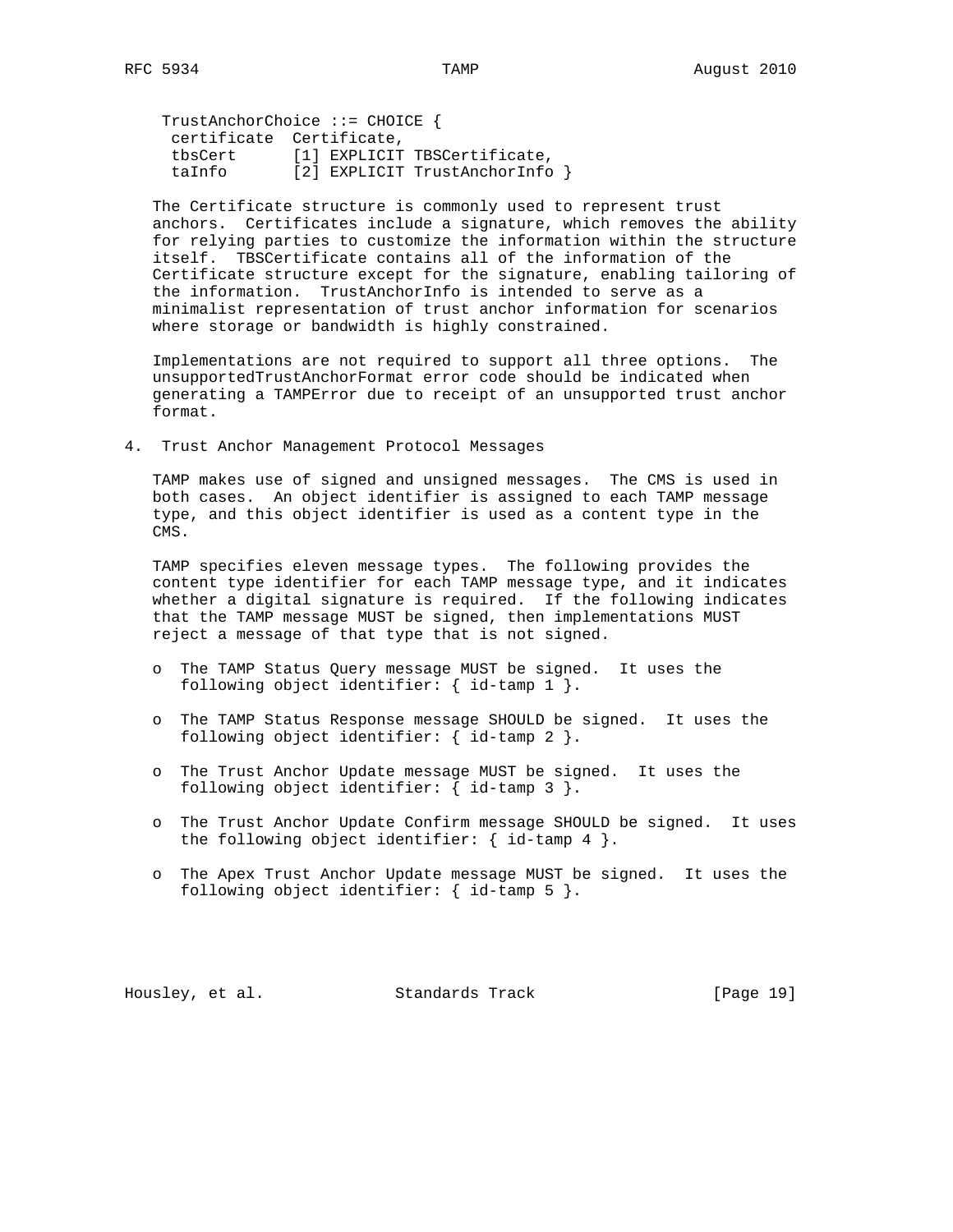```
TrustAnchorChoice ::= CHOICE {
 certificate  Certificate,
 tbsCert      [1] EXPLICIT TBSCertificate,
 taInfo       [2] EXPLICIT TrustAnchorInfo }
```

The Certificate structure is commonly used to represent trust anchors. Certificates include a signature, which removes the ability for relying parties to customize the information within the structure itself. TBSCertificate contains all of the information of the Certificate structure except for the signature, enabling tailoring of the information. TrustAnchorInfo is intended to serve as a minimalist representation of trust anchor information for scenarios where storage or bandwidth is highly constrained.

Implementations are not required to support all three options. The unsupportedTrustAnchorFormat error code should be indicated when generating a TAMPError due to receipt of an unsupported trust anchor format.

## 4. Trust Anchor Management Protocol Messages

TAMP makes use of signed and unsigned messages. The CMS is used in both cases. An object identifier is assigned to each TAMP message type, and this object identifier is used as a content type in the CMS.

TAMP specifies eleven message types. The following provides the content type identifier for each TAMP message type, and it indicates whether a digital signature is required. If the following indicates that the TAMP message MUST be signed, then implementations MUST reject a message of that type that is not signed.

- The TAMP Status Query message MUST be signed. It uses the following object identifier: { id-tamp 1 }.
- The TAMP Status Response message SHOULD be signed. It uses the following object identifier: { id-tamp 2 }.
- The Trust Anchor Update message MUST be signed. It uses the following object identifier: { id-tamp 3 }.
- The Trust Anchor Update Confirm message SHOULD be signed. It uses the following object identifier: { id-tamp 4 }.
- The Apex Trust Anchor Update message MUST be signed. It uses the following object identifier: { id-tamp 5 }.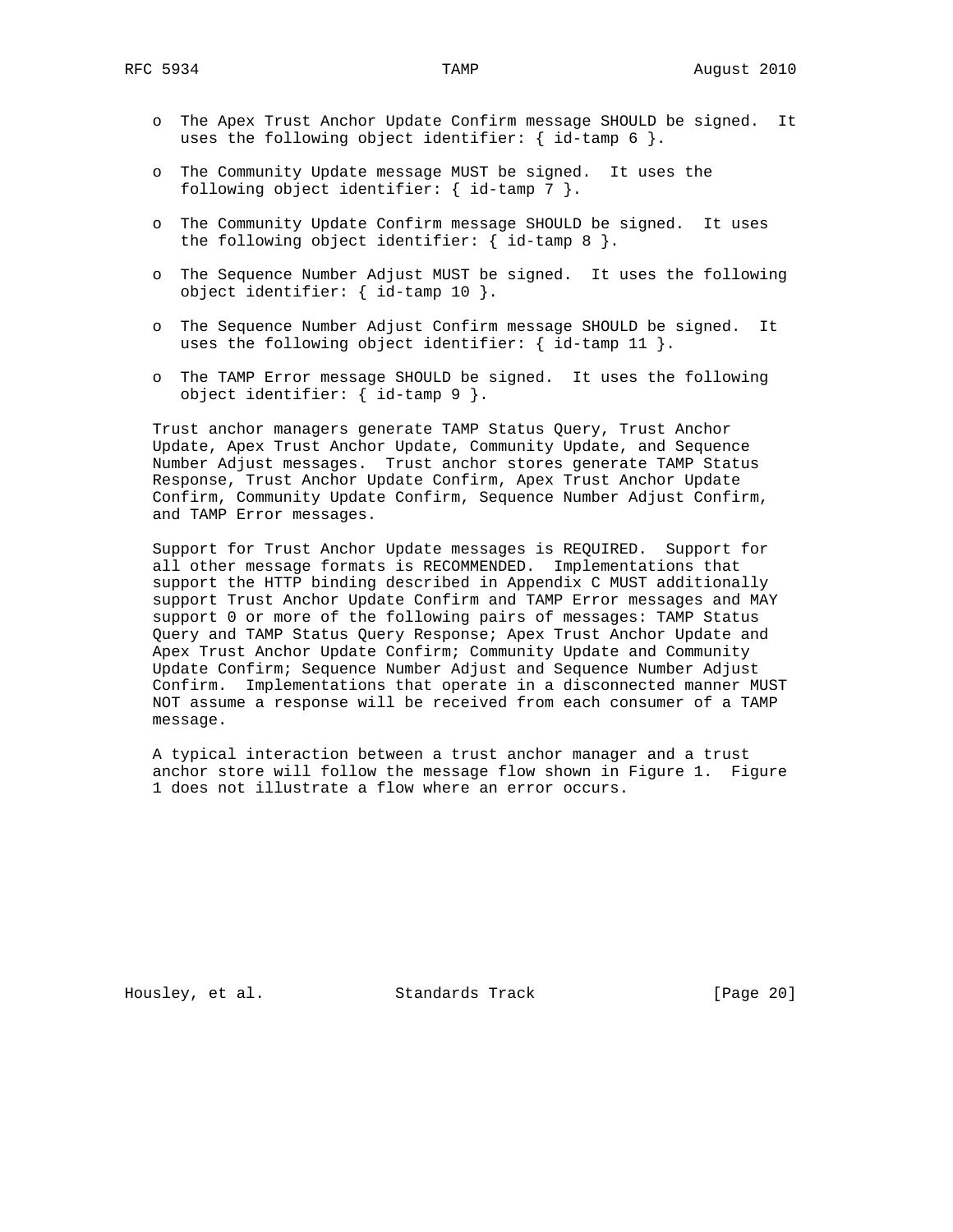- The Apex Trust Anchor Update Confirm message SHOULD be signed. It uses the following object identifier: { id-tamp 6 }.

- The Community Update message MUST be signed. It uses the following object identifier: { id-tamp 7 }.

- The Community Update Confirm message SHOULD be signed. It uses the following object identifier: { id-tamp 8 }.

- The Sequence Number Adjust MUST be signed. It uses the following object identifier: { id-tamp 10 }.

- The Sequence Number Adjust Confirm message SHOULD be signed. It uses the following object identifier: { id-tamp 11 }.

- The TAMP Error message SHOULD be signed. It uses the following object identifier: { id-tamp 9 }.

Trust anchor managers generate TAMP Status Query, Trust Anchor Update, Apex Trust Anchor Update, Community Update, and Sequence Number Adjust messages. Trust anchor stores generate TAMP Status Response, Trust Anchor Update Confirm, Apex Trust Anchor Update Confirm, Community Update Confirm, Sequence Number Adjust Confirm, and TAMP Error messages.

Support for Trust Anchor Update messages is REQUIRED. Support for all other message formats is RECOMMENDED. Implementations that support the HTTP binding described in Appendix C MUST additionally support Trust Anchor Update Confirm and TAMP Error messages and MAY support 0 or more of the following pairs of messages: TAMP Status Query and TAMP Status Query Response; Apex Trust Anchor Update and Apex Trust Anchor Update Confirm; Community Update and Community Update Confirm; Sequence Number Adjust and Sequence Number Adjust Confirm. Implementations that operate in a disconnected manner MUST NOT assume a response will be received from each consumer of a TAMP message.

A typical interaction between a trust anchor manager and a trust anchor store will follow the message flow shown in Figure 1. Figure 1 does not illustrate a flow where an error occurs.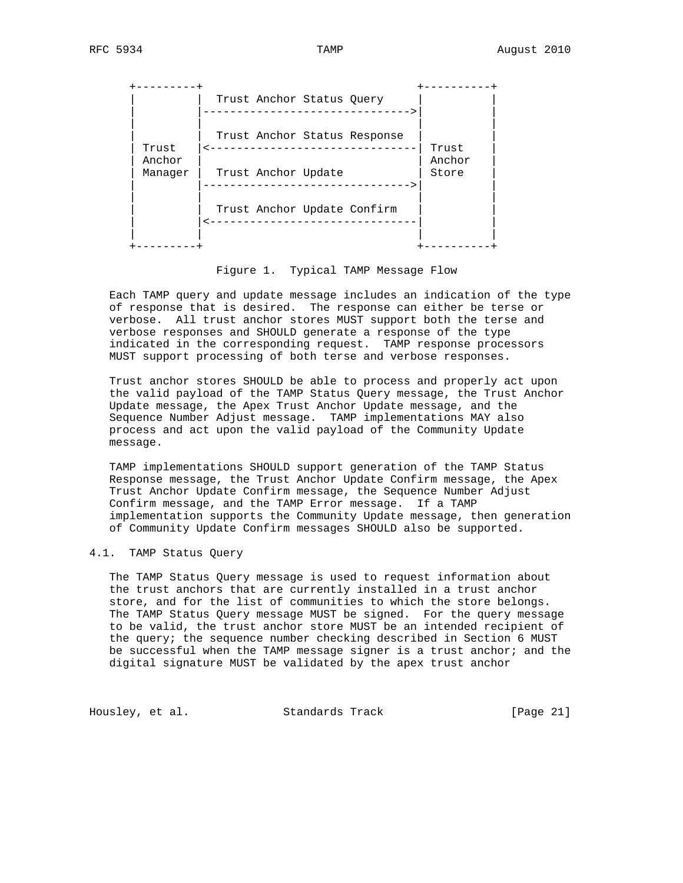```
   +---------+                                   +----------+
   |         |  Trust Anchor Status Query        |          |
   |         |---------------------------------->|          |
   |         |                                   |          |
   |         |  Trust Anchor Status Response     |          |
   | Trust   |<----------------------------------| Trust    |
   | Anchor  |                                   | Anchor   |
   | Manager |  Trust Anchor Update              | Store    |
   |         |---------------------------------->|          |
   |         |                                   |          |
   |         |  Trust Anchor Update Confirm      |          |
   |         |<----------------------------------|          |
   |         |                                   |          |
   +---------+                                   +----------+
```

Figure 1. Typical TAMP Message Flow

Each TAMP query and update message includes an indication of the type of response that is desired. The response can either be terse or verbose. All trust anchor stores MUST support both the terse and verbose responses and SHOULD generate a response of the type indicated in the corresponding request. TAMP response processors MUST support processing of both terse and verbose responses.

Trust anchor stores SHOULD be able to process and properly act upon the valid payload of the TAMP Status Query message, the Trust Anchor Update message, the Apex Trust Anchor Update message, and the Sequence Number Adjust message. TAMP implementations MAY also process and act upon the valid payload of the Community Update message.

TAMP implementations SHOULD support generation of the TAMP Status Response message, the Trust Anchor Update Confirm message, the Apex Trust Anchor Update Confirm message, the Sequence Number Adjust Confirm message, and the TAMP Error message. If a TAMP implementation supports the Community Update message, then generation of Community Update Confirm messages SHOULD also be supported.

## 4.1. TAMP Status Query

The TAMP Status Query message is used to request information about the trust anchors that are currently installed in a trust anchor store, and for the list of communities to which the store belongs. The TAMP Status Query message MUST be signed. For the query message to be valid, the trust anchor store MUST be an intended recipient of the query; the sequence number checking described in Section 6 MUST be successful when the TAMP message signer is a trust anchor; and the digital signature MUST be validated by the apex trust anchor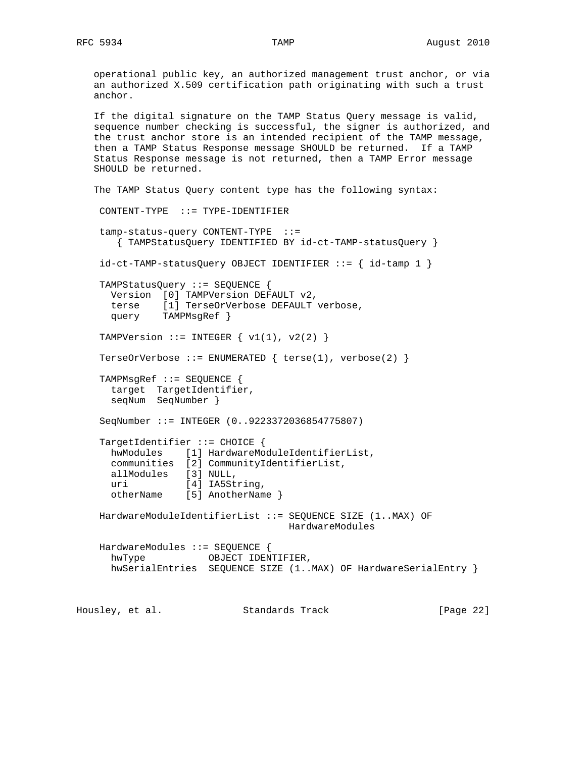operational public key, an authorized management trust anchor, or via an authorized X.509 certification path originating with such a trust anchor.

If the digital signature on the TAMP Status Query message is valid, sequence number checking is successful, the signer is authorized, and the trust anchor store is an intended recipient of the TAMP message, then a TAMP Status Response message SHOULD be returned. If a TAMP Status Response message is not returned, then a TAMP Error message SHOULD be returned.

The TAMP Status Query content type has the following syntax:

```
 CONTENT-TYPE  ::= TYPE-IDENTIFIER

 tamp-status-query CONTENT-TYPE  ::=
    { TAMPStatusQuery IDENTIFIED BY id-ct-TAMP-statusQuery }

 id-ct-TAMP-statusQuery OBJECT IDENTIFIER ::= { id-tamp 1 }

 TAMPStatusQuery ::= SEQUENCE {
   Version  [0] TAMPVersion DEFAULT v2,
   terse    [1] TerseOrVerbose DEFAULT verbose,
   query    TAMPMsgRef }

 TAMPVersion ::= INTEGER { v1(1), v2(2) }

 TerseOrVerbose ::= ENUMERATED { terse(1), verbose(2) }

 TAMPMsgRef ::= SEQUENCE {
   target  TargetIdentifier,
   seqNum  SeqNumber }

 SeqNumber ::= INTEGER (0..9223372036854775807)

 TargetIdentifier ::= CHOICE {
   hwModules    [1] HardwareModuleIdentifierList,
   communities  [2] CommunityIdentifierList,
   allModules   [3] NULL,
   uri          [4] IA5String,
   otherName    [5] AnotherName }

 HardwareModuleIdentifierList ::= SEQUENCE SIZE (1..MAX) OF
                                    HardwareModules

 HardwareModules ::= SEQUENCE {
   hwType           OBJECT IDENTIFIER,
   hwSerialEntries  SEQUENCE SIZE (1..MAX) OF HardwareSerialEntry }
```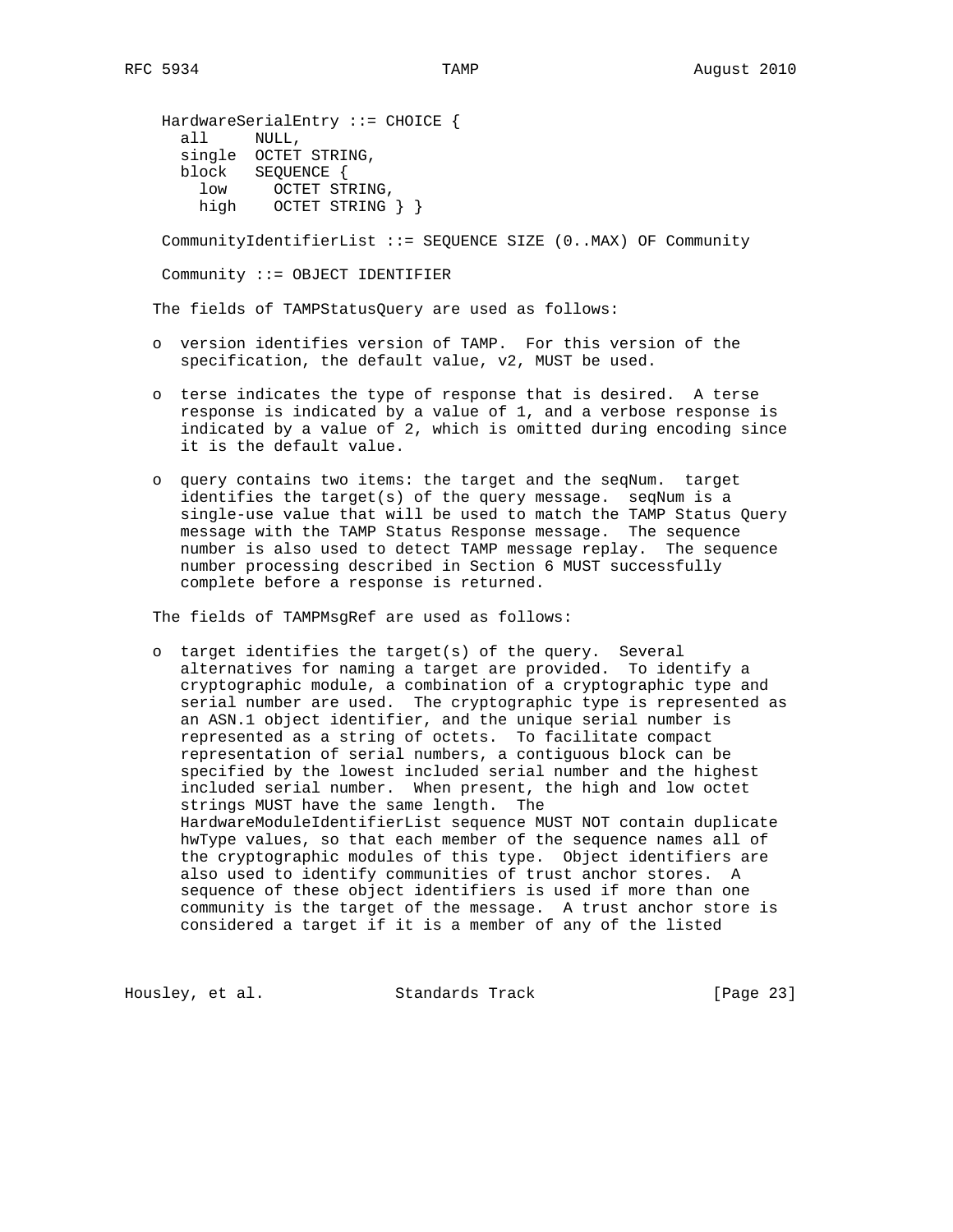```
HardwareSerialEntry ::= CHOICE {
  all     NULL,
  single  OCTET STRING,
  block   SEQUENCE {
    low     OCTET STRING,
    high    OCTET STRING } }

CommunityIdentifierList ::= SEQUENCE SIZE (0..MAX) OF Community

Community ::= OBJECT IDENTIFIER
```

The fields of TAMPStatusQuery are used as follows:

- version identifies version of TAMP. For this version of the specification, the default value, v2, MUST be used.

- terse indicates the type of response that is desired. A terse response is indicated by a value of 1, and a verbose response is indicated by a value of 2, which is omitted during encoding since it is the default value.

- query contains two items: the target and the seqNum. target identifies the target(s) of the query message. seqNum is a single-use value that will be used to match the TAMP Status Query message with the TAMP Status Response message. The sequence number is also used to detect TAMP message replay. The sequence number processing described in Section 6 MUST successfully complete before a response is returned.

The fields of TAMPMsgRef are used as follows:

- target identifies the target(s) of the query. Several alternatives for naming a target are provided. To identify a cryptographic module, a combination of a cryptographic type and serial number are used. The cryptographic type is represented as an ASN.1 object identifier, and the unique serial number is represented as a string of octets. To facilitate compact representation of serial numbers, a contiguous block can be specified by the lowest included serial number and the highest included serial number. When present, the high and low octet strings MUST have the same length. The HardwareModuleIdentifierList sequence MUST NOT contain duplicate hwType values, so that each member of the sequence names all of the cryptographic modules of this type. Object identifiers are also used to identify communities of trust anchor stores. A sequence of these object identifiers is used if more than one community is the target of the message. A trust anchor store is considered a target if it is a member of any of the listed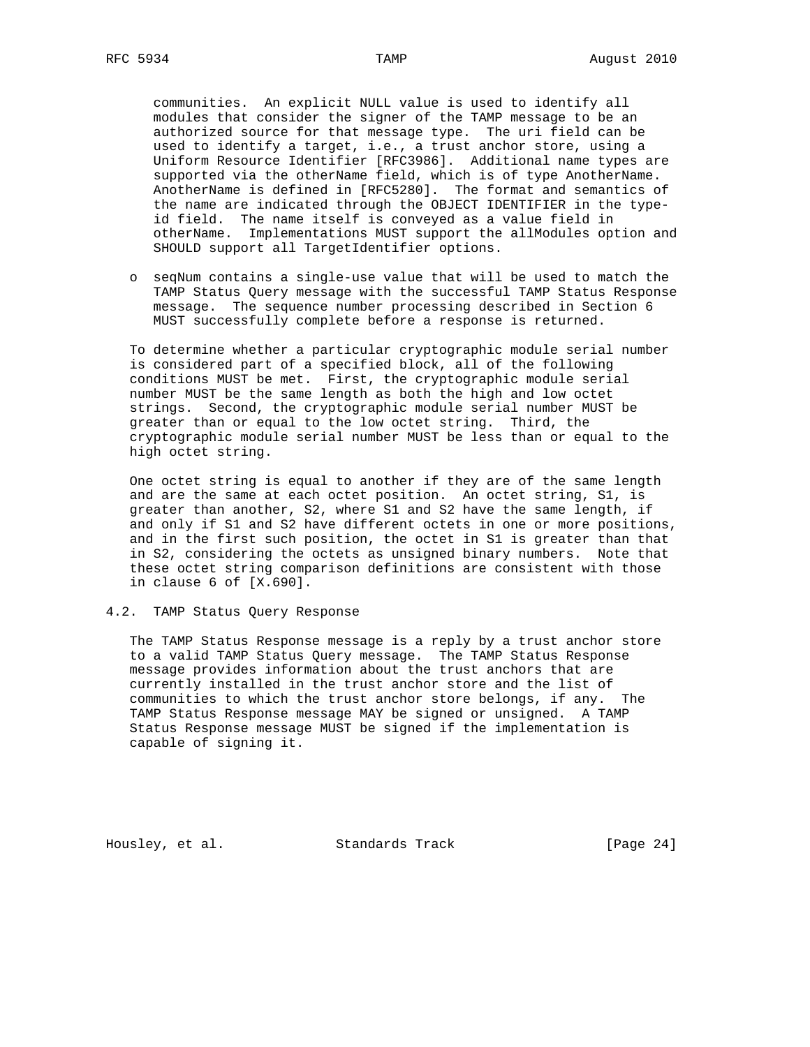communities. An explicit NULL value is used to identify all modules that consider the signer of the TAMP message to be an authorized source for that message type. The uri field can be used to identify a target, i.e., a trust anchor store, using a Uniform Resource Identifier [RFC3986]. Additional name types are supported via the otherName field, which is of type AnotherName. AnotherName is defined in [RFC5280]. The format and semantics of the name are indicated through the OBJECT IDENTIFIER in the type-id field. The name itself is conveyed as a value field in otherName. Implementations MUST support the allModules option and SHOULD support all TargetIdentifier options.

- seqNum contains a single-use value that will be used to match the TAMP Status Query message with the successful TAMP Status Response message. The sequence number processing described in Section 6 MUST successfully complete before a response is returned.

To determine whether a particular cryptographic module serial number is considered part of a specified block, all of the following conditions MUST be met. First, the cryptographic module serial number MUST be the same length as both the high and low octet strings. Second, the cryptographic module serial number MUST be greater than or equal to the low octet string. Third, the cryptographic module serial number MUST be less than or equal to the high octet string.

One octet string is equal to another if they are of the same length and are the same at each octet position. An octet string, S1, is greater than another, S2, where S1 and S2 have the same length, if and only if S1 and S2 have different octets in one or more positions, and in the first such position, the octet in S1 is greater than that in S2, considering the octets as unsigned binary numbers. Note that these octet string comparison definitions are consistent with those in clause 6 of [X.690].

## 4.2. TAMP Status Query Response

The TAMP Status Response message is a reply by a trust anchor store to a valid TAMP Status Query message. The TAMP Status Response message provides information about the trust anchors that are currently installed in the trust anchor store and the list of communities to which the trust anchor store belongs, if any. The TAMP Status Response message MAY be signed or unsigned. A TAMP Status Response message MUST be signed if the implementation is capable of signing it.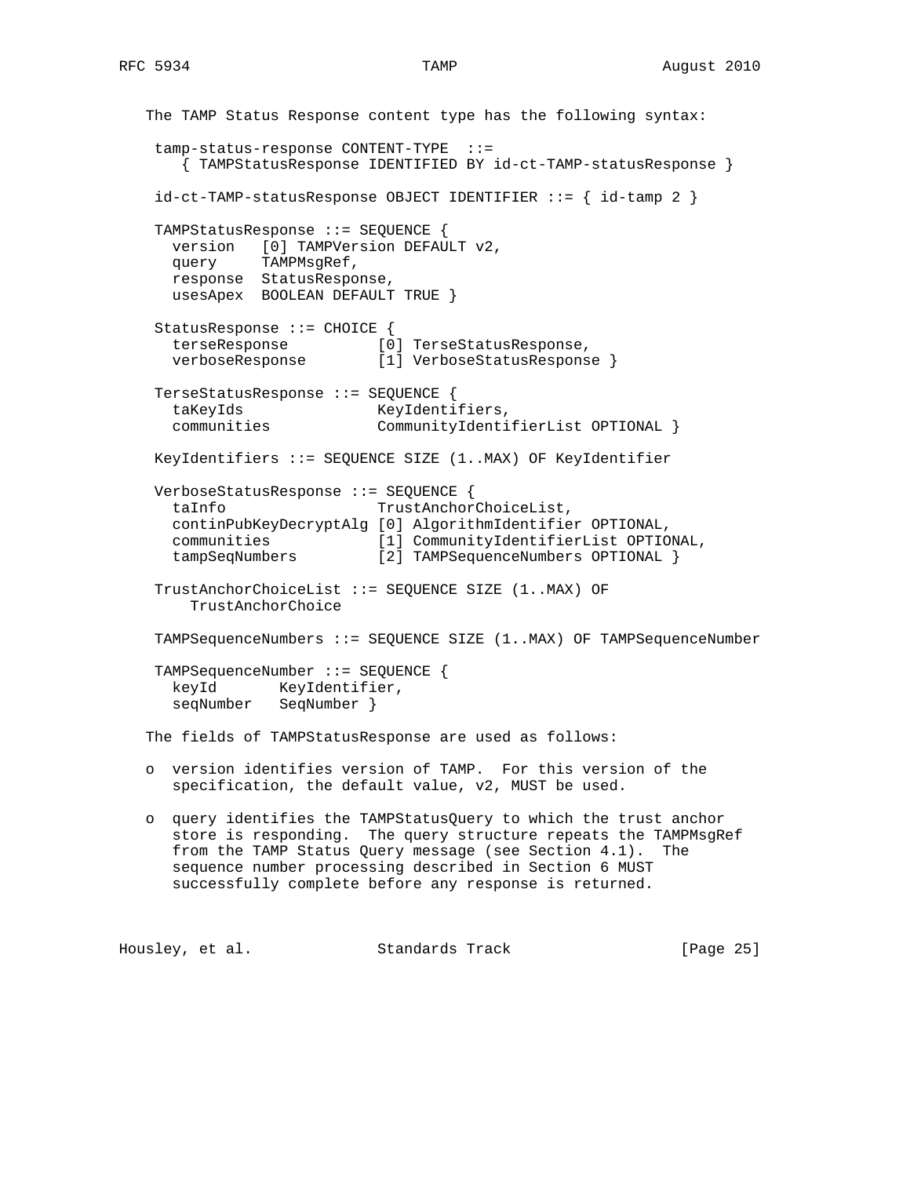The TAMP Status Response content type has the following syntax:

```
tamp-status-response CONTENT-TYPE  ::=
   { TAMPStatusResponse IDENTIFIED BY id-ct-TAMP-statusResponse }

id-ct-TAMP-statusResponse OBJECT IDENTIFIER ::= { id-tamp 2 }

TAMPStatusResponse ::= SEQUENCE {
  version   [0] TAMPVersion DEFAULT v2,
  query     TAMPMsgRef,
  response  StatusResponse,
  usesApex  BOOLEAN DEFAULT TRUE }

StatusResponse ::= CHOICE {
  terseResponse          [0] TerseStatusResponse,
  verboseResponse        [1] VerboseStatusResponse }

TerseStatusResponse ::= SEQUENCE {
  taKeyIds               KeyIdentifiers,
  communities            CommunityIdentifierList OPTIONAL }

KeyIdentifiers ::= SEQUENCE SIZE (1..MAX) OF KeyIdentifier

VerboseStatusResponse ::= SEQUENCE {
  taInfo                 TrustAnchorChoiceList,
  continPubKeyDecryptAlg [0] AlgorithmIdentifier OPTIONAL,
  communities            [1] CommunityIdentifierList OPTIONAL,
  tampSeqNumbers         [2] TAMPSequenceNumbers OPTIONAL }

TrustAnchorChoiceList ::= SEQUENCE SIZE (1..MAX) OF
    TrustAnchorChoice

TAMPSequenceNumbers ::= SEQUENCE SIZE (1..MAX) OF TAMPSequenceNumber

TAMPSequenceNumber ::= SEQUENCE {
  keyId       KeyIdentifier,
  seqNumber   SeqNumber }
```

The fields of TAMPStatusResponse are used as follows:

- version identifies version of TAMP. For this version of the specification, the default value, v2, MUST be used.

- query identifies the TAMPStatusQuery to which the trust anchor store is responding. The query structure repeats the TAMPMsgRef from the TAMP Status Query message (see Section 4.1). The sequence number processing described in Section 6 MUST successfully complete before any response is returned.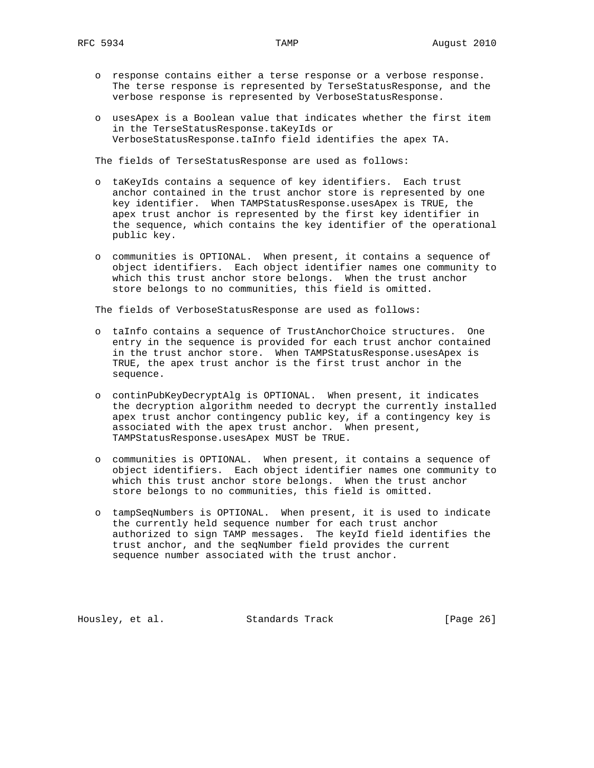- response contains either a terse response or a verbose response. The terse response is represented by TerseStatusResponse, and the verbose response is represented by VerboseStatusResponse.

- usesApex is a Boolean value that indicates whether the first item in the TerseStatusResponse.taKeyIds or VerboseStatusResponse.taInfo field identifies the apex TA.

The fields of TerseStatusResponse are used as follows:

- taKeyIds contains a sequence of key identifiers. Each trust anchor contained in the trust anchor store is represented by one key identifier. When TAMPStatusResponse.usesApex is TRUE, the apex trust anchor is represented by the first key identifier in the sequence, which contains the key identifier of the operational public key.

- communities is OPTIONAL. When present, it contains a sequence of object identifiers. Each object identifier names one community to which this trust anchor store belongs. When the trust anchor store belongs to no communities, this field is omitted.

The fields of VerboseStatusResponse are used as follows:

- taInfo contains a sequence of TrustAnchorChoice structures. One entry in the sequence is provided for each trust anchor contained in the trust anchor store. When TAMPStatusResponse.usesApex is TRUE, the apex trust anchor is the first trust anchor in the sequence.

- continPubKeyDecryptAlg is OPTIONAL. When present, it indicates the decryption algorithm needed to decrypt the currently installed apex trust anchor contingency public key, if a contingency key is associated with the apex trust anchor. When present, TAMPStatusResponse.usesApex MUST be TRUE.

- communities is OPTIONAL. When present, it contains a sequence of object identifiers. Each object identifier names one community to which this trust anchor store belongs. When the trust anchor store belongs to no communities, this field is omitted.

- tampSeqNumbers is OPTIONAL. When present, it is used to indicate the currently held sequence number for each trust anchor authorized to sign TAMP messages. The keyId field identifies the trust anchor, and the seqNumber field provides the current sequence number associated with the trust anchor.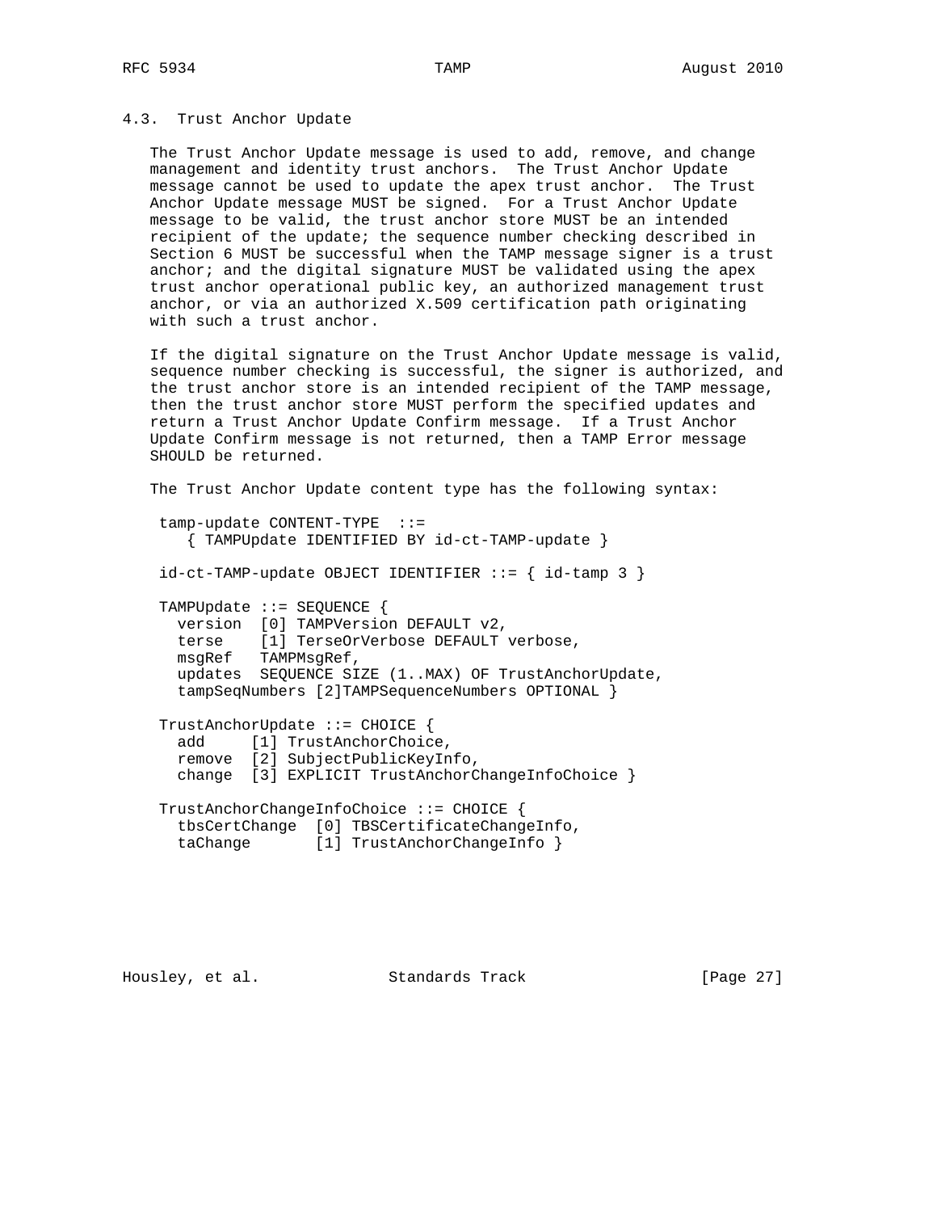### 4.3. Trust Anchor Update

The Trust Anchor Update message is used to add, remove, and change management and identity trust anchors. The Trust Anchor Update message cannot be used to update the apex trust anchor. The Trust Anchor Update message MUST be signed. For a Trust Anchor Update message to be valid, the trust anchor store MUST be an intended recipient of the update; the sequence number checking described in Section 6 MUST be successful when the TAMP message signer is a trust anchor; and the digital signature MUST be validated using the apex trust anchor operational public key, an authorized management trust anchor, or via an authorized X.509 certification path originating with such a trust anchor.

If the digital signature on the Trust Anchor Update message is valid, sequence number checking is successful, the signer is authorized, and the trust anchor store is an intended recipient of the TAMP message, then the trust anchor store MUST perform the specified updates and return a Trust Anchor Update Confirm message. If a Trust Anchor Update Confirm message is not returned, then a TAMP Error message SHOULD be returned.

The Trust Anchor Update content type has the following syntax:

```
tamp-update CONTENT-TYPE  ::=
   { TAMPUpdate IDENTIFIED BY id-ct-TAMP-update }

id-ct-TAMP-update OBJECT IDENTIFIER ::= { id-tamp 3 }

TAMPUpdate ::= SEQUENCE {
  version  [0] TAMPVersion DEFAULT v2,
  terse    [1] TerseOrVerbose DEFAULT verbose,
  msgRef   TAMPMsgRef,
  updates  SEQUENCE SIZE (1..MAX) OF TrustAnchorUpdate,
  tampSeqNumbers [2]TAMPSequenceNumbers OPTIONAL }

TrustAnchorUpdate ::= CHOICE {
  add     [1] TrustAnchorChoice,
  remove  [2] SubjectPublicKeyInfo,
  change  [3] EXPLICIT TrustAnchorChangeInfoChoice }

TrustAnchorChangeInfoChoice ::= CHOICE {
  tbsCertChange  [0] TBSCertificateChangeInfo,
  taChange       [1] TrustAnchorChangeInfo }
```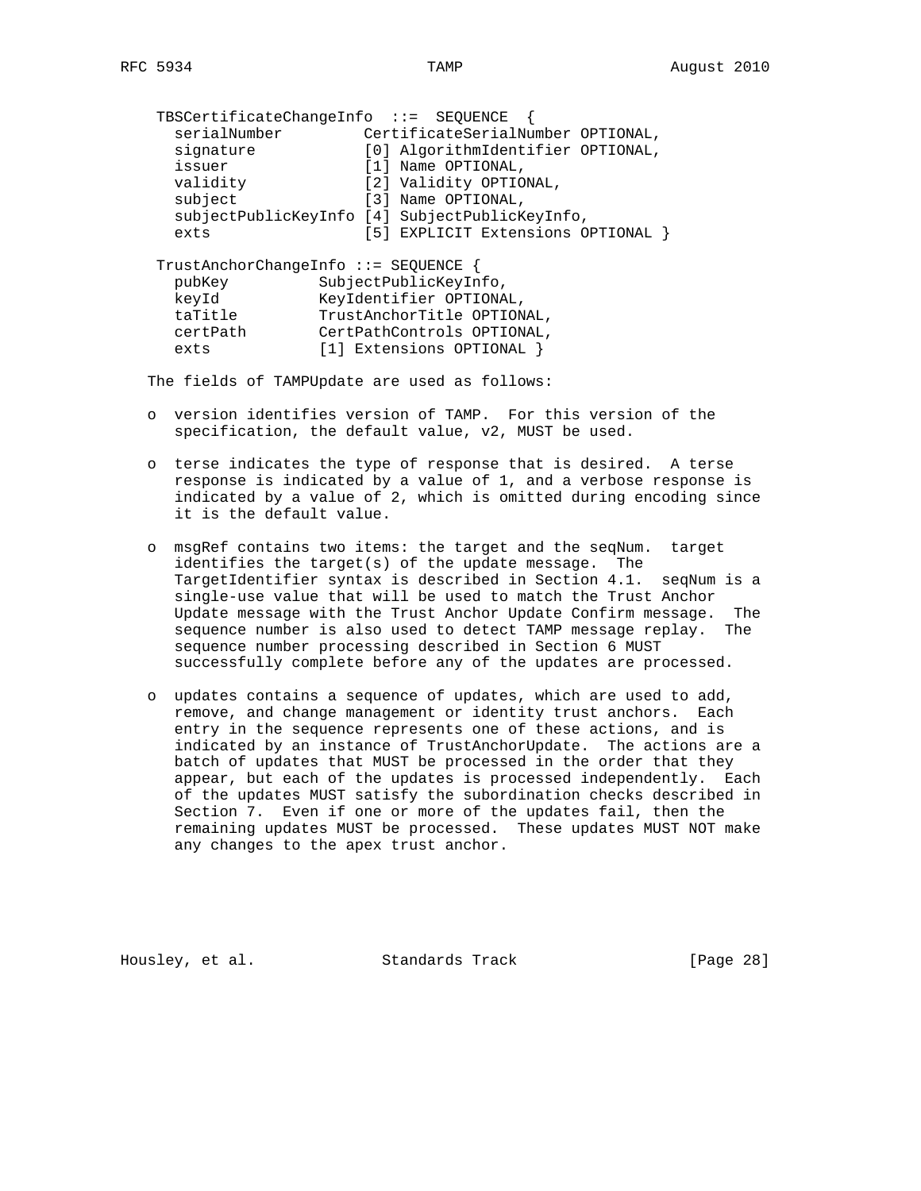```
TBSCertificateChangeInfo  ::=  SEQUENCE  {
  serialNumber         CertificateSerialNumber OPTIONAL,
  signature            [0] AlgorithmIdentifier OPTIONAL,
  issuer               [1] Name OPTIONAL,
  validity             [2] Validity OPTIONAL,
  subject              [3] Name OPTIONAL,
  subjectPublicKeyInfo [4] SubjectPublicKeyInfo,
  exts                 [5] EXPLICIT Extensions OPTIONAL }

TrustAnchorChangeInfo ::= SEQUENCE {
  pubKey          SubjectPublicKeyInfo,
  keyId           KeyIdentifier OPTIONAL,
  taTitle         TrustAnchorTitle OPTIONAL,
  certPath        CertPathControls OPTIONAL,
  exts            [1] Extensions OPTIONAL }
```

The fields of TAMPUpdate are used as follows:

- version identifies version of TAMP. For this version of the specification, the default value, v2, MUST be used.

- terse indicates the type of response that is desired. A terse response is indicated by a value of 1, and a verbose response is indicated by a value of 2, which is omitted during encoding since it is the default value.

- msgRef contains two items: the target and the seqNum. target identifies the target(s) of the update message. The TargetIdentifier syntax is described in Section 4.1. seqNum is a single-use value that will be used to match the Trust Anchor Update message with the Trust Anchor Update Confirm message. The sequence number is also used to detect TAMP message replay. The sequence number processing described in Section 6 MUST successfully complete before any of the updates are processed.

- updates contains a sequence of updates, which are used to add, remove, and change management or identity trust anchors. Each entry in the sequence represents one of these actions, and is indicated by an instance of TrustAnchorUpdate. The actions are a batch of updates that MUST be processed in the order that they appear, but each of the updates is processed independently. Each of the updates MUST satisfy the subordination checks described in Section 7. Even if one or more of the updates fail, then the remaining updates MUST be processed. These updates MUST NOT make any changes to the apex trust anchor.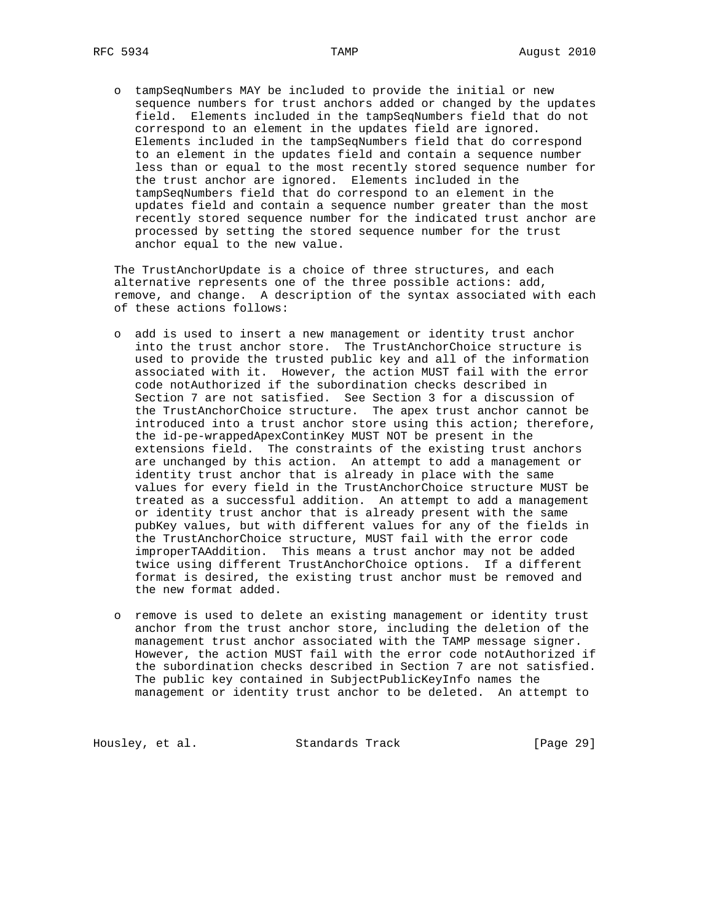- tampSeqNumbers MAY be included to provide the initial or new sequence numbers for trust anchors added or changed by the updates field. Elements included in the tampSeqNumbers field that do not correspond to an element in the updates field are ignored. Elements included in the tampSeqNumbers field that do correspond to an element in the updates field and contain a sequence number less than or equal to the most recently stored sequence number for the trust anchor are ignored. Elements included in the tampSeqNumbers field that do correspond to an element in the updates field and contain a sequence number greater than the most recently stored sequence number for the indicated trust anchor are processed by setting the stored sequence number for the trust anchor equal to the new value.

The TrustAnchorUpdate is a choice of three structures, and each alternative represents one of the three possible actions: add, remove, and change. A description of the syntax associated with each of these actions follows:

- add is used to insert a new management or identity trust anchor into the trust anchor store. The TrustAnchorChoice structure is used to provide the trusted public key and all of the information associated with it. However, the action MUST fail with the error code notAuthorized if the subordination checks described in Section 7 are not satisfied. See Section 3 for a discussion of the TrustAnchorChoice structure. The apex trust anchor cannot be introduced into a trust anchor store using this action; therefore, the id-pe-wrappedApexContinKey MUST NOT be present in the extensions field. The constraints of the existing trust anchors are unchanged by this action. An attempt to add a management or identity trust anchor that is already in place with the same values for every field in the TrustAnchorChoice structure MUST be treated as a successful addition. An attempt to add a management or identity trust anchor that is already present with the same pubKey values, but with different values for any of the fields in the TrustAnchorChoice structure, MUST fail with the error code improperTAAddition. This means a trust anchor may not be added twice using different TrustAnchorChoice options. If a different format is desired, the existing trust anchor must be removed and the new format added.

- remove is used to delete an existing management or identity trust anchor from the trust anchor store, including the deletion of the management trust anchor associated with the TAMP message signer. However, the action MUST fail with the error code notAuthorized if the subordination checks described in Section 7 are not satisfied. The public key contained in SubjectPublicKeyInfo names the management or identity trust anchor to be deleted. An attempt to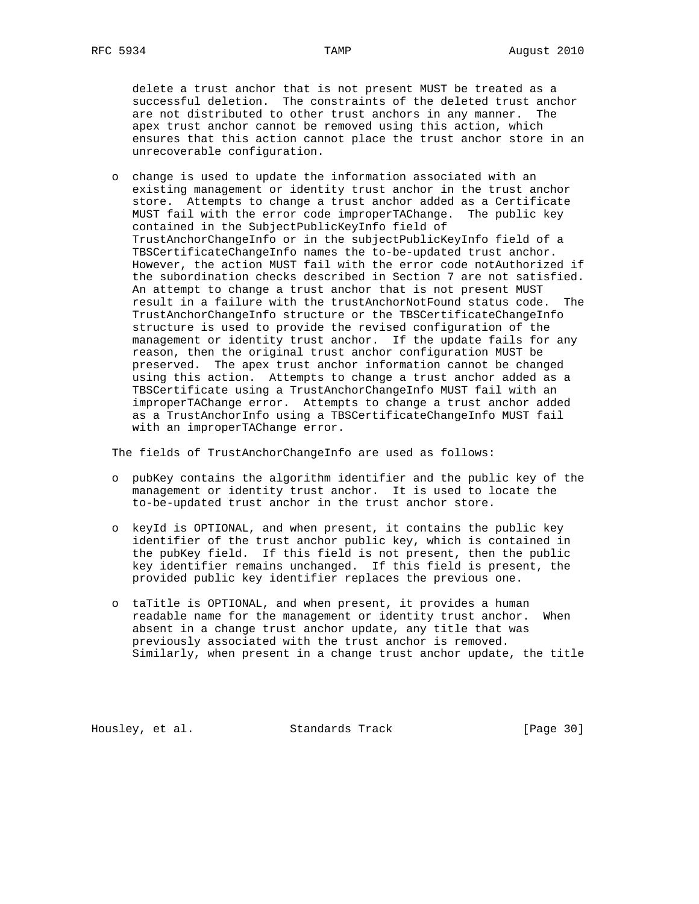delete a trust anchor that is not present MUST be treated as a successful deletion. The constraints of the deleted trust anchor are not distributed to other trust anchors in any manner. The apex trust anchor cannot be removed using this action, which ensures that this action cannot place the trust anchor store in an unrecoverable configuration.

- change is used to update the information associated with an existing management or identity trust anchor in the trust anchor store. Attempts to change a trust anchor added as a Certificate MUST fail with the error code improperTAChange. The public key contained in the SubjectPublicKeyInfo field of TrustAnchorChangeInfo or in the subjectPublicKeyInfo field of a TBSCertificateChangeInfo names the to-be-updated trust anchor. However, the action MUST fail with the error code notAuthorized if the subordination checks described in Section 7 are not satisfied. An attempt to change a trust anchor that is not present MUST result in a failure with the trustAnchorNotFound status code. The TrustAnchorChangeInfo structure or the TBSCertificateChangeInfo structure is used to provide the revised configuration of the management or identity trust anchor. If the update fails for any reason, then the original trust anchor configuration MUST be preserved. The apex trust anchor information cannot be changed using this action. Attempts to change a trust anchor added as a TBSCertificate using a TrustAnchorChangeInfo MUST fail with an improperTAChange error. Attempts to change a trust anchor added as a TrustAnchorInfo using a TBSCertificateChangeInfo MUST fail with an improperTAChange error.

The fields of TrustAnchorChangeInfo are used as follows:

- pubKey contains the algorithm identifier and the public key of the management or identity trust anchor. It is used to locate the to-be-updated trust anchor in the trust anchor store.

- keyId is OPTIONAL, and when present, it contains the public key identifier of the trust anchor public key, which is contained in the pubKey field. If this field is not present, then the public key identifier remains unchanged. If this field is present, the provided public key identifier replaces the previous one.

- taTitle is OPTIONAL, and when present, it provides a human readable name for the management or identity trust anchor. When absent in a change trust anchor update, any title that was previously associated with the trust anchor is removed. Similarly, when present in a change trust anchor update, the title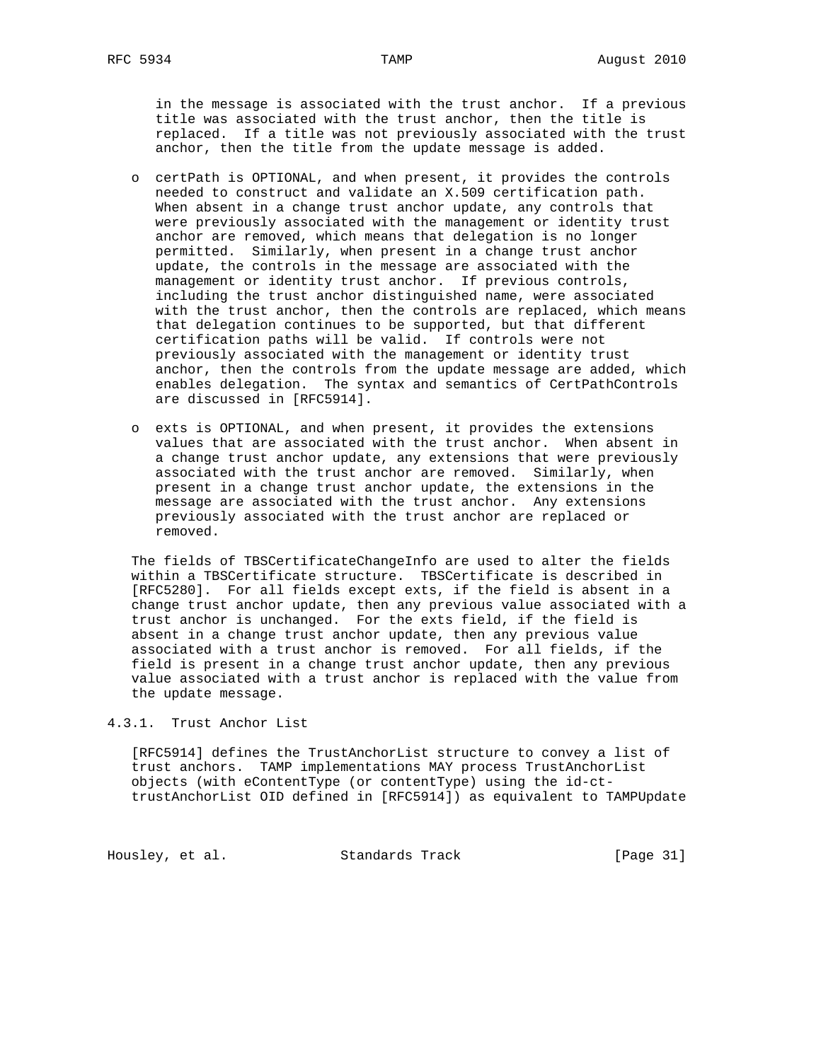in the message is associated with the trust anchor. If a previous title was associated with the trust anchor, then the title is replaced. If a title was not previously associated with the trust anchor, then the title from the update message is added.

- certPath is OPTIONAL, and when present, it provides the controls needed to construct and validate an X.509 certification path. When absent in a change trust anchor update, any controls that were previously associated with the management or identity trust anchor are removed, which means that delegation is no longer permitted. Similarly, when present in a change trust anchor update, the controls in the message are associated with the management or identity trust anchor. If previous controls, including the trust anchor distinguished name, were associated with the trust anchor, then the controls are replaced, which means that delegation continues to be supported, but that different certification paths will be valid. If controls were not previously associated with the management or identity trust anchor, then the controls from the update message are added, which enables delegation. The syntax and semantics of CertPathControls are discussed in [RFC5914].

- exts is OPTIONAL, and when present, it provides the extensions values that are associated with the trust anchor. When absent in a change trust anchor update, any extensions that were previously associated with the trust anchor are removed. Similarly, when present in a change trust anchor update, the extensions in the message are associated with the trust anchor. Any extensions previously associated with the trust anchor are replaced or removed.

The fields of TBSCertificateChangeInfo are used to alter the fields within a TBSCertificate structure. TBSCertificate is described in [RFC5280]. For all fields except exts, if the field is absent in a change trust anchor update, then any previous value associated with a trust anchor is unchanged. For the exts field, if the field is absent in a change trust anchor update, then any previous value associated with a trust anchor is removed. For all fields, if the field is present in a change trust anchor update, then any previous value associated with a trust anchor is replaced with the value from the update message.

### 4.3.1. Trust Anchor List

[RFC5914] defines the TrustAnchorList structure to convey a list of trust anchors. TAMP implementations MAY process TrustAnchorList objects (with eContentType (or contentType) using the id-ct-trustAnchorList OID defined in [RFC5914]) as equivalent to TAMPUpdate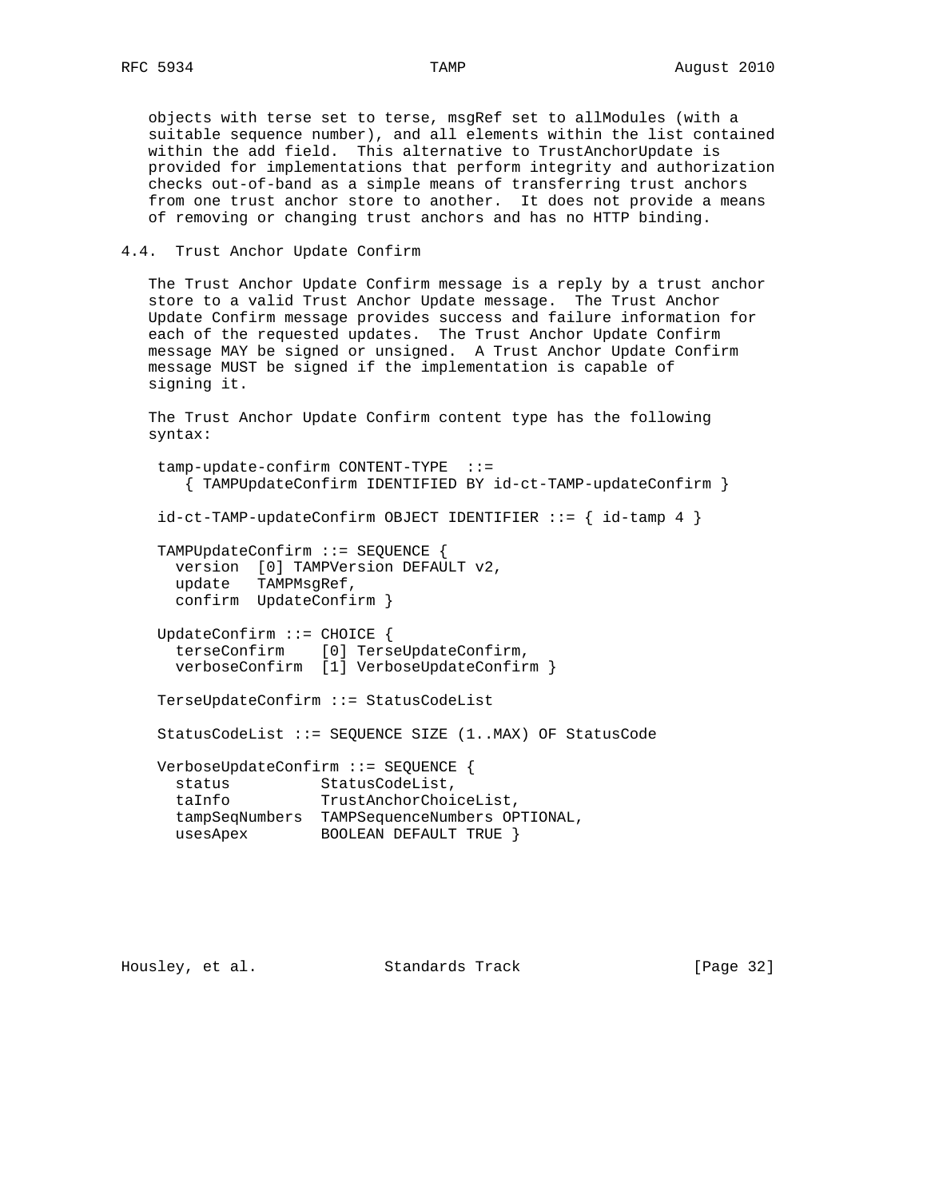objects with terse set to terse, msgRef set to allModules (with a suitable sequence number), and all elements within the list contained within the add field. This alternative to TrustAnchorUpdate is provided for implementations that perform integrity and authorization checks out-of-band as a simple means of transferring trust anchors from one trust anchor store to another. It does not provide a means of removing or changing trust anchors and has no HTTP binding.

## 4.4. Trust Anchor Update Confirm

The Trust Anchor Update Confirm message is a reply by a trust anchor store to a valid Trust Anchor Update message. The Trust Anchor Update Confirm message provides success and failure information for each of the requested updates. The Trust Anchor Update Confirm message MAY be signed or unsigned. A Trust Anchor Update Confirm message MUST be signed if the implementation is capable of signing it.

The Trust Anchor Update Confirm content type has the following syntax:

```
 tamp-update-confirm CONTENT-TYPE  ::=
    { TAMPUpdateConfirm IDENTIFIED BY id-ct-TAMP-updateConfirm }

 id-ct-TAMP-updateConfirm OBJECT IDENTIFIER ::= { id-tamp 4 }

 TAMPUpdateConfirm ::= SEQUENCE {
   version  [0] TAMPVersion DEFAULT v2,
   update   TAMPMsgRef,
   confirm  UpdateConfirm }

 UpdateConfirm ::= CHOICE {
   terseConfirm    [0] TerseUpdateConfirm,
   verboseConfirm  [1] VerboseUpdateConfirm }

 TerseUpdateConfirm ::= StatusCodeList

 StatusCodeList ::= SEQUENCE SIZE (1..MAX) OF StatusCode

 VerboseUpdateConfirm ::= SEQUENCE {
   status          StatusCodeList,
   taInfo          TrustAnchorChoiceList,
   tampSeqNumbers  TAMPSequenceNumbers OPTIONAL,
   usesApex        BOOLEAN DEFAULT TRUE }
```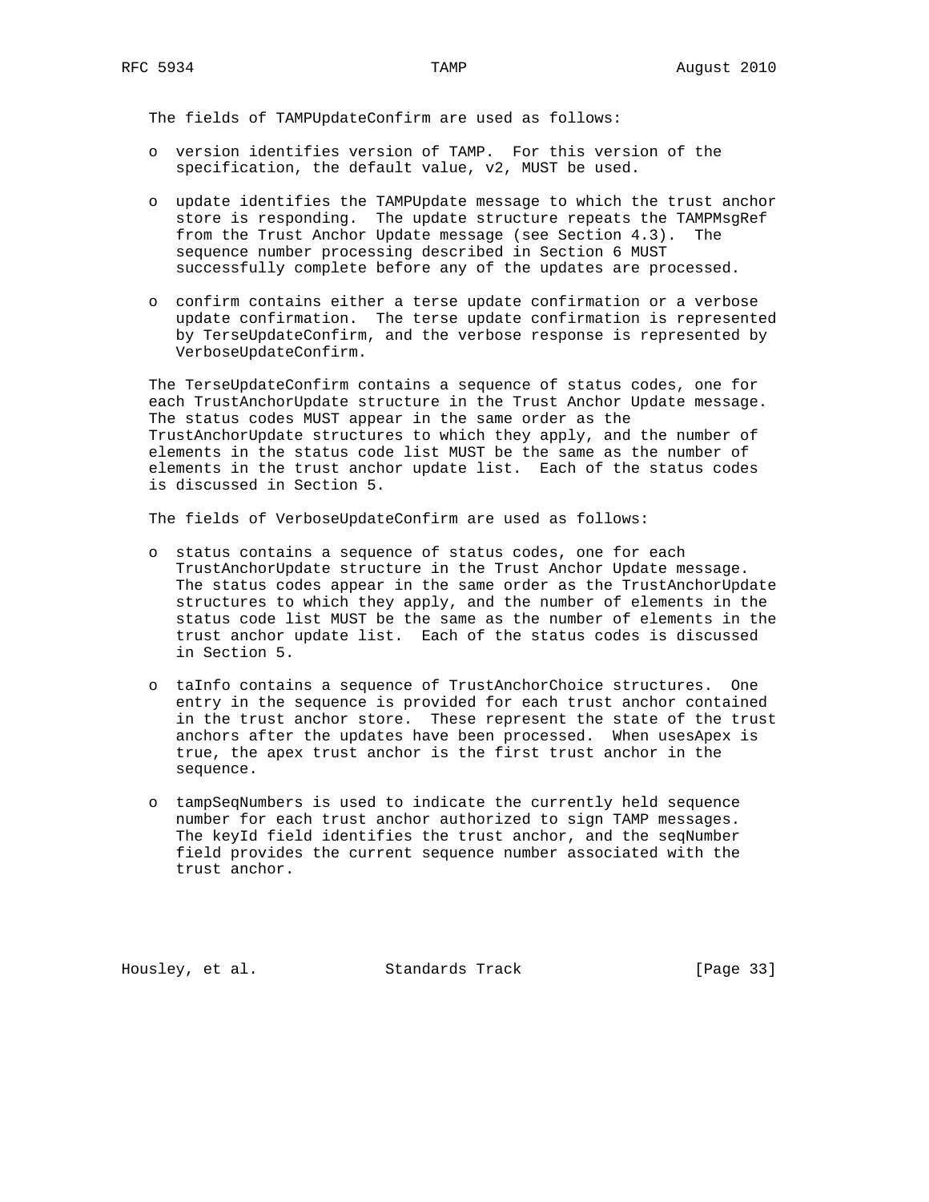The fields of TAMPUpdateConfirm are used as follows:

- version identifies version of TAMP. For this version of the specification, the default value, v2, MUST be used.
- update identifies the TAMPUpdate message to which the trust anchor store is responding. The update structure repeats the TAMPMsgRef from the Trust Anchor Update message (see Section 4.3). The sequence number processing described in Section 6 MUST successfully complete before any of the updates are processed.
- confirm contains either a terse update confirmation or a verbose update confirmation. The terse update confirmation is represented by TerseUpdateConfirm, and the verbose response is represented by VerboseUpdateConfirm.

The TerseUpdateConfirm contains a sequence of status codes, one for each TrustAnchorUpdate structure in the Trust Anchor Update message. The status codes MUST appear in the same order as the TrustAnchorUpdate structures to which they apply, and the number of elements in the status code list MUST be the same as the number of elements in the trust anchor update list. Each of the status codes is discussed in Section 5.

The fields of VerboseUpdateConfirm are used as follows:

- status contains a sequence of status codes, one for each TrustAnchorUpdate structure in the Trust Anchor Update message. The status codes appear in the same order as the TrustAnchorUpdate structures to which they apply, and the number of elements in the status code list MUST be the same as the number of elements in the trust anchor update list. Each of the status codes is discussed in Section 5.
- taInfo contains a sequence of TrustAnchorChoice structures. One entry in the sequence is provided for each trust anchor contained in the trust anchor store. These represent the state of the trust anchors after the updates have been processed. When usesApex is true, the apex trust anchor is the first trust anchor in the sequence.
- tampSeqNumbers is used to indicate the currently held sequence number for each trust anchor authorized to sign TAMP messages. The keyId field identifies the trust anchor, and the seqNumber field provides the current sequence number associated with the trust anchor.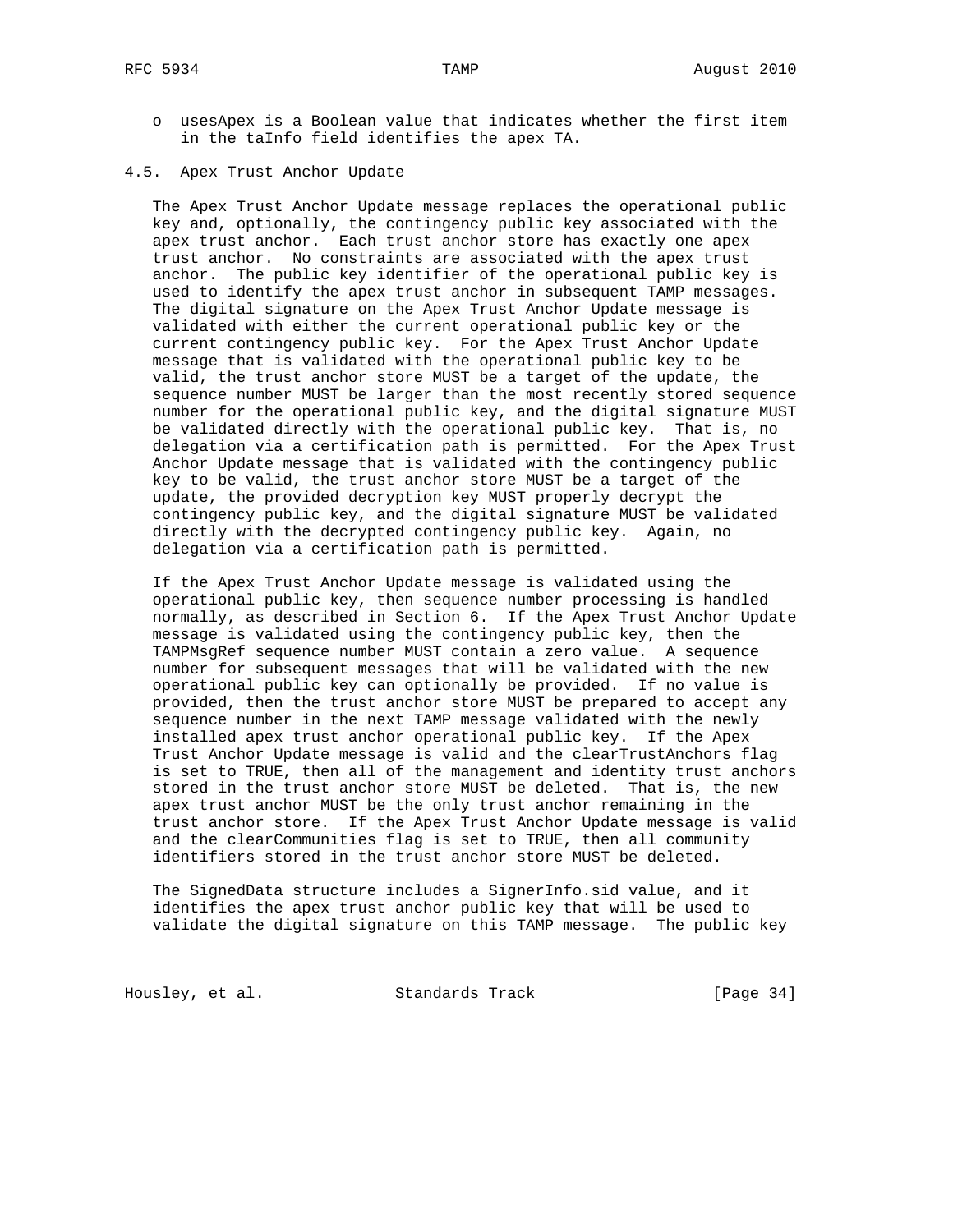- usesApex is a Boolean value that indicates whether the first item in the taInfo field identifies the apex TA.

### 4.5. Apex Trust Anchor Update

The Apex Trust Anchor Update message replaces the operational public key and, optionally, the contingency public key associated with the apex trust anchor. Each trust anchor store has exactly one apex trust anchor. No constraints are associated with the apex trust anchor. The public key identifier of the operational public key is used to identify the apex trust anchor in subsequent TAMP messages. The digital signature on the Apex Trust Anchor Update message is validated with either the current operational public key or the current contingency public key. For the Apex Trust Anchor Update message that is validated with the operational public key to be valid, the trust anchor store MUST be a target of the update, the sequence number MUST be larger than the most recently stored sequence number for the operational public key, and the digital signature MUST be validated directly with the operational public key. That is, no delegation via a certification path is permitted. For the Apex Trust Anchor Update message that is validated with the contingency public key to be valid, the trust anchor store MUST be a target of the update, the provided decryption key MUST properly decrypt the contingency public key, and the digital signature MUST be validated directly with the decrypted contingency public key. Again, no delegation via a certification path is permitted.

If the Apex Trust Anchor Update message is validated using the operational public key, then sequence number processing is handled normally, as described in Section 6. If the Apex Trust Anchor Update message is validated using the contingency public key, then the TAMPMsgRef sequence number MUST contain a zero value. A sequence number for subsequent messages that will be validated with the new operational public key can optionally be provided. If no value is provided, then the trust anchor store MUST be prepared to accept any sequence number in the next TAMP message validated with the newly installed apex trust anchor operational public key. If the Apex Trust Anchor Update message is valid and the clearTrustAnchors flag is set to TRUE, then all of the management and identity trust anchors stored in the trust anchor store MUST be deleted. That is, the new apex trust anchor MUST be the only trust anchor remaining in the trust anchor store. If the Apex Trust Anchor Update message is valid and the clearCommunities flag is set to TRUE, then all community identifiers stored in the trust anchor store MUST be deleted.

The SignedData structure includes a SignerInfo.sid value, and it identifies the apex trust anchor public key that will be used to validate the digital signature on this TAMP message. The public key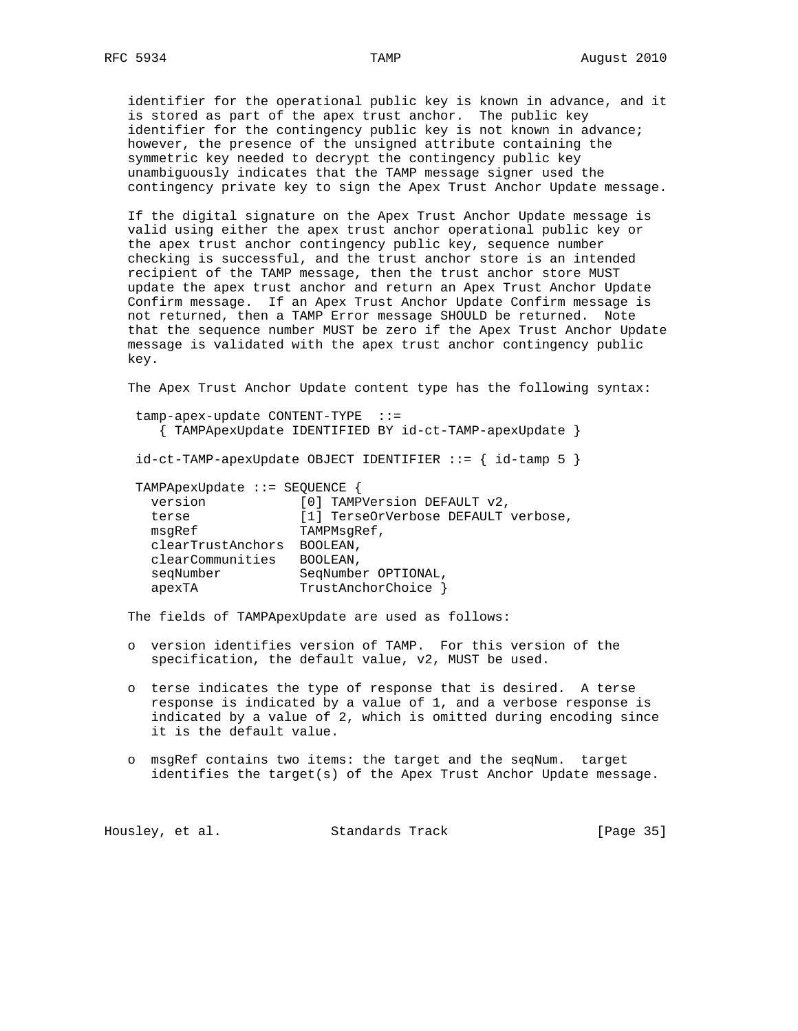identifier for the operational public key is known in advance, and it is stored as part of the apex trust anchor. The public key identifier for the contingency public key is not known in advance; however, the presence of the unsigned attribute containing the symmetric key needed to decrypt the contingency public key unambiguously indicates that the TAMP message signer used the contingency private key to sign the Apex Trust Anchor Update message.

If the digital signature on the Apex Trust Anchor Update message is valid using either the apex trust anchor operational public key or the apex trust anchor contingency public key, sequence number checking is successful, and the trust anchor store is an intended recipient of the TAMP message, then the trust anchor store MUST update the apex trust anchor and return an Apex Trust Anchor Update Confirm message. If an Apex Trust Anchor Update Confirm message is not returned, then a TAMP Error message SHOULD be returned. Note that the sequence number MUST be zero if the Apex Trust Anchor Update message is validated with the apex trust anchor contingency public key.

The Apex Trust Anchor Update content type has the following syntax:

```
tamp-apex-update CONTENT-TYPE  ::=
   { TAMPApexUpdate IDENTIFIED BY id-ct-TAMP-apexUpdate }

id-ct-TAMP-apexUpdate OBJECT IDENTIFIER ::= { id-tamp 5 }

TAMPApexUpdate ::= SEQUENCE {
  version            [0] TAMPVersion DEFAULT v2,
  terse              [1] TerseOrVerbose DEFAULT verbose,
  msgRef             TAMPMsgRef,
  clearTrustAnchors  BOOLEAN,
  clearCommunities   BOOLEAN,
  seqNumber          SeqNumber OPTIONAL,
  apexTA             TrustAnchorChoice }
```

The fields of TAMPApexUpdate are used as follows:

- version identifies version of TAMP. For this version of the specification, the default value, v2, MUST be used.

- terse indicates the type of response that is desired. A terse response is indicated by a value of 1, and a verbose response is indicated by a value of 2, which is omitted during encoding since it is the default value.

- msgRef contains two items: the target and the seqNum. target identifies the target(s) of the Apex Trust Anchor Update message.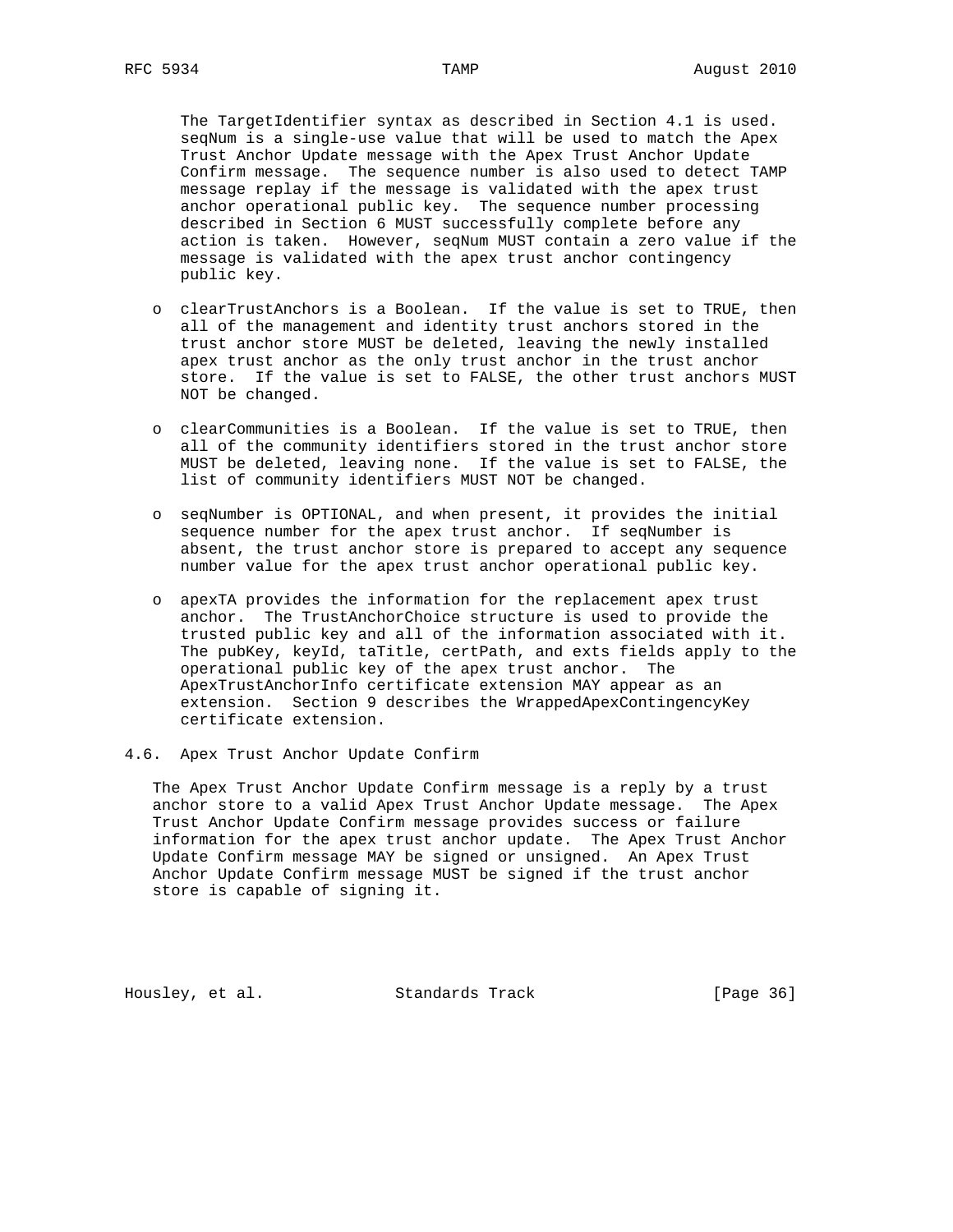The TargetIdentifier syntax as described in Section 4.1 is used. seqNum is a single-use value that will be used to match the Apex Trust Anchor Update message with the Apex Trust Anchor Update Confirm message. The sequence number is also used to detect TAMP message replay if the message is validated with the apex trust anchor operational public key. The sequence number processing described in Section 6 MUST successfully complete before any action is taken. However, seqNum MUST contain a zero value if the message is validated with the apex trust anchor contingency public key.

- clearTrustAnchors is a Boolean. If the value is set to TRUE, then all of the management and identity trust anchors stored in the trust anchor store MUST be deleted, leaving the newly installed apex trust anchor as the only trust anchor in the trust anchor store. If the value is set to FALSE, the other trust anchors MUST NOT be changed.

- clearCommunities is a Boolean. If the value is set to TRUE, then all of the community identifiers stored in the trust anchor store MUST be deleted, leaving none. If the value is set to FALSE, the list of community identifiers MUST NOT be changed.

- seqNumber is OPTIONAL, and when present, it provides the initial sequence number for the apex trust anchor. If seqNumber is absent, the trust anchor store is prepared to accept any sequence number value for the apex trust anchor operational public key.

- apexTA provides the information for the replacement apex trust anchor. The TrustAnchorChoice structure is used to provide the trusted public key and all of the information associated with it. The pubKey, keyId, taTitle, certPath, and exts fields apply to the operational public key of the apex trust anchor. The ApexTrustAnchorInfo certificate extension MAY appear as an extension. Section 9 describes the WrappedApexContingencyKey certificate extension.

## 4.6. Apex Trust Anchor Update Confirm

The Apex Trust Anchor Update Confirm message is a reply by a trust anchor store to a valid Apex Trust Anchor Update message. The Apex Trust Anchor Update Confirm message provides success or failure information for the apex trust anchor update. The Apex Trust Anchor Update Confirm message MAY be signed or unsigned. An Apex Trust Anchor Update Confirm message MUST be signed if the trust anchor store is capable of signing it.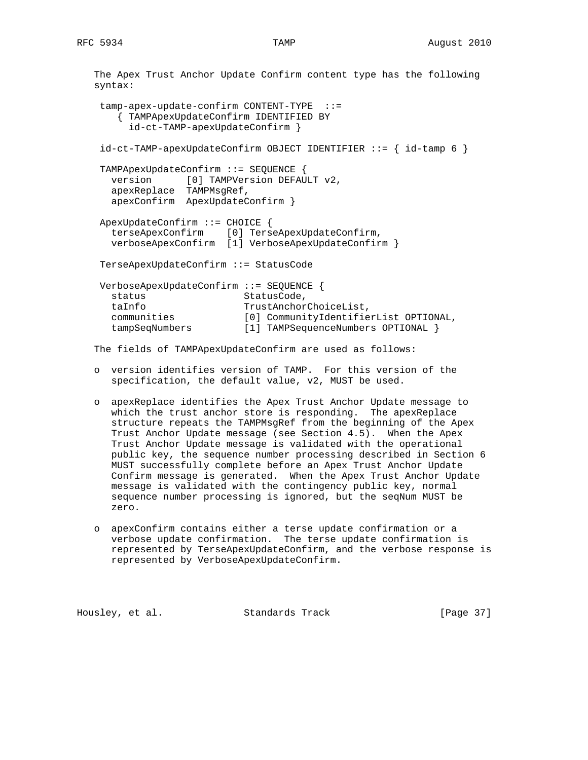The Apex Trust Anchor Update Confirm content type has the following syntax:

```
tamp-apex-update-confirm CONTENT-TYPE  ::=
   { TAMPApexUpdateConfirm IDENTIFIED BY
     id-ct-TAMP-apexUpdateConfirm }

id-ct-TAMP-apexUpdateConfirm OBJECT IDENTIFIER ::= { id-tamp 6 }

TAMPApexUpdateConfirm ::= SEQUENCE {
  version      [0] TAMPVersion DEFAULT v2,
  apexReplace  TAMPMsgRef,
  apexConfirm  ApexUpdateConfirm }

ApexUpdateConfirm ::= CHOICE {
  terseApexConfirm    [0] TerseApexUpdateConfirm,
  verboseApexConfirm  [1] VerboseApexUpdateConfirm }

TerseApexUpdateConfirm ::= StatusCode

VerboseApexUpdateConfirm ::= SEQUENCE {
  status                 StatusCode,
  taInfo                 TrustAnchorChoiceList,
  communities            [0] CommunityIdentifierList OPTIONAL,
  tampSeqNumbers         [1] TAMPSequenceNumbers OPTIONAL }
```

The fields of TAMPApexUpdateConfirm are used as follows:

- version identifies version of TAMP. For this version of the specification, the default value, v2, MUST be used.

- apexReplace identifies the Apex Trust Anchor Update message to which the trust anchor store is responding. The apexReplace structure repeats the TAMPMsgRef from the beginning of the Apex Trust Anchor Update message (see Section 4.5). When the Apex Trust Anchor Update message is validated with the operational public key, the sequence number processing described in Section 6 MUST successfully complete before an Apex Trust Anchor Update Confirm message is generated. When the Apex Trust Anchor Update message is validated with the contingency public key, normal sequence number processing is ignored, but the seqNum MUST be zero.

- apexConfirm contains either a terse update confirmation or a verbose update confirmation. The terse update confirmation is represented by TerseApexUpdateConfirm, and the verbose response is represented by VerboseApexUpdateConfirm.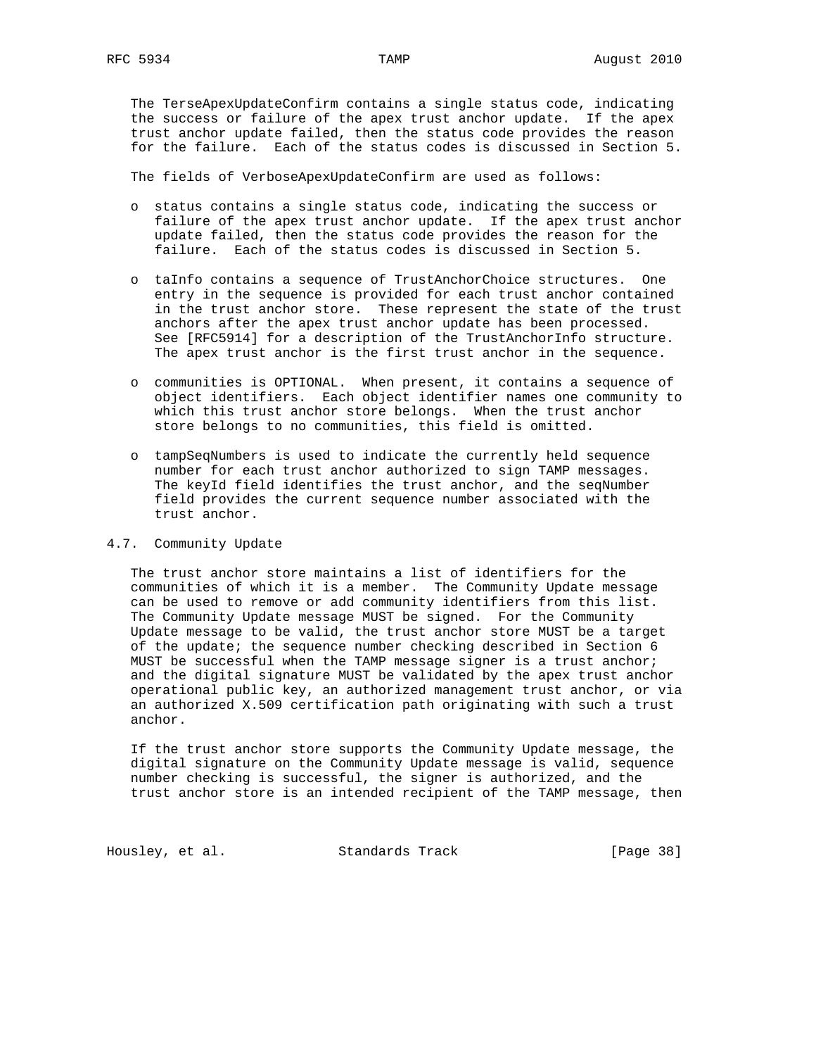The TerseApexUpdateConfirm contains a single status code, indicating the success or failure of the apex trust anchor update. If the apex trust anchor update failed, then the status code provides the reason for the failure. Each of the status codes is discussed in Section 5.

The fields of VerboseApexUpdateConfirm are used as follows:

- status contains a single status code, indicating the success or failure of the apex trust anchor update. If the apex trust anchor update failed, then the status code provides the reason for the failure. Each of the status codes is discussed in Section 5.

- taInfo contains a sequence of TrustAnchorChoice structures. One entry in the sequence is provided for each trust anchor contained in the trust anchor store. These represent the state of the trust anchors after the apex trust anchor update has been processed. See [RFC5914] for a description of the TrustAnchorInfo structure. The apex trust anchor is the first trust anchor in the sequence.

- communities is OPTIONAL. When present, it contains a sequence of object identifiers. Each object identifier names one community to which this trust anchor store belongs. When the trust anchor store belongs to no communities, this field is omitted.

- tampSeqNumbers is used to indicate the currently held sequence number for each trust anchor authorized to sign TAMP messages. The keyId field identifies the trust anchor, and the seqNumber field provides the current sequence number associated with the trust anchor.

## 4.7. Community Update

The trust anchor store maintains a list of identifiers for the communities of which it is a member. The Community Update message can be used to remove or add community identifiers from this list. The Community Update message MUST be signed. For the Community Update message to be valid, the trust anchor store MUST be a target of the update; the sequence number checking described in Section 6 MUST be successful when the TAMP message signer is a trust anchor; and the digital signature MUST be validated by the apex trust anchor operational public key, an authorized management trust anchor, or via an authorized X.509 certification path originating with such a trust anchor.

If the trust anchor store supports the Community Update message, the digital signature on the Community Update message is valid, sequence number checking is successful, the signer is authorized, and the trust anchor store is an intended recipient of the TAMP message, then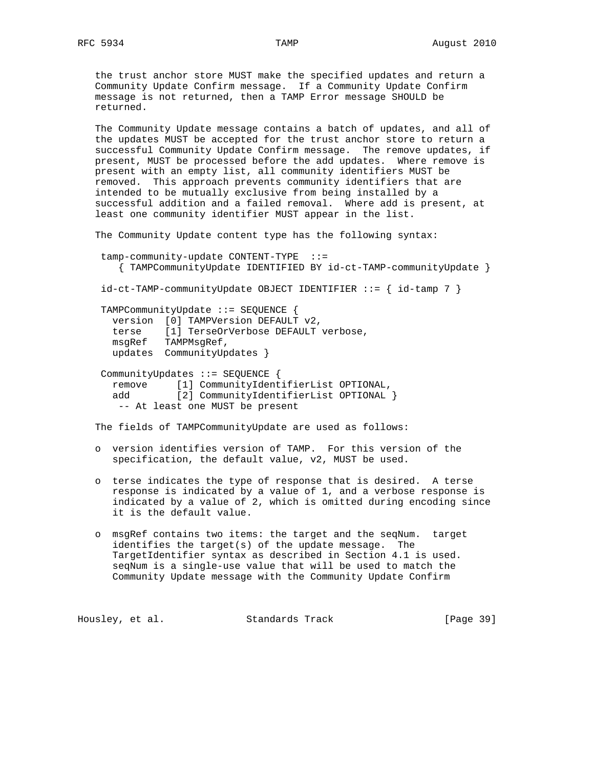the trust anchor store MUST make the specified updates and return a Community Update Confirm message. If a Community Update Confirm message is not returned, then a TAMP Error message SHOULD be returned.

The Community Update message contains a batch of updates, and all of the updates MUST be accepted for the trust anchor store to return a successful Community Update Confirm message. The remove updates, if present, MUST be processed before the add updates. Where remove is present with an empty list, all community identifiers MUST be removed. This approach prevents community identifiers that are intended to be mutually exclusive from being installed by a successful addition and a failed removal. Where add is present, at least one community identifier MUST appear in the list.

The Community Update content type has the following syntax:

```
 tamp-community-update CONTENT-TYPE  ::=
    { TAMPCommunityUpdate IDENTIFIED BY id-ct-TAMP-communityUpdate }

 id-ct-TAMP-communityUpdate OBJECT IDENTIFIER ::= { id-tamp 7 }

 TAMPCommunityUpdate ::= SEQUENCE {
   version  [0] TAMPVersion DEFAULT v2,
   terse    [1] TerseOrVerbose DEFAULT verbose,
   msgRef   TAMPMsgRef,
   updates  CommunityUpdates }

 CommunityUpdates ::= SEQUENCE {
   remove     [1] CommunityIdentifierList OPTIONAL,
   add        [2] CommunityIdentifierList OPTIONAL }
    -- At least one MUST be present
```

The fields of TAMPCommunityUpdate are used as follows:

- version identifies version of TAMP. For this version of the specification, the default value, v2, MUST be used.

- terse indicates the type of response that is desired. A terse response is indicated by a value of 1, and a verbose response is indicated by a value of 2, which is omitted during encoding since it is the default value.

- msgRef contains two items: the target and the seqNum. target identifies the target(s) of the update message. The TargetIdentifier syntax as described in Section 4.1 is used. seqNum is a single-use value that will be used to match the Community Update message with the Community Update Confirm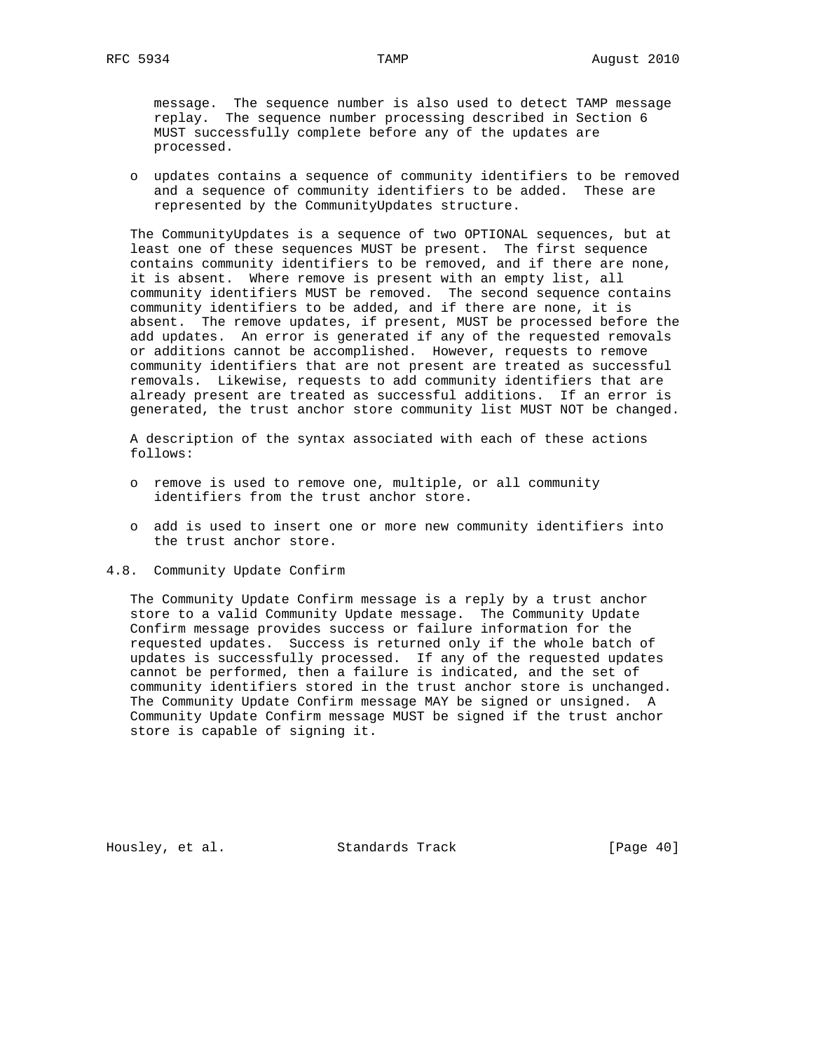message. The sequence number is also used to detect TAMP message replay. The sequence number processing described in Section 6 MUST successfully complete before any of the updates are processed.

- updates contains a sequence of community identifiers to be removed and a sequence of community identifiers to be added. These are represented by the CommunityUpdates structure.

The CommunityUpdates is a sequence of two OPTIONAL sequences, but at least one of these sequences MUST be present. The first sequence contains community identifiers to be removed, and if there are none, it is absent. Where remove is present with an empty list, all community identifiers MUST be removed. The second sequence contains community identifiers to be added, and if there are none, it is absent. The remove updates, if present, MUST be processed before the add updates. An error is generated if any of the requested removals or additions cannot be accomplished. However, requests to remove community identifiers that are not present are treated as successful removals. Likewise, requests to add community identifiers that are already present are treated as successful additions. If an error is generated, the trust anchor store community list MUST NOT be changed.

A description of the syntax associated with each of these actions follows:

- remove is used to remove one, multiple, or all community identifiers from the trust anchor store.

- add is used to insert one or more new community identifiers into the trust anchor store.

### 4.8. Community Update Confirm

The Community Update Confirm message is a reply by a trust anchor store to a valid Community Update message. The Community Update Confirm message provides success or failure information for the requested updates. Success is returned only if the whole batch of updates is successfully processed. If any of the requested updates cannot be performed, then a failure is indicated, and the set of community identifiers stored in the trust anchor store is unchanged. The Community Update Confirm message MAY be signed or unsigned. A Community Update Confirm message MUST be signed if the trust anchor store is capable of signing it.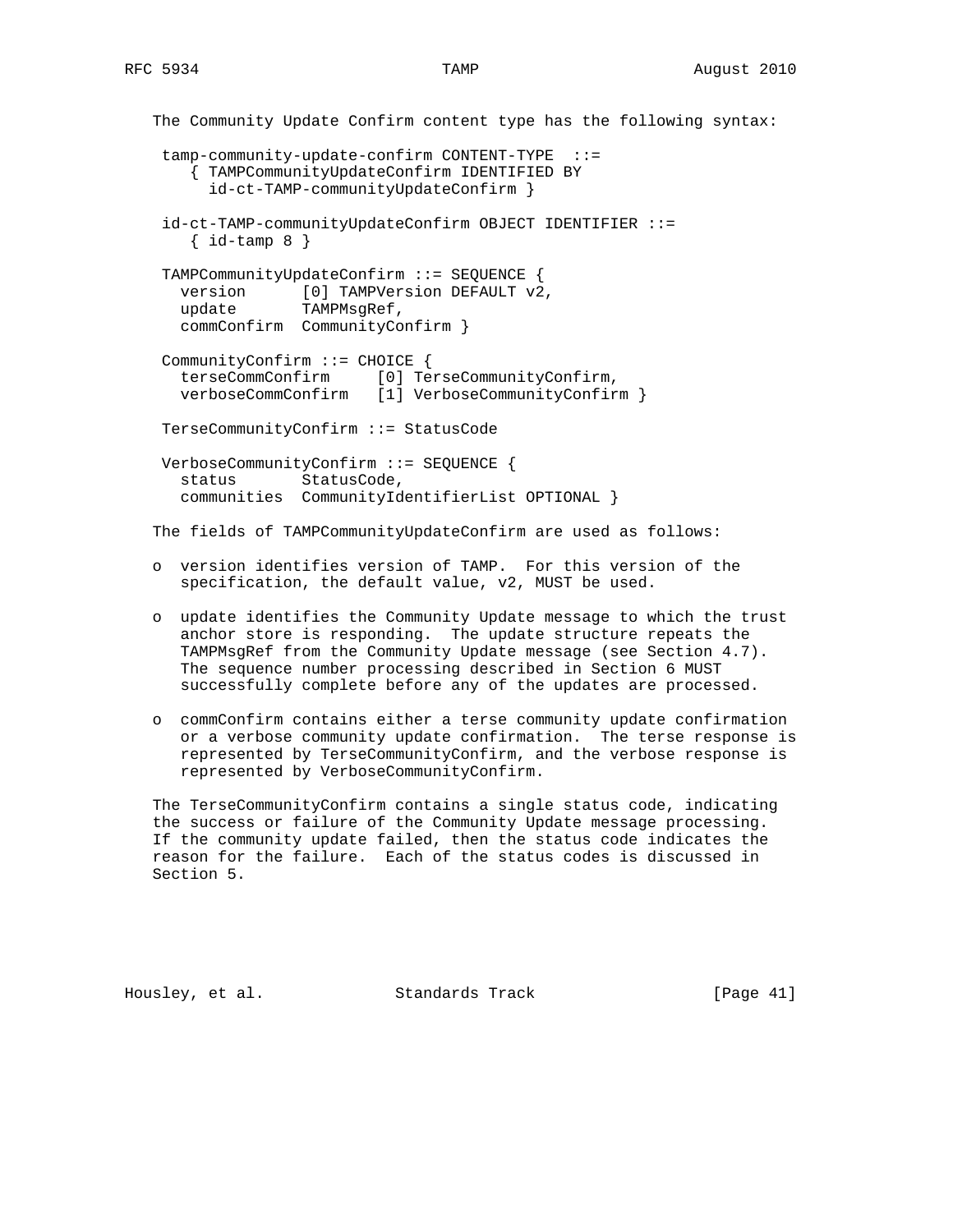The Community Update Confirm content type has the following syntax:

```
tamp-community-update-confirm CONTENT-TYPE  ::=
   { TAMPCommunityUpdateConfirm IDENTIFIED BY
     id-ct-TAMP-communityUpdateConfirm }

id-ct-TAMP-communityUpdateConfirm OBJECT IDENTIFIER ::=
   { id-tamp 8 }

TAMPCommunityUpdateConfirm ::= SEQUENCE {
  version      [0] TAMPVersion DEFAULT v2,
  update       TAMPMsgRef,
  commConfirm  CommunityConfirm }

CommunityConfirm ::= CHOICE {
  terseCommConfirm     [0] TerseCommunityConfirm,
  verboseCommConfirm   [1] VerboseCommunityConfirm }

TerseCommunityConfirm ::= StatusCode

VerboseCommunityConfirm ::= SEQUENCE {
  status       StatusCode,
  communities  CommunityIdentifierList OPTIONAL }
```

The fields of TAMPCommunityUpdateConfirm are used as follows:

- version identifies version of TAMP. For this version of the specification, the default value, v2, MUST be used.

- update identifies the Community Update message to which the trust anchor store is responding. The update structure repeats the TAMPMsgRef from the Community Update message (see Section 4.7). The sequence number processing described in Section 6 MUST successfully complete before any of the updates are processed.

- commConfirm contains either a terse community update confirmation or a verbose community update confirmation. The terse response is represented by TerseCommunityConfirm, and the verbose response is represented by VerboseCommunityConfirm.

The TerseCommunityConfirm contains a single status code, indicating the success or failure of the Community Update message processing. If the community update failed, then the status code indicates the reason for the failure. Each of the status codes is discussed in Section 5.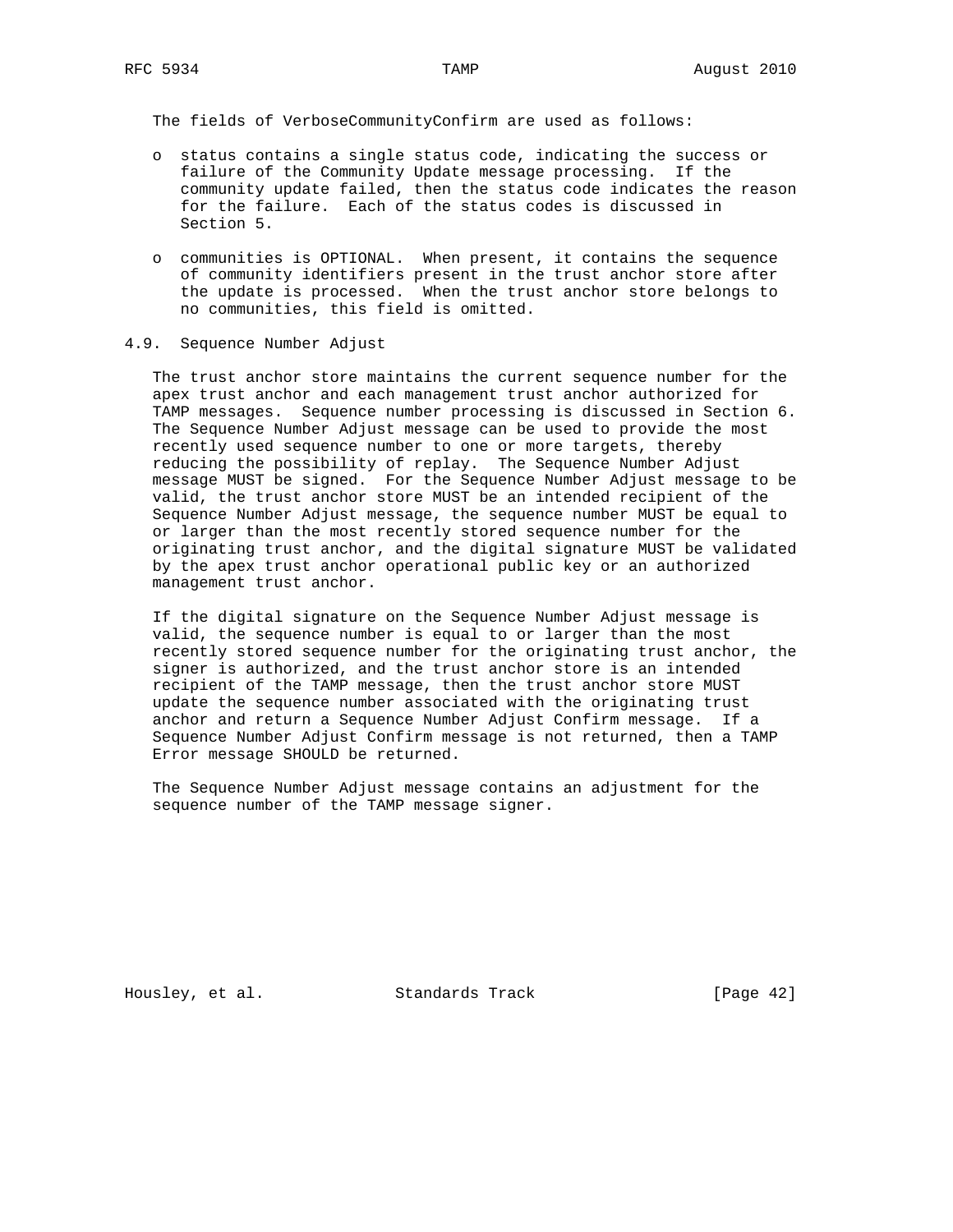The fields of VerboseCommunityConfirm are used as follows:

- status contains a single status code, indicating the success or failure of the Community Update message processing. If the community update failed, then the status code indicates the reason for the failure. Each of the status codes is discussed in Section 5.

- communities is OPTIONAL. When present, it contains the sequence of community identifiers present in the trust anchor store after the update is processed. When the trust anchor store belongs to no communities, this field is omitted.

## 4.9. Sequence Number Adjust

The trust anchor store maintains the current sequence number for the apex trust anchor and each management trust anchor authorized for TAMP messages. Sequence number processing is discussed in Section 6. The Sequence Number Adjust message can be used to provide the most recently used sequence number to one or more targets, thereby reducing the possibility of replay. The Sequence Number Adjust message MUST be signed. For the Sequence Number Adjust message to be valid, the trust anchor store MUST be an intended recipient of the Sequence Number Adjust message, the sequence number MUST be equal to or larger than the most recently stored sequence number for the originating trust anchor, and the digital signature MUST be validated by the apex trust anchor operational public key or an authorized management trust anchor.

If the digital signature on the Sequence Number Adjust message is valid, the sequence number is equal to or larger than the most recently stored sequence number for the originating trust anchor, the signer is authorized, and the trust anchor store is an intended recipient of the TAMP message, then the trust anchor store MUST update the sequence number associated with the originating trust anchor and return a Sequence Number Adjust Confirm message. If a Sequence Number Adjust Confirm message is not returned, then a TAMP Error message SHOULD be returned.

The Sequence Number Adjust message contains an adjustment for the sequence number of the TAMP message signer.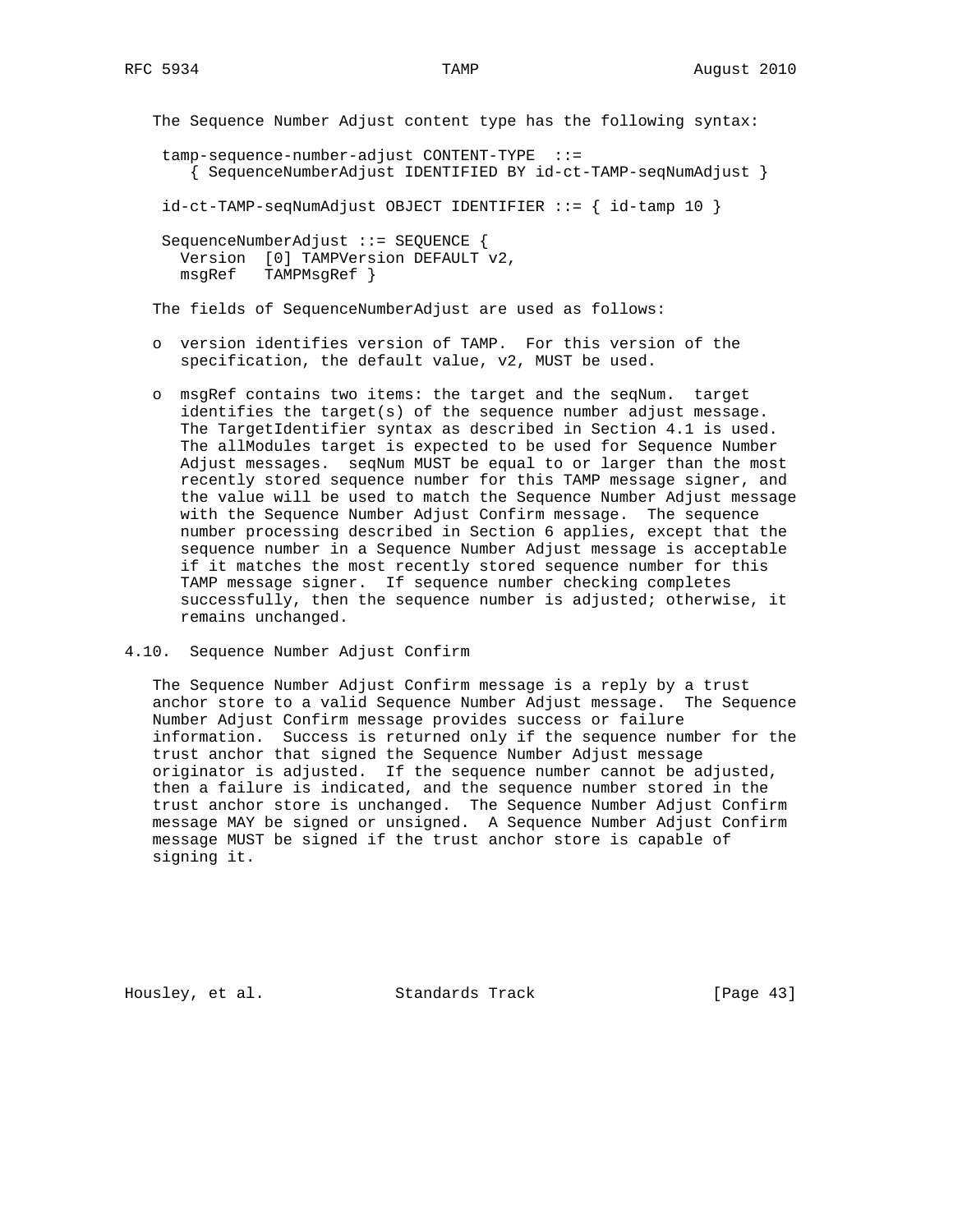The Sequence Number Adjust content type has the following syntax:

```
tamp-sequence-number-adjust CONTENT-TYPE  ::=
   { SequenceNumberAdjust IDENTIFIED BY id-ct-TAMP-seqNumAdjust }

id-ct-TAMP-seqNumAdjust OBJECT IDENTIFIER ::= { id-tamp 10 }

SequenceNumberAdjust ::= SEQUENCE {
  Version  [0] TAMPVersion DEFAULT v2,
  msgRef   TAMPMsgRef }
```

The fields of SequenceNumberAdjust are used as follows:

- version identifies version of TAMP. For this version of the specification, the default value, v2, MUST be used.
- msgRef contains two items: the target and the seqNum. target identifies the target(s) of the sequence number adjust message. The TargetIdentifier syntax as described in Section 4.1 is used. The allModules target is expected to be used for Sequence Number Adjust messages. seqNum MUST be equal to or larger than the most recently stored sequence number for this TAMP message signer, and the value will be used to match the Sequence Number Adjust message with the Sequence Number Adjust Confirm message. The sequence number processing described in Section 6 applies, except that the sequence number in a Sequence Number Adjust message is acceptable if it matches the most recently stored sequence number for this TAMP message signer. If sequence number checking completes successfully, then the sequence number is adjusted; otherwise, it remains unchanged.

## 4.10. Sequence Number Adjust Confirm

The Sequence Number Adjust Confirm message is a reply by a trust anchor store to a valid Sequence Number Adjust message. The Sequence Number Adjust Confirm message provides success or failure information. Success is returned only if the sequence number for the trust anchor that signed the Sequence Number Adjust message originator is adjusted. If the sequence number cannot be adjusted, then a failure is indicated, and the sequence number stored in the trust anchor store is unchanged. The Sequence Number Adjust Confirm message MAY be signed or unsigned. A Sequence Number Adjust Confirm message MUST be signed if the trust anchor store is capable of signing it.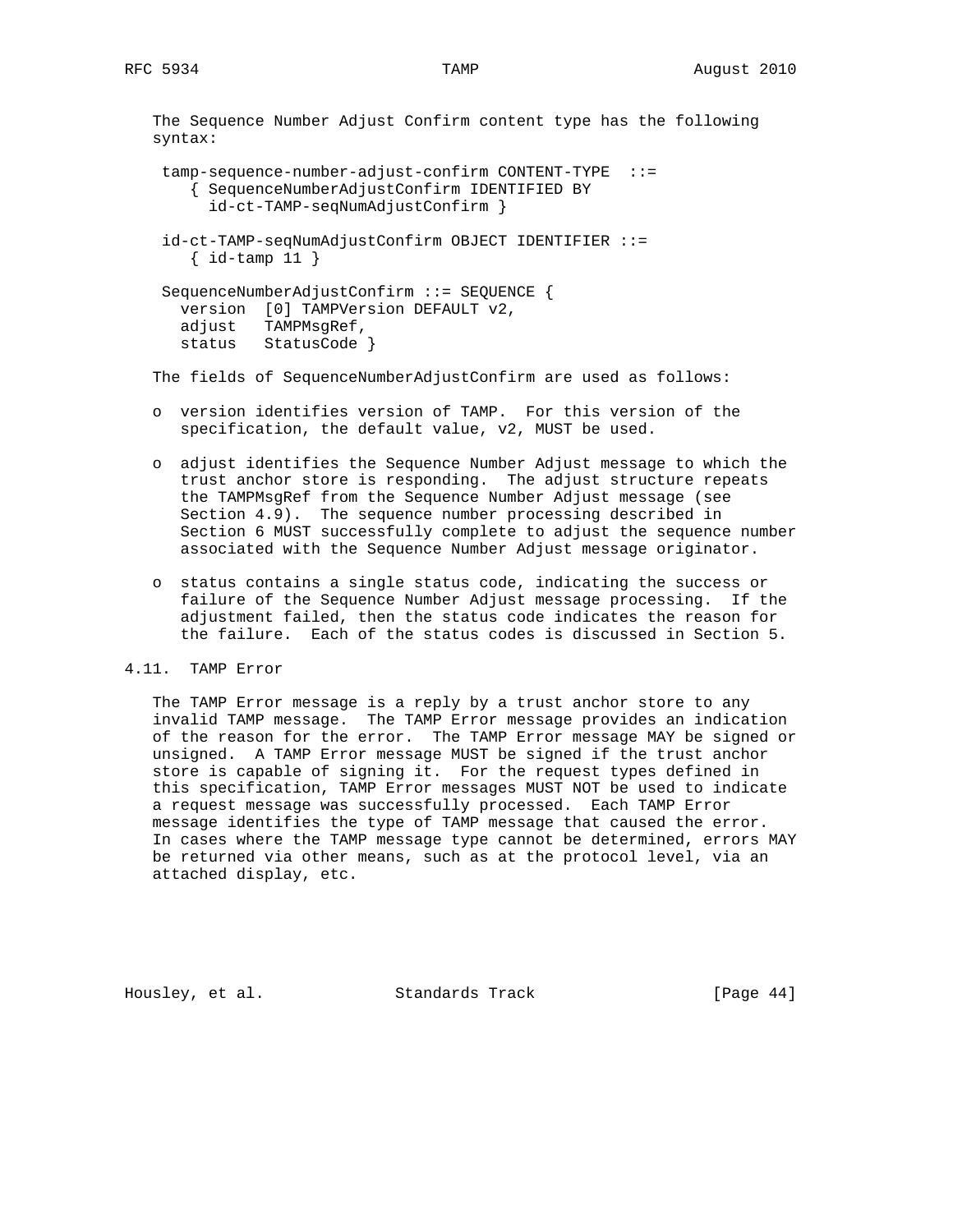The Sequence Number Adjust Confirm content type has the following syntax:

```
 tamp-sequence-number-adjust-confirm CONTENT-TYPE  ::=
    { SequenceNumberAdjustConfirm IDENTIFIED BY
      id-ct-TAMP-seqNumAdjustConfirm }

 id-ct-TAMP-seqNumAdjustConfirm OBJECT IDENTIFIER ::=
    { id-tamp 11 }

 SequenceNumberAdjustConfirm ::= SEQUENCE {
   version  [0] TAMPVersion DEFAULT v2,
   adjust   TAMPMsgRef,
   status   StatusCode }
```

The fields of SequenceNumberAdjustConfirm are used as follows:

- version identifies version of TAMP. For this version of the specification, the default value, v2, MUST be used.
- adjust identifies the Sequence Number Adjust message to which the trust anchor store is responding. The adjust structure repeats the TAMPMsgRef from the Sequence Number Adjust message (see Section 4.9). The sequence number processing described in Section 6 MUST successfully complete to adjust the sequence number associated with the Sequence Number Adjust message originator.
- status contains a single status code, indicating the success or failure of the Sequence Number Adjust message processing. If the adjustment failed, then the status code indicates the reason for the failure. Each of the status codes is discussed in Section 5.

### 4.11. TAMP Error

The TAMP Error message is a reply by a trust anchor store to any invalid TAMP message. The TAMP Error message provides an indication of the reason for the error. The TAMP Error message MAY be signed or unsigned. A TAMP Error message MUST be signed if the trust anchor store is capable of signing it. For the request types defined in this specification, TAMP Error messages MUST NOT be used to indicate a request message was successfully processed. Each TAMP Error message identifies the type of TAMP message that caused the error. In cases where the TAMP message type cannot be determined, errors MAY be returned via other means, such as at the protocol level, via an attached display, etc.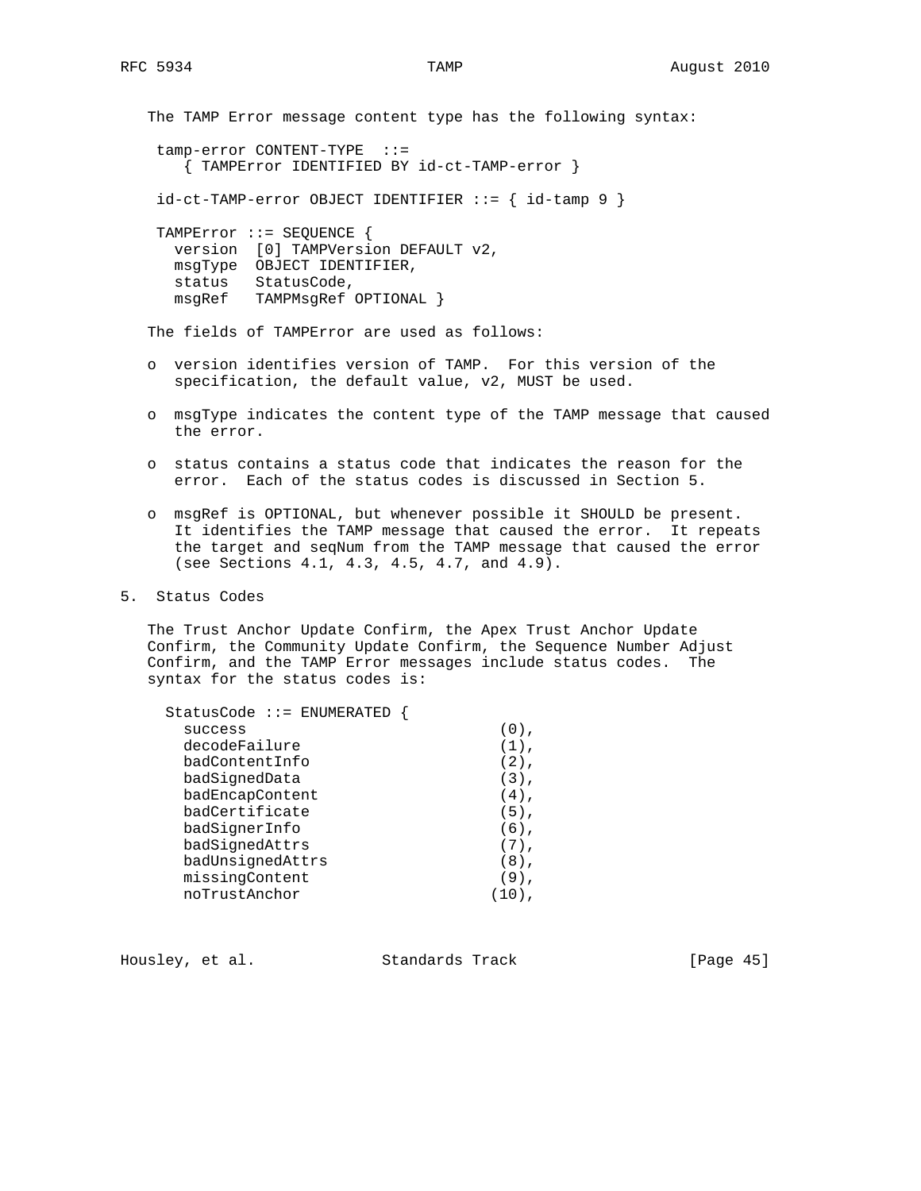The TAMP Error message content type has the following syntax:

```
tamp-error CONTENT-TYPE  ::=
   { TAMPError IDENTIFIED BY id-ct-TAMP-error }

id-ct-TAMP-error OBJECT IDENTIFIER ::= { id-tamp 9 }

TAMPError ::= SEQUENCE {
  version  [0] TAMPVersion DEFAULT v2,
  msgType  OBJECT IDENTIFIER,
  status   StatusCode,
  msgRef   TAMPMsgRef OPTIONAL }
```

The fields of TAMPError are used as follows:

- version identifies version of TAMP. For this version of the specification, the default value, v2, MUST be used.
- msgType indicates the content type of the TAMP message that caused the error.
- status contains a status code that indicates the reason for the error. Each of the status codes is discussed in Section 5.
- msgRef is OPTIONAL, but whenever possible it SHOULD be present. It identifies the TAMP message that caused the error. It repeats the target and seqNum from the TAMP message that caused the error (see Sections 4.1, 4.3, 4.5, 4.7, and 4.9).

# 5. Status Codes

The Trust Anchor Update Confirm, the Apex Trust Anchor Update Confirm, the Community Update Confirm, the Sequence Number Adjust Confirm, and the TAMP Error messages include status codes. The syntax for the status codes is:

```
StatusCode ::= ENUMERATED {
  success                          (0),
  decodeFailure                    (1),
  badContentInfo                   (2),
  badSignedData                    (3),
  badEncapContent                  (4),
  badCertificate                   (5),
  badSignerInfo                    (6),
  badSignedAttrs                   (7),
  badUnsignedAttrs                 (8),
  missingContent                   (9),
  noTrustAnchor                   (10),
```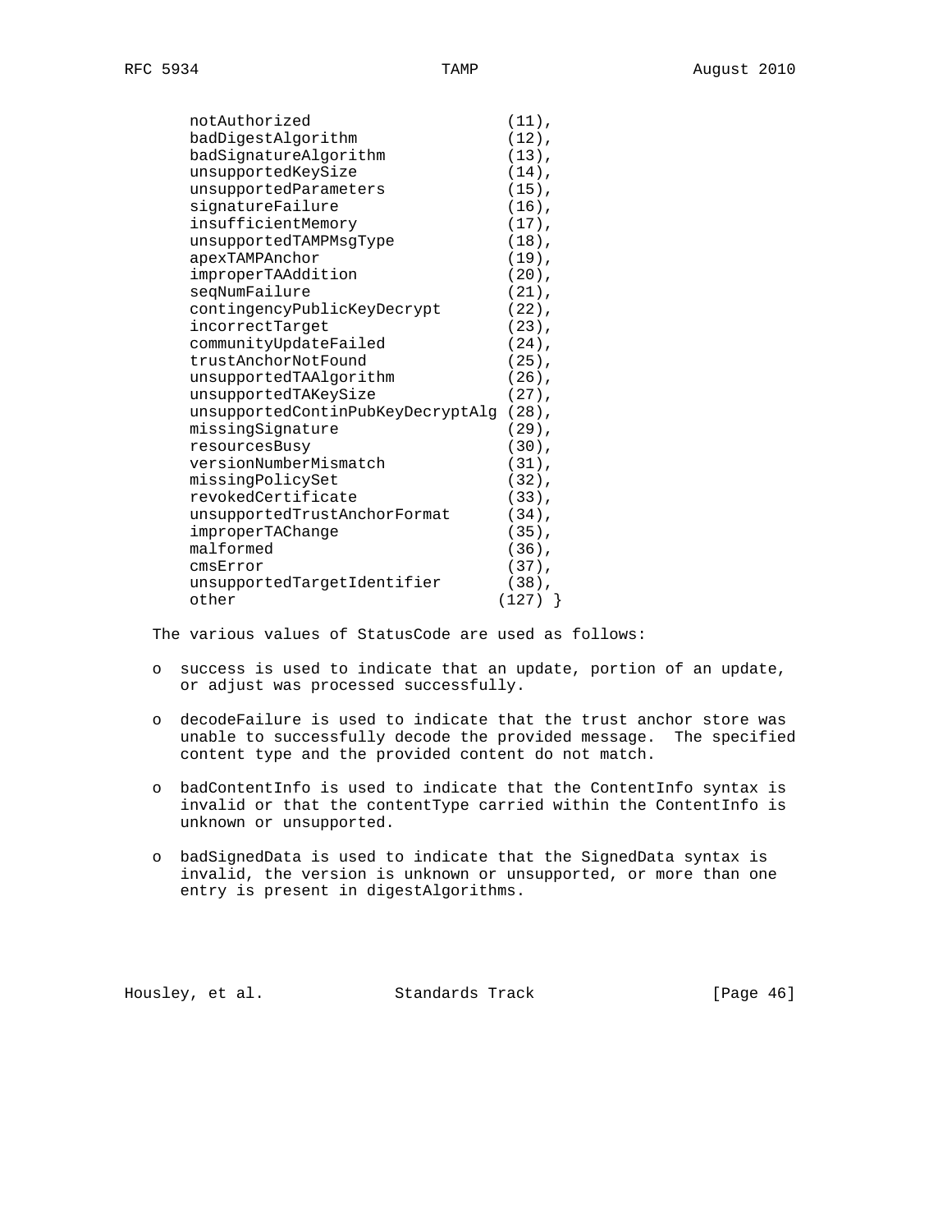```
      notAuthorized                     (11),
      badDigestAlgorithm                (12),
      badSignatureAlgorithm             (13),
      unsupportedKeySize                (14),
      unsupportedParameters             (15),
      signatureFailure                  (16),
      insufficientMemory                (17),
      unsupportedTAMPMsgType            (18),
      apexTAMPAnchor                    (19),
      improperTAAddition                (20),
      seqNumFailure                     (21),
      contingencyPublicKeyDecrypt       (22),
      incorrectTarget                   (23),
      communityUpdateFailed             (24),
      trustAnchorNotFound               (25),
      unsupportedTAAlgorithm            (26),
      unsupportedTAKeySize              (27),
      unsupportedContinPubKeyDecryptAlg (28),
      missingSignature                  (29),
      resourcesBusy                     (30),
      versionNumberMismatch             (31),
      missingPolicySet                  (32),
      revokedCertificate                (33),
      unsupportedTrustAnchorFormat      (34),
      improperTAChange                  (35),
      malformed                         (36),
      cmsError                          (37),
      unsupportedTargetIdentifier       (38),
      other                            (127) }
```

The various values of StatusCode are used as follows:

- success is used to indicate that an update, portion of an update, or adjust was processed successfully.
- decodeFailure is used to indicate that the trust anchor store was unable to successfully decode the provided message. The specified content type and the provided content do not match.
- badContentInfo is used to indicate that the ContentInfo syntax is invalid or that the contentType carried within the ContentInfo is unknown or unsupported.
- badSignedData is used to indicate that the SignedData syntax is invalid, the version is unknown or unsupported, or more than one entry is present in digestAlgorithms.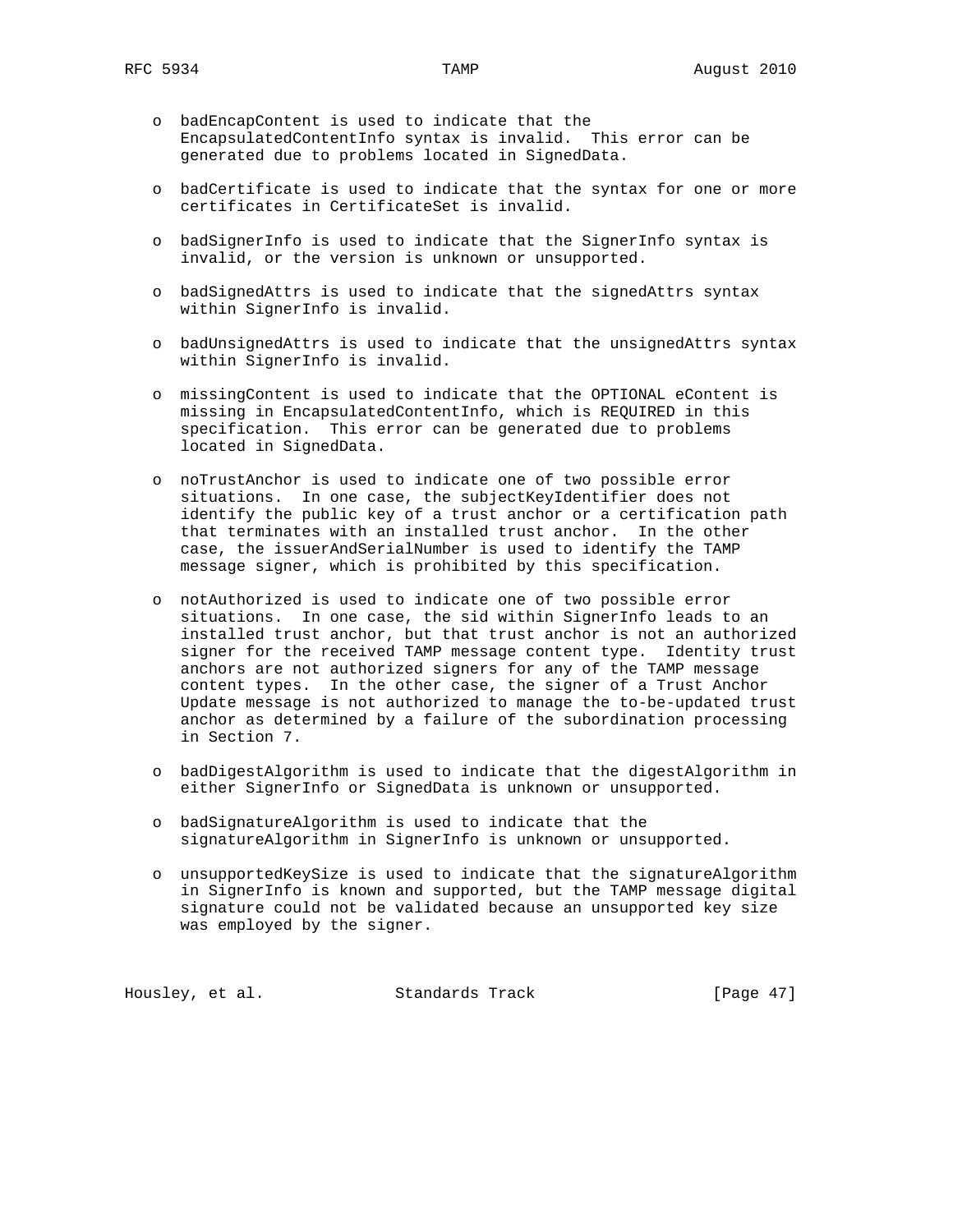- badEncapContent is used to indicate that the EncapsulatedContentInfo syntax is invalid. This error can be generated due to problems located in SignedData.

- badCertificate is used to indicate that the syntax for one or more certificates in CertificateSet is invalid.

- badSignerInfo is used to indicate that the SignerInfo syntax is invalid, or the version is unknown or unsupported.

- badSignedAttrs is used to indicate that the signedAttrs syntax within SignerInfo is invalid.

- badUnsignedAttrs is used to indicate that the unsignedAttrs syntax within SignerInfo is invalid.

- missingContent is used to indicate that the OPTIONAL eContent is missing in EncapsulatedContentInfo, which is REQUIRED in this specification. This error can be generated due to problems located in SignedData.

- noTrustAnchor is used to indicate one of two possible error situations. In one case, the subjectKeyIdentifier does not identify the public key of a trust anchor or a certification path that terminates with an installed trust anchor. In the other case, the issuerAndSerialNumber is used to identify the TAMP message signer, which is prohibited by this specification.

- notAuthorized is used to indicate one of two possible error situations. In one case, the sid within SignerInfo leads to an installed trust anchor, but that trust anchor is not an authorized signer for the received TAMP message content type. Identity trust anchors are not authorized signers for any of the TAMP message content types. In the other case, the signer of a Trust Anchor Update message is not authorized to manage the to-be-updated trust anchor as determined by a failure of the subordination processing in Section 7.

- badDigestAlgorithm is used to indicate that the digestAlgorithm in either SignerInfo or SignedData is unknown or unsupported.

- badSignatureAlgorithm is used to indicate that the signatureAlgorithm in SignerInfo is unknown or unsupported.

- unsupportedKeySize is used to indicate that the signatureAlgorithm in SignerInfo is known and supported, but the TAMP message digital signature could not be validated because an unsupported key size was employed by the signer.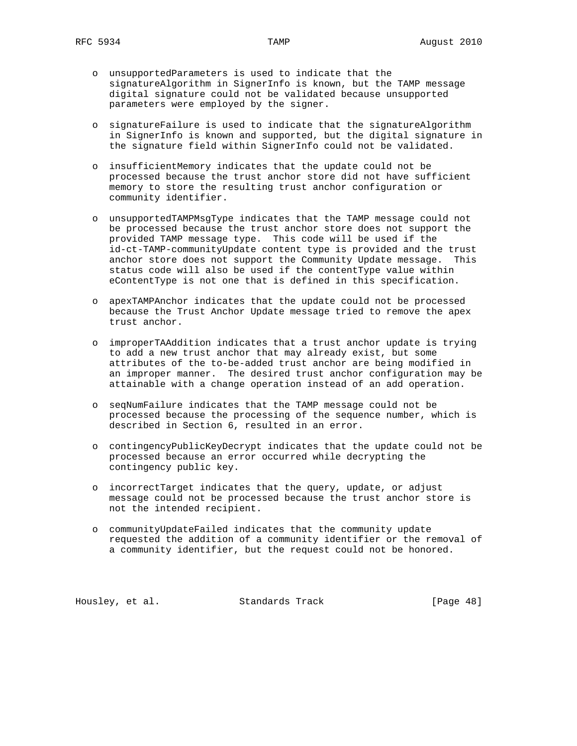- unsupportedParameters is used to indicate that the signatureAlgorithm in SignerInfo is known, but the TAMP message digital signature could not be validated because unsupported parameters were employed by the signer.

- signatureFailure is used to indicate that the signatureAlgorithm in SignerInfo is known and supported, but the digital signature in the signature field within SignerInfo could not be validated.

- insufficientMemory indicates that the update could not be processed because the trust anchor store did not have sufficient memory to store the resulting trust anchor configuration or community identifier.

- unsupportedTAMPMsgType indicates that the TAMP message could not be processed because the trust anchor store does not support the provided TAMP message type. This code will be used if the id-ct-TAMP-communityUpdate content type is provided and the trust anchor store does not support the Community Update message. This status code will also be used if the contentType value within eContentType is not one that is defined in this specification.

- apexTAMPAnchor indicates that the update could not be processed because the Trust Anchor Update message tried to remove the apex trust anchor.

- improperTAAddition indicates that a trust anchor update is trying to add a new trust anchor that may already exist, but some attributes of the to-be-added trust anchor are being modified in an improper manner. The desired trust anchor configuration may be attainable with a change operation instead of an add operation.

- seqNumFailure indicates that the TAMP message could not be processed because the processing of the sequence number, which is described in Section 6, resulted in an error.

- contingencyPublicKeyDecrypt indicates that the update could not be processed because an error occurred while decrypting the contingency public key.

- incorrectTarget indicates that the query, update, or adjust message could not be processed because the trust anchor store is not the intended recipient.

- communityUpdateFailed indicates that the community update requested the addition of a community identifier or the removal of a community identifier, but the request could not be honored.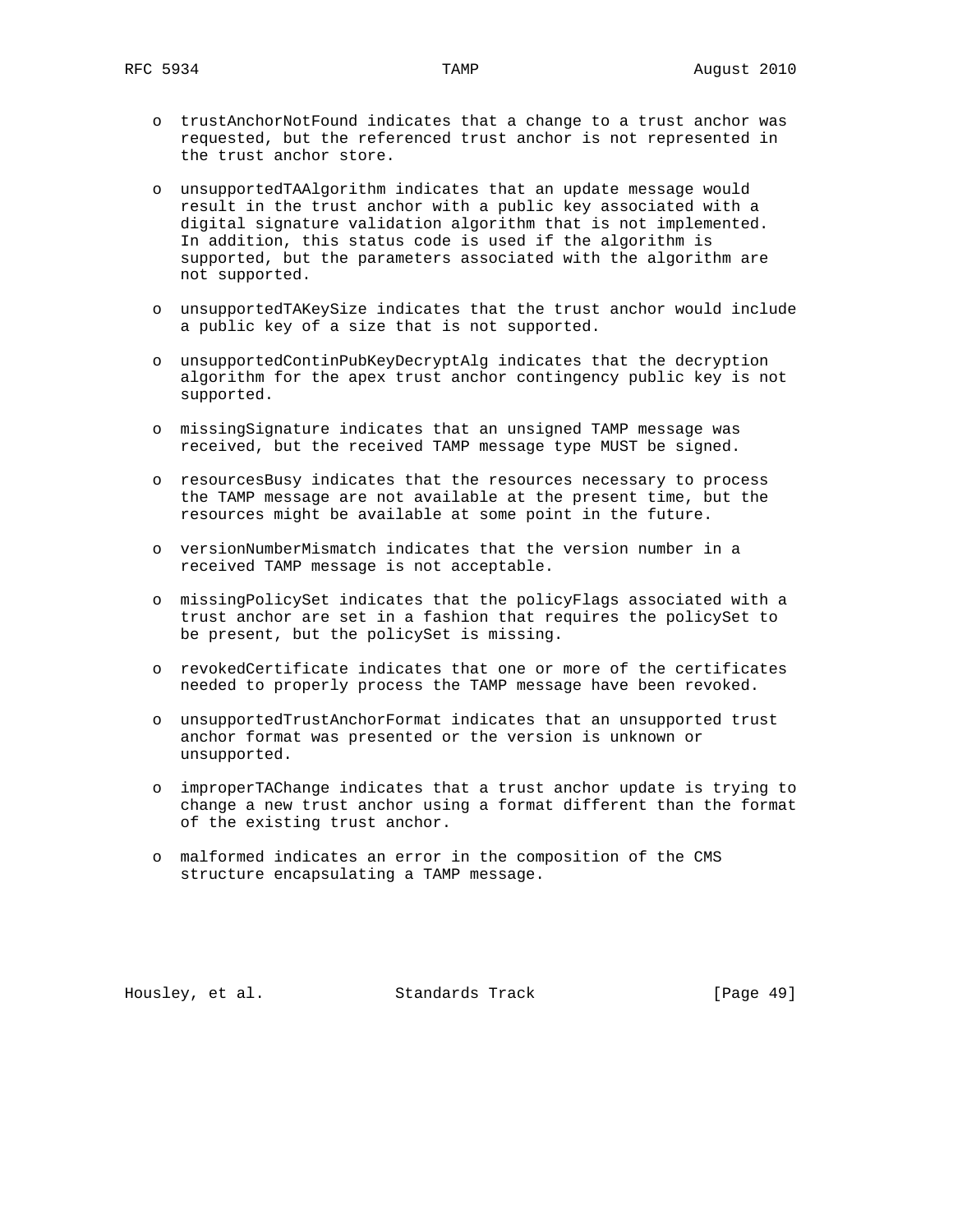- trustAnchorNotFound indicates that a change to a trust anchor was requested, but the referenced trust anchor is not represented in the trust anchor store.

- unsupportedTAAlgorithm indicates that an update message would result in the trust anchor with a public key associated with a digital signature validation algorithm that is not implemented. In addition, this status code is used if the algorithm is supported, but the parameters associated with the algorithm are not supported.

- unsupportedTAKeySize indicates that the trust anchor would include a public key of a size that is not supported.

- unsupportedContinPubKeyDecryptAlg indicates that the decryption algorithm for the apex trust anchor contingency public key is not supported.

- missingSignature indicates that an unsigned TAMP message was received, but the received TAMP message type MUST be signed.

- resourcesBusy indicates that the resources necessary to process the TAMP message are not available at the present time, but the resources might be available at some point in the future.

- versionNumberMismatch indicates that the version number in a received TAMP message is not acceptable.

- missingPolicySet indicates that the policyFlags associated with a trust anchor are set in a fashion that requires the policySet to be present, but the policySet is missing.

- revokedCertificate indicates that one or more of the certificates needed to properly process the TAMP message have been revoked.

- unsupportedTrustAnchorFormat indicates that an unsupported trust anchor format was presented or the version is unknown or unsupported.

- improperTAChange indicates that a trust anchor update is trying to change a new trust anchor using a format different than the format of the existing trust anchor.

- malformed indicates an error in the composition of the CMS structure encapsulating a TAMP message.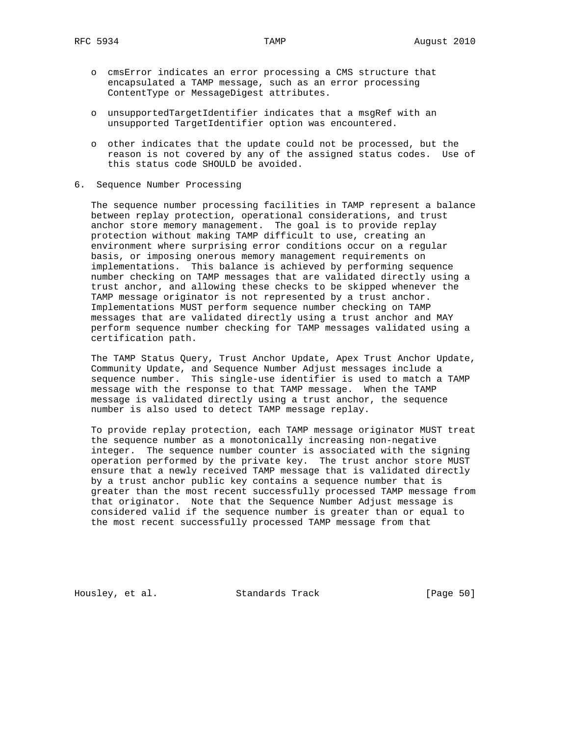- cmsError indicates an error processing a CMS structure that encapsulated a TAMP message, such as an error processing ContentType or MessageDigest attributes.

- unsupportedTargetIdentifier indicates that a msgRef with an unsupported TargetIdentifier option was encountered.

- other indicates that the update could not be processed, but the reason is not covered by any of the assigned status codes. Use of this status code SHOULD be avoided.

## 6. Sequence Number Processing

The sequence number processing facilities in TAMP represent a balance between replay protection, operational considerations, and trust anchor store memory management. The goal is to provide replay protection without making TAMP difficult to use, creating an environment where surprising error conditions occur on a regular basis, or imposing onerous memory management requirements on implementations. This balance is achieved by performing sequence number checking on TAMP messages that are validated directly using a trust anchor, and allowing these checks to be skipped whenever the TAMP message originator is not represented by a trust anchor. Implementations MUST perform sequence number checking on TAMP messages that are validated directly using a trust anchor and MAY perform sequence number checking for TAMP messages validated using a certification path.

The TAMP Status Query, Trust Anchor Update, Apex Trust Anchor Update, Community Update, and Sequence Number Adjust messages include a sequence number. This single-use identifier is used to match a TAMP message with the response to that TAMP message. When the TAMP message is validated directly using a trust anchor, the sequence number is also used to detect TAMP message replay.

To provide replay protection, each TAMP message originator MUST treat the sequence number as a monotonically increasing non-negative integer. The sequence number counter is associated with the signing operation performed by the private key. The trust anchor store MUST ensure that a newly received TAMP message that is validated directly by a trust anchor public key contains a sequence number that is greater than the most recent successfully processed TAMP message from that originator. Note that the Sequence Number Adjust message is considered valid if the sequence number is greater than or equal to the most recent successfully processed TAMP message from that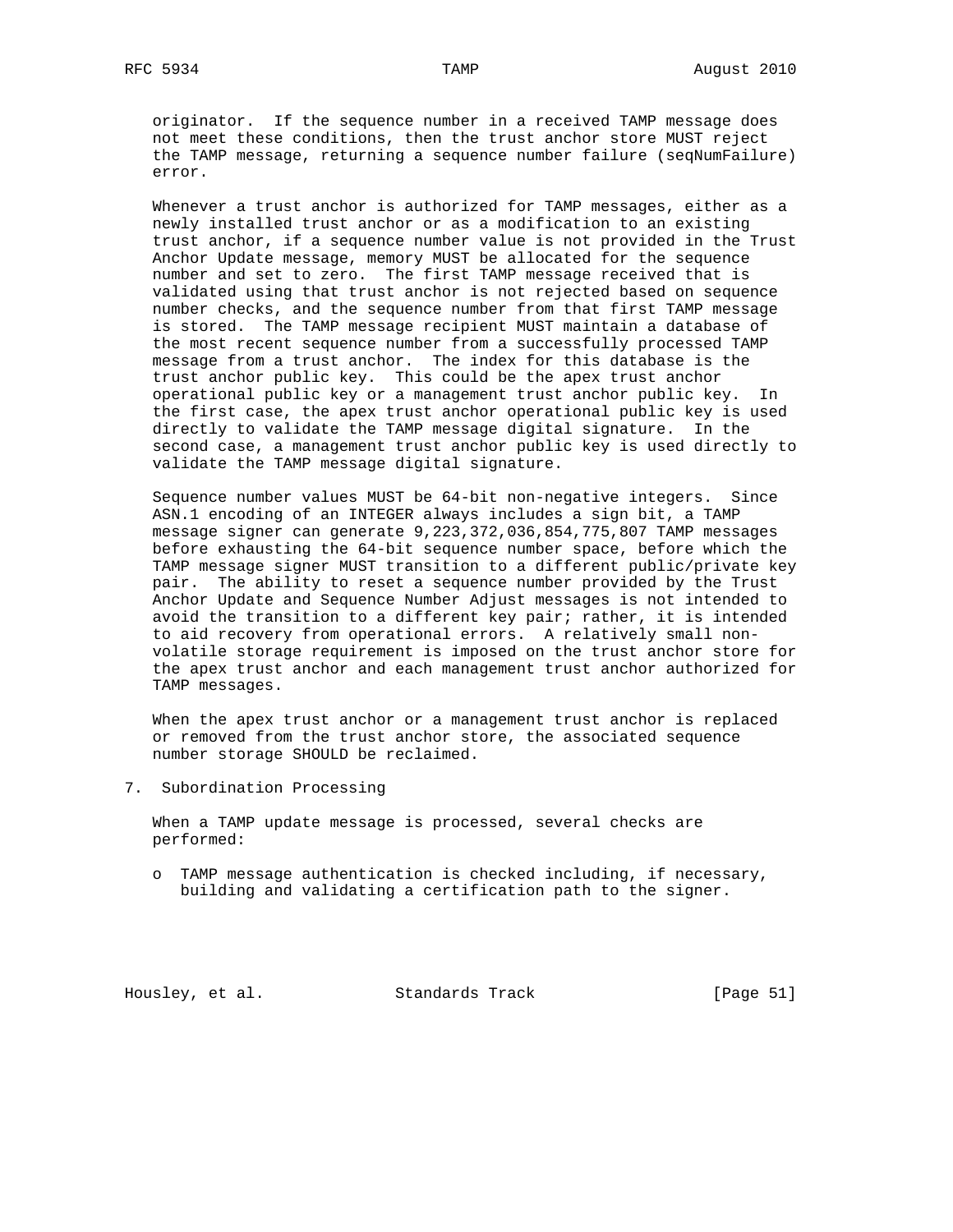originator. If the sequence number in a received TAMP message does not meet these conditions, then the trust anchor store MUST reject the TAMP message, returning a sequence number failure (seqNumFailure) error.

Whenever a trust anchor is authorized for TAMP messages, either as a newly installed trust anchor or as a modification to an existing trust anchor, if a sequence number value is not provided in the Trust Anchor Update message, memory MUST be allocated for the sequence number and set to zero. The first TAMP message received that is validated using that trust anchor is not rejected based on sequence number checks, and the sequence number from that first TAMP message is stored. The TAMP message recipient MUST maintain a database of the most recent sequence number from a successfully processed TAMP message from a trust anchor. The index for this database is the trust anchor public key. This could be the apex trust anchor operational public key or a management trust anchor public key. In the first case, the apex trust anchor operational public key is used directly to validate the TAMP message digital signature. In the second case, a management trust anchor public key is used directly to validate the TAMP message digital signature.

Sequence number values MUST be 64-bit non-negative integers. Since ASN.1 encoding of an INTEGER always includes a sign bit, a TAMP message signer can generate 9,223,372,036,854,775,807 TAMP messages before exhausting the 64-bit sequence number space, before which the TAMP message signer MUST transition to a different public/private key pair. The ability to reset a sequence number provided by the Trust Anchor Update and Sequence Number Adjust messages is not intended to avoid the transition to a different key pair; rather, it is intended to aid recovery from operational errors. A relatively small non-volatile storage requirement is imposed on the trust anchor store for the apex trust anchor and each management trust anchor authorized for TAMP messages.

When the apex trust anchor or a management trust anchor is replaced or removed from the trust anchor store, the associated sequence number storage SHOULD be reclaimed.

## 7. Subordination Processing

When a TAMP update message is processed, several checks are performed:

- TAMP message authentication is checked including, if necessary, building and validating a certification path to the signer.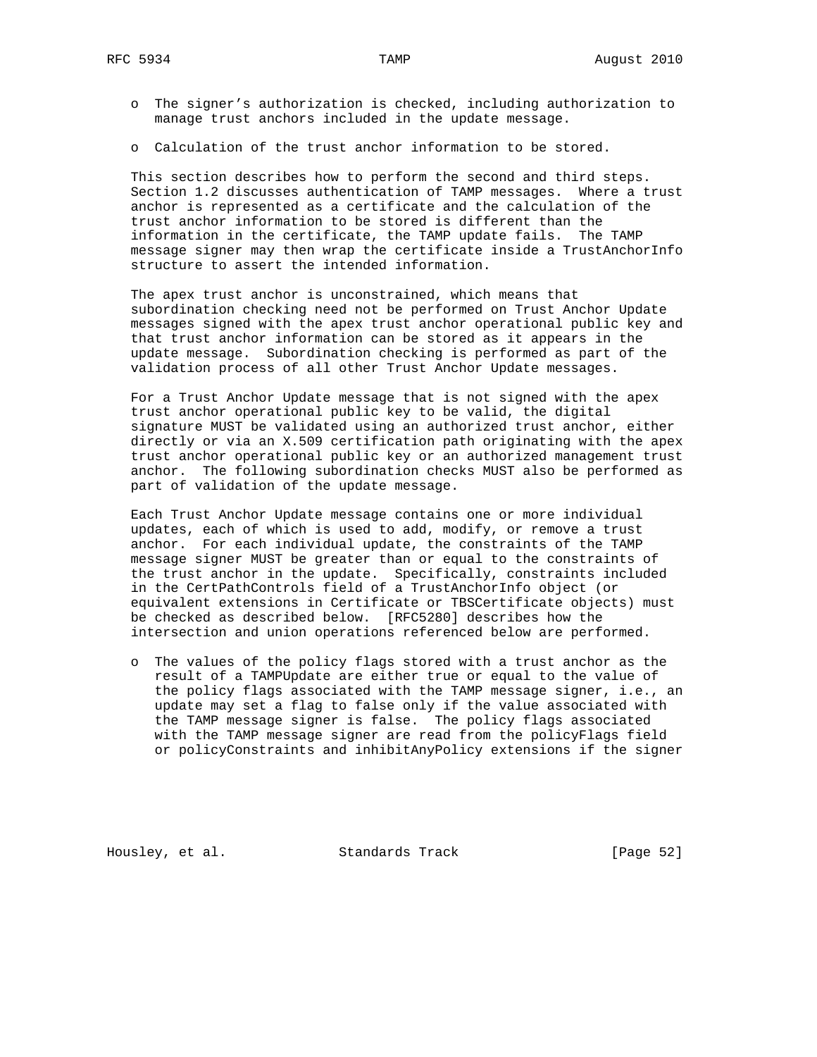- The signer's authorization is checked, including authorization to manage trust anchors included in the update message.

- Calculation of the trust anchor information to be stored.

This section describes how to perform the second and third steps. Section 1.2 discusses authentication of TAMP messages. Where a trust anchor is represented as a certificate and the calculation of the trust anchor information to be stored is different than the information in the certificate, the TAMP update fails. The TAMP message signer may then wrap the certificate inside a TrustAnchorInfo structure to assert the intended information.

The apex trust anchor is unconstrained, which means that subordination checking need not be performed on Trust Anchor Update messages signed with the apex trust anchor operational public key and that trust anchor information can be stored as it appears in the update message. Subordination checking is performed as part of the validation process of all other Trust Anchor Update messages.

For a Trust Anchor Update message that is not signed with the apex trust anchor operational public key to be valid, the digital signature MUST be validated using an authorized trust anchor, either directly or via an X.509 certification path originating with the apex trust anchor operational public key or an authorized management trust anchor. The following subordination checks MUST also be performed as part of validation of the update message.

Each Trust Anchor Update message contains one or more individual updates, each of which is used to add, modify, or remove a trust anchor. For each individual update, the constraints of the TAMP message signer MUST be greater than or equal to the constraints of the trust anchor in the update. Specifically, constraints included in the CertPathControls field of a TrustAnchorInfo object (or equivalent extensions in Certificate or TBSCertificate objects) must be checked as described below. [RFC5280] describes how the intersection and union operations referenced below are performed.

- The values of the policy flags stored with a trust anchor as the result of a TAMPUpdate are either true or equal to the value of the policy flags associated with the TAMP message signer, i.e., an update may set a flag to false only if the value associated with the TAMP message signer is false. The policy flags associated with the TAMP message signer are read from the policyFlags field or policyConstraints and inhibitAnyPolicy extensions if the signer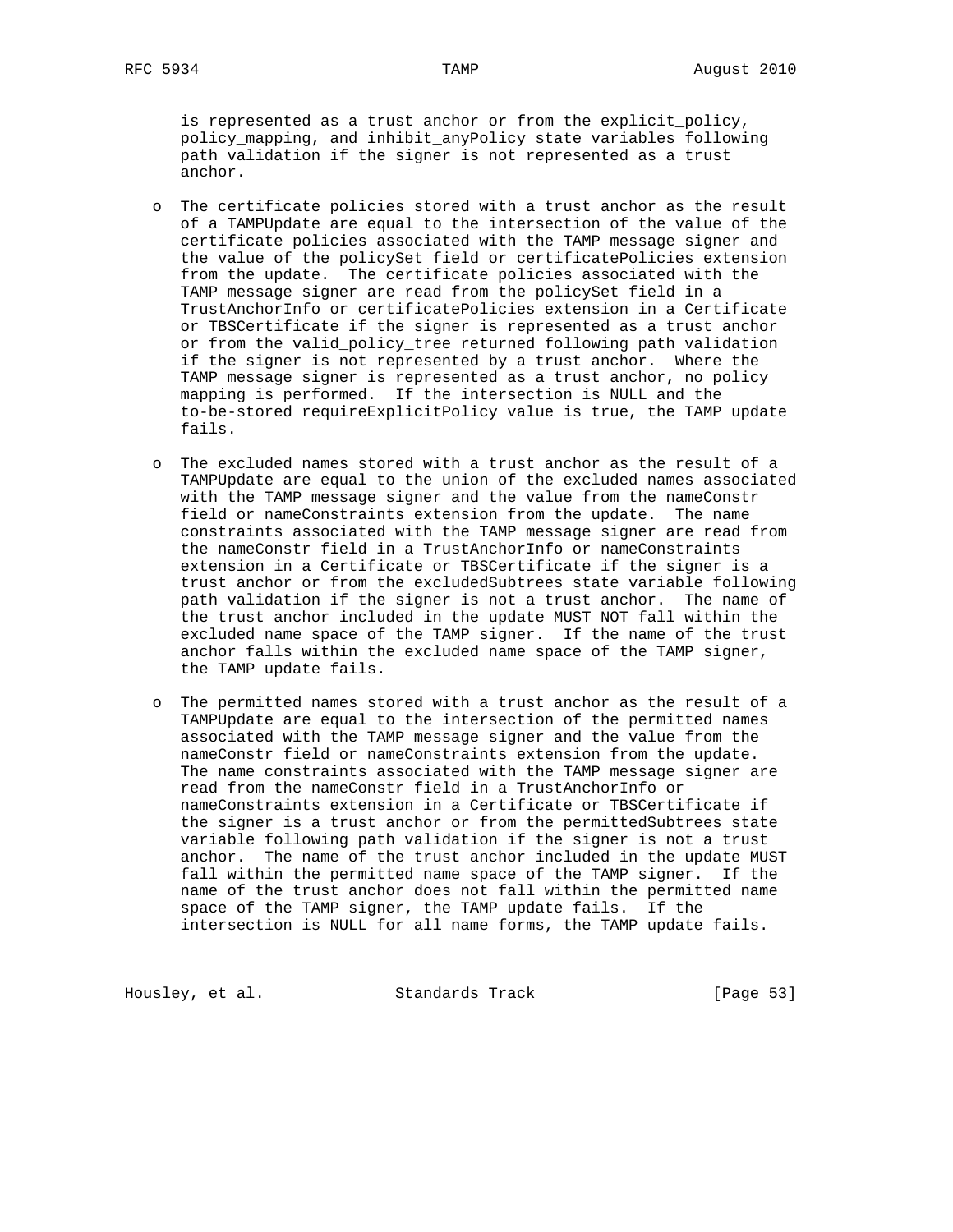is represented as a trust anchor or from the explicit_policy, policy_mapping, and inhibit_anyPolicy state variables following path validation if the signer is not represented as a trust anchor.

- The certificate policies stored with a trust anchor as the result of a TAMPUpdate are equal to the intersection of the value of the certificate policies associated with the TAMP message signer and the value of the policySet field or certificatePolicies extension from the update. The certificate policies associated with the TAMP message signer are read from the policySet field in a TrustAnchorInfo or certificatePolicies extension in a Certificate or TBSCertificate if the signer is represented as a trust anchor or from the valid_policy_tree returned following path validation if the signer is not represented by a trust anchor. Where the TAMP message signer is represented as a trust anchor, no policy mapping is performed. If the intersection is NULL and the to-be-stored requireExplicitPolicy value is true, the TAMP update fails.

- The excluded names stored with a trust anchor as the result of a TAMPUpdate are equal to the union of the excluded names associated with the TAMP message signer and the value from the nameConstr field or nameConstraints extension from the update. The name constraints associated with the TAMP message signer are read from the nameConstr field in a TrustAnchorInfo or nameConstraints extension in a Certificate or TBSCertificate if the signer is a trust anchor or from the excludedSubtrees state variable following path validation if the signer is not a trust anchor. The name of the trust anchor included in the update MUST NOT fall within the excluded name space of the TAMP signer. If the name of the trust anchor falls within the excluded name space of the TAMP signer, the TAMP update fails.

- The permitted names stored with a trust anchor as the result of a TAMPUpdate are equal to the intersection of the permitted names associated with the TAMP message signer and the value from the nameConstr field or nameConstraints extension from the update. The name constraints associated with the TAMP message signer are read from the nameConstr field in a TrustAnchorInfo or nameConstraints extension in a Certificate or TBSCertificate if the signer is a trust anchor or from the permittedSubtrees state variable following path validation if the signer is not a trust anchor. The name of the trust anchor included in the update MUST fall within the permitted name space of the TAMP signer. If the name of the trust anchor does not fall within the permitted name space of the TAMP signer, the TAMP update fails. If the intersection is NULL for all name forms, the TAMP update fails.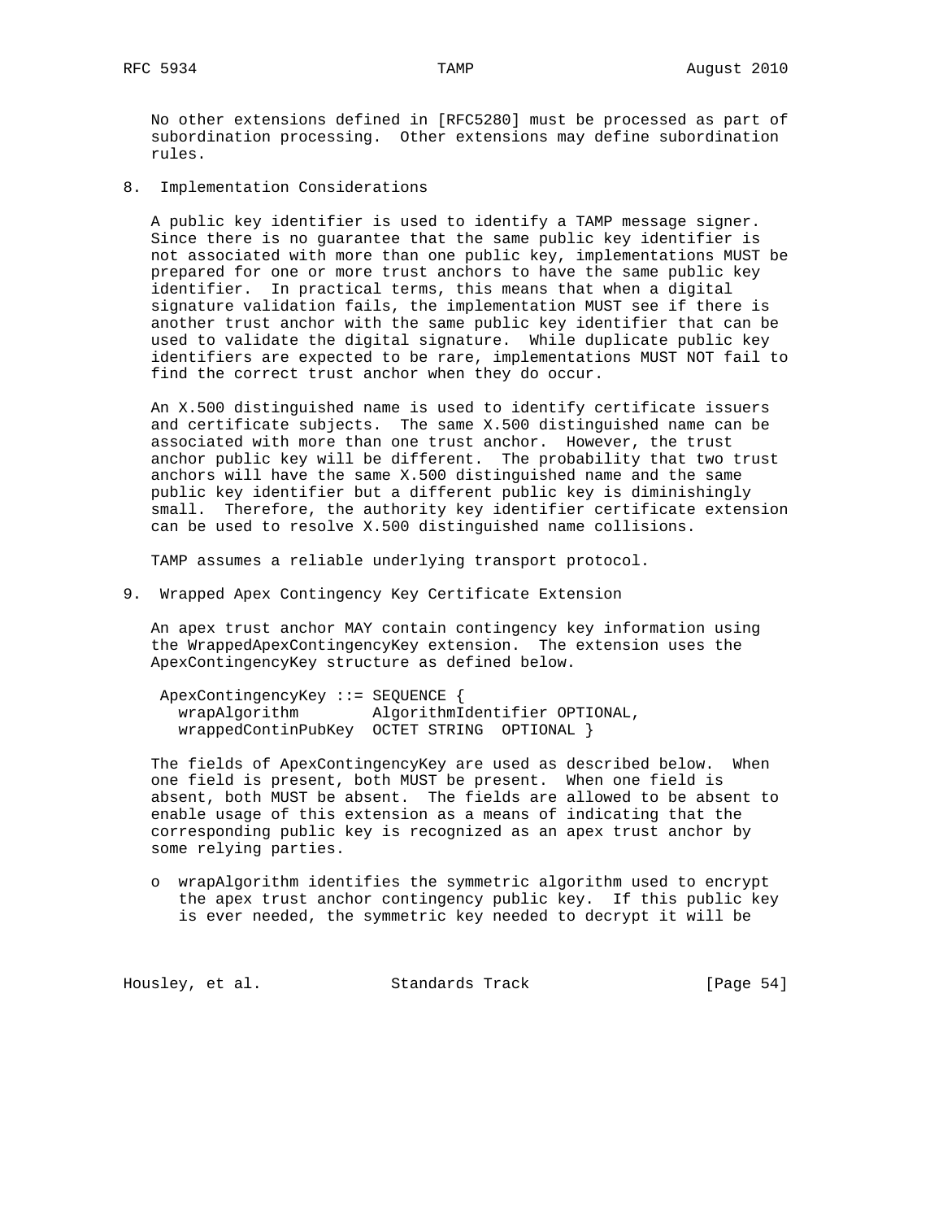No other extensions defined in [RFC5280] must be processed as part of subordination processing. Other extensions may define subordination rules.

## 8. Implementation Considerations

A public key identifier is used to identify a TAMP message signer. Since there is no guarantee that the same public key identifier is not associated with more than one public key, implementations MUST be prepared for one or more trust anchors to have the same public key identifier. In practical terms, this means that when a digital signature validation fails, the implementation MUST see if there is another trust anchor with the same public key identifier that can be used to validate the digital signature. While duplicate public key identifiers are expected to be rare, implementations MUST NOT fail to find the correct trust anchor when they do occur.

An X.500 distinguished name is used to identify certificate issuers and certificate subjects. The same X.500 distinguished name can be associated with more than one trust anchor. However, the trust anchor public key will be different. The probability that two trust anchors will have the same X.500 distinguished name and the same public key identifier but a different public key is diminishingly small. Therefore, the authority key identifier certificate extension can be used to resolve X.500 distinguished name collisions.

TAMP assumes a reliable underlying transport protocol.

## 9. Wrapped Apex Contingency Key Certificate Extension

An apex trust anchor MAY contain contingency key information using the WrappedApexContingencyKey extension. The extension uses the ApexContingencyKey structure as defined below.

```
ApexContingencyKey ::= SEQUENCE {
  wrapAlgorithm        AlgorithmIdentifier OPTIONAL,
  wrappedContinPubKey  OCTET STRING  OPTIONAL }
```

The fields of ApexContingencyKey are used as described below. When one field is present, both MUST be present. When one field is absent, both MUST be absent. The fields are allowed to be absent to enable usage of this extension as a means of indicating that the corresponding public key is recognized as an apex trust anchor by some relying parties.

- o wrapAlgorithm identifies the symmetric algorithm used to encrypt the apex trust anchor contingency public key. If this public key is ever needed, the symmetric key needed to decrypt it will be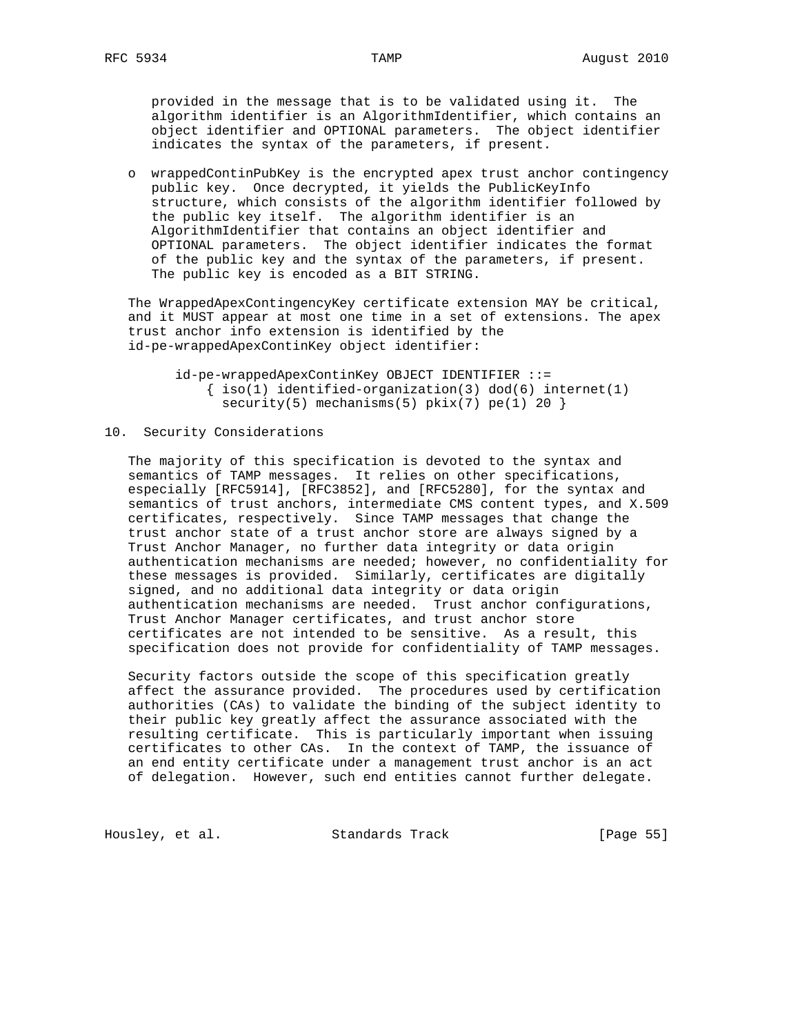provided in the message that is to be validated using it. The algorithm identifier is an AlgorithmIdentifier, which contains an object identifier and OPTIONAL parameters. The object identifier indicates the syntax of the parameters, if present.

- wrappedContinPubKey is the encrypted apex trust anchor contingency public key. Once decrypted, it yields the PublicKeyInfo structure, which consists of the algorithm identifier followed by the public key itself. The algorithm identifier is an AlgorithmIdentifier that contains an object identifier and OPTIONAL parameters. The object identifier indicates the format of the public key and the syntax of the parameters, if present. The public key is encoded as a BIT STRING.

The WrappedApexContingencyKey certificate extension MAY be critical, and it MUST appear at most one time in a set of extensions. The apex trust anchor info extension is identified by the id-pe-wrappedApexContinKey object identifier:

```
id-pe-wrappedApexContinKey OBJECT IDENTIFIER ::=
    { iso(1) identified-organization(3) dod(6) internet(1)
      security(5) mechanisms(5) pkix(7) pe(1) 20 }
```

## 10. Security Considerations

The majority of this specification is devoted to the syntax and semantics of TAMP messages. It relies on other specifications, especially [RFC5914], [RFC3852], and [RFC5280], for the syntax and semantics of trust anchors, intermediate CMS content types, and X.509 certificates, respectively. Since TAMP messages that change the trust anchor state of a trust anchor store are always signed by a Trust Anchor Manager, no further data integrity or data origin authentication mechanisms are needed; however, no confidentiality for these messages is provided. Similarly, certificates are digitally signed, and no additional data integrity or data origin authentication mechanisms are needed. Trust anchor configurations, Trust Anchor Manager certificates, and trust anchor store certificates are not intended to be sensitive. As a result, this specification does not provide for confidentiality of TAMP messages.

Security factors outside the scope of this specification greatly affect the assurance provided. The procedures used by certification authorities (CAs) to validate the binding of the subject identity to their public key greatly affect the assurance associated with the resulting certificate. This is particularly important when issuing certificates to other CAs. In the context of TAMP, the issuance of an end entity certificate under a management trust anchor is an act of delegation. However, such end entities cannot further delegate.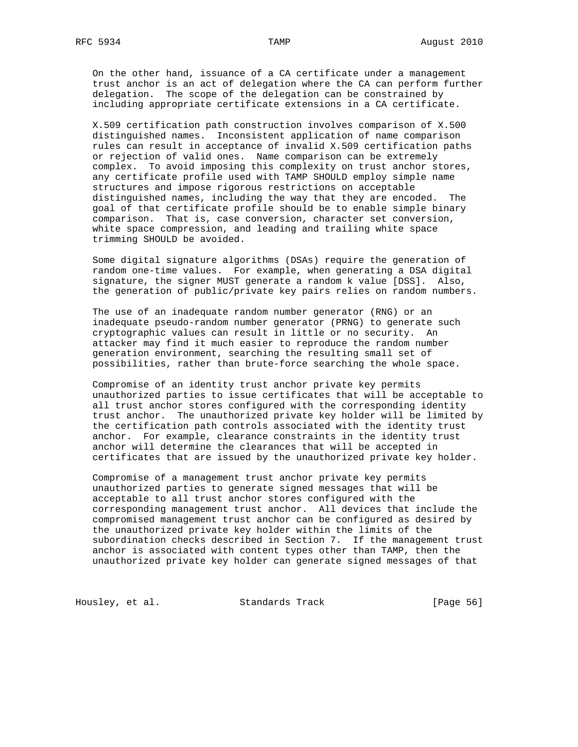On the other hand, issuance of a CA certificate under a management trust anchor is an act of delegation where the CA can perform further delegation. The scope of the delegation can be constrained by including appropriate certificate extensions in a CA certificate.

X.509 certification path construction involves comparison of X.500 distinguished names. Inconsistent application of name comparison rules can result in acceptance of invalid X.509 certification paths or rejection of valid ones. Name comparison can be extremely complex. To avoid imposing this complexity on trust anchor stores, any certificate profile used with TAMP SHOULD employ simple name structures and impose rigorous restrictions on acceptable distinguished names, including the way that they are encoded. The goal of that certificate profile should be to enable simple binary comparison. That is, case conversion, character set conversion, white space compression, and leading and trailing white space trimming SHOULD be avoided.

Some digital signature algorithms (DSAs) require the generation of random one-time values. For example, when generating a DSA digital signature, the signer MUST generate a random k value [DSS]. Also, the generation of public/private key pairs relies on random numbers.

The use of an inadequate random number generator (RNG) or an inadequate pseudo-random number generator (PRNG) to generate such cryptographic values can result in little or no security. An attacker may find it much easier to reproduce the random number generation environment, searching the resulting small set of possibilities, rather than brute-force searching the whole space.

Compromise of an identity trust anchor private key permits unauthorized parties to issue certificates that will be acceptable to all trust anchor stores configured with the corresponding identity trust anchor. The unauthorized private key holder will be limited by the certification path controls associated with the identity trust anchor. For example, clearance constraints in the identity trust anchor will determine the clearances that will be accepted in certificates that are issued by the unauthorized private key holder.

Compromise of a management trust anchor private key permits unauthorized parties to generate signed messages that will be acceptable to all trust anchor stores configured with the corresponding management trust anchor. All devices that include the compromised management trust anchor can be configured as desired by the unauthorized private key holder within the limits of the subordination checks described in Section 7. If the management trust anchor is associated with content types other than TAMP, then the unauthorized private key holder can generate signed messages of that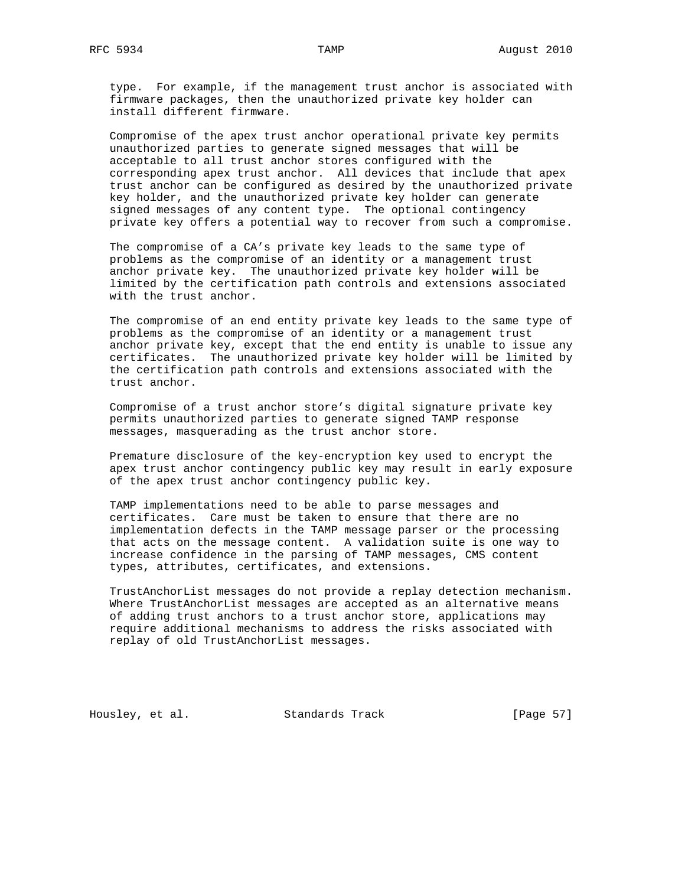type. For example, if the management trust anchor is associated with firmware packages, then the unauthorized private key holder can install different firmware.

Compromise of the apex trust anchor operational private key permits unauthorized parties to generate signed messages that will be acceptable to all trust anchor stores configured with the corresponding apex trust anchor. All devices that include that apex trust anchor can be configured as desired by the unauthorized private key holder, and the unauthorized private key holder can generate signed messages of any content type. The optional contingency private key offers a potential way to recover from such a compromise.

The compromise of a CA's private key leads to the same type of problems as the compromise of an identity or a management trust anchor private key. The unauthorized private key holder will be limited by the certification path controls and extensions associated with the trust anchor.

The compromise of an end entity private key leads to the same type of problems as the compromise of an identity or a management trust anchor private key, except that the end entity is unable to issue any certificates. The unauthorized private key holder will be limited by the certification path controls and extensions associated with the trust anchor.

Compromise of a trust anchor store's digital signature private key permits unauthorized parties to generate signed TAMP response messages, masquerading as the trust anchor store.

Premature disclosure of the key-encryption key used to encrypt the apex trust anchor contingency public key may result in early exposure of the apex trust anchor contingency public key.

TAMP implementations need to be able to parse messages and certificates. Care must be taken to ensure that there are no implementation defects in the TAMP message parser or the processing that acts on the message content. A validation suite is one way to increase confidence in the parsing of TAMP messages, CMS content types, attributes, certificates, and extensions.

TrustAnchorList messages do not provide a replay detection mechanism. Where TrustAnchorList messages are accepted as an alternative means of adding trust anchors to a trust anchor store, applications may require additional mechanisms to address the risks associated with replay of old TrustAnchorList messages.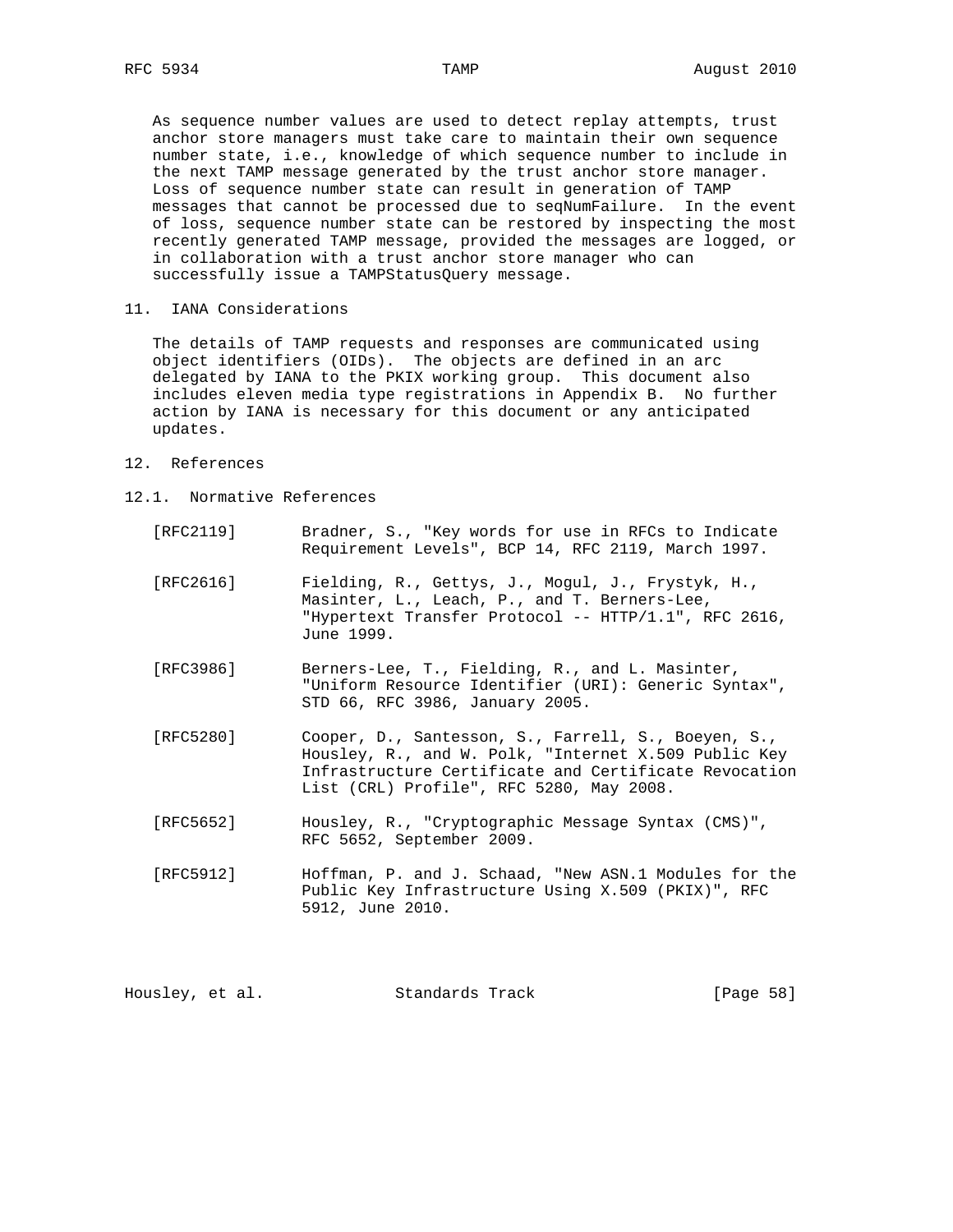As sequence number values are used to detect replay attempts, trust anchor store managers must take care to maintain their own sequence number state, i.e., knowledge of which sequence number to include in the next TAMP message generated by the trust anchor store manager. Loss of sequence number state can result in generation of TAMP messages that cannot be processed due to seqNumFailure. In the event of loss, sequence number state can be restored by inspecting the most recently generated TAMP message, provided the messages are logged, or in collaboration with a trust anchor store manager who can successfully issue a TAMPStatusQuery message.

## 11. IANA Considerations

The details of TAMP requests and responses are communicated using object identifiers (OIDs). The objects are defined in an arc delegated by IANA to the PKIX working group. This document also includes eleven media type registrations in Appendix B. No further action by IANA is necessary for this document or any anticipated updates.

## 12. References

### 12.1. Normative References

[RFC2119] Bradner, S., "Key words for use in RFCs to Indicate Requirement Levels", BCP 14, RFC 2119, March 1997.

[RFC2616] Fielding, R., Gettys, J., Mogul, J., Frystyk, H., Masinter, L., Leach, P., and T. Berners-Lee, "Hypertext Transfer Protocol -- HTTP/1.1", RFC 2616, June 1999.

[RFC3986] Berners-Lee, T., Fielding, R., and L. Masinter, "Uniform Resource Identifier (URI): Generic Syntax", STD 66, RFC 3986, January 2005.

[RFC5280] Cooper, D., Santesson, S., Farrell, S., Boeyen, S., Housley, R., and W. Polk, "Internet X.509 Public Key Infrastructure Certificate and Certificate Revocation List (CRL) Profile", RFC 5280, May 2008.

[RFC5652] Housley, R., "Cryptographic Message Syntax (CMS)", RFC 5652, September 2009.

[RFC5912] Hoffman, P. and J. Schaad, "New ASN.1 Modules for the Public Key Infrastructure Using X.509 (PKIX)", RFC 5912, June 2010.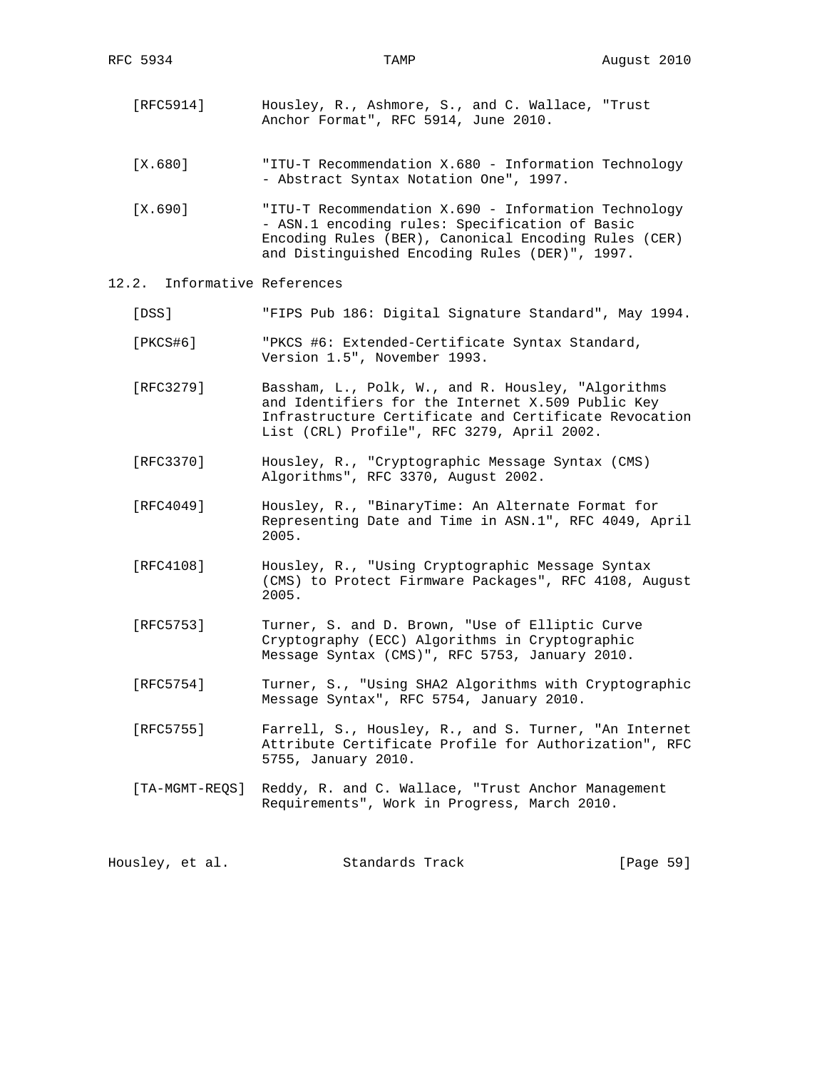[RFC5914] Housley, R., Ashmore, S., and C. Wallace, "Trust Anchor Format", RFC 5914, June 2010.

[X.680] "ITU-T Recommendation X.680 - Information Technology - Abstract Syntax Notation One", 1997.

[X.690] "ITU-T Recommendation X.690 - Information Technology - ASN.1 encoding rules: Specification of Basic Encoding Rules (BER), Canonical Encoding Rules (CER) and Distinguished Encoding Rules (DER)", 1997.

## 12.2. Informative References

[DSS] "FIPS Pub 186: Digital Signature Standard", May 1994.

[PKCS#6] "PKCS #6: Extended-Certificate Syntax Standard, Version 1.5", November 1993.

[RFC3279] Bassham, L., Polk, W., and R. Housley, "Algorithms and Identifiers for the Internet X.509 Public Key Infrastructure Certificate and Certificate Revocation List (CRL) Profile", RFC 3279, April 2002.

[RFC3370] Housley, R., "Cryptographic Message Syntax (CMS) Algorithms", RFC 3370, August 2002.

[RFC4049] Housley, R., "BinaryTime: An Alternate Format for Representing Date and Time in ASN.1", RFC 4049, April 2005.

[RFC4108] Housley, R., "Using Cryptographic Message Syntax (CMS) to Protect Firmware Packages", RFC 4108, August 2005.

[RFC5753] Turner, S. and D. Brown, "Use of Elliptic Curve Cryptography (ECC) Algorithms in Cryptographic Message Syntax (CMS)", RFC 5753, January 2010.

[RFC5754] Turner, S., "Using SHA2 Algorithms with Cryptographic Message Syntax", RFC 5754, January 2010.

[RFC5755] Farrell, S., Housley, R., and S. Turner, "An Internet Attribute Certificate Profile for Authorization", RFC 5755, January 2010.

[TA-MGMT-REQS] Reddy, R. and C. Wallace, "Trust Anchor Management Requirements", Work in Progress, March 2010.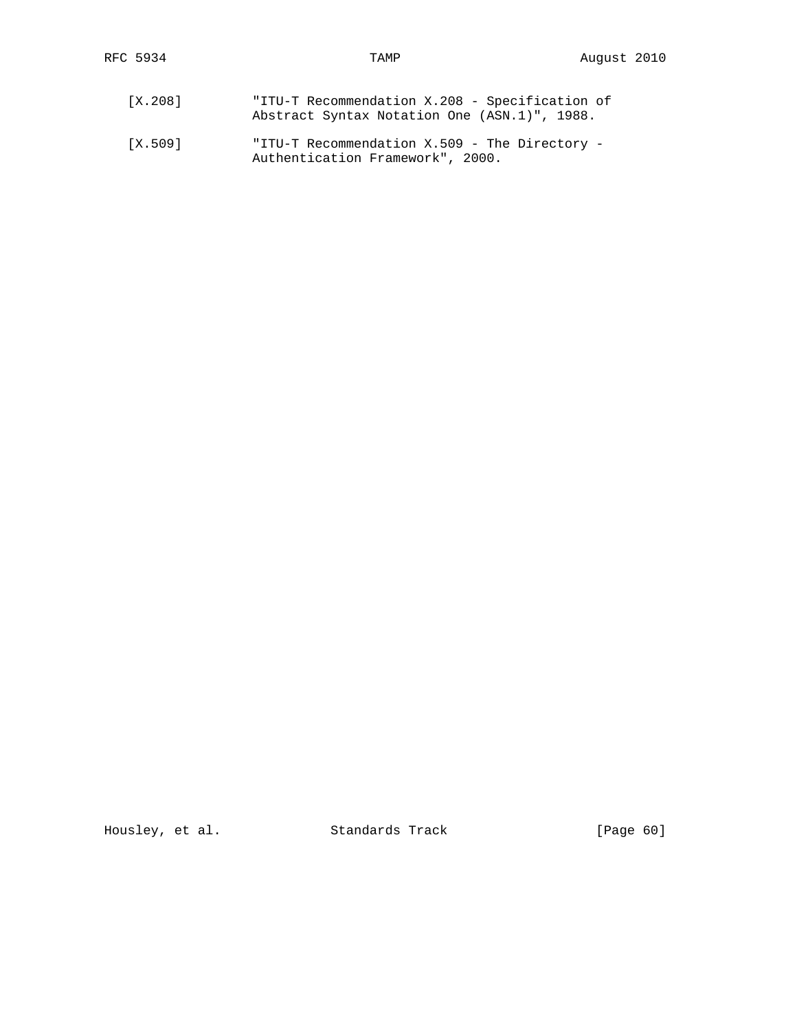[X.208] "ITU-T Recommendation X.208 - Specification of Abstract Syntax Notation One (ASN.1)", 1988.

[X.509] "ITU-T Recommendation X.509 - The Directory - Authentication Framework", 2000.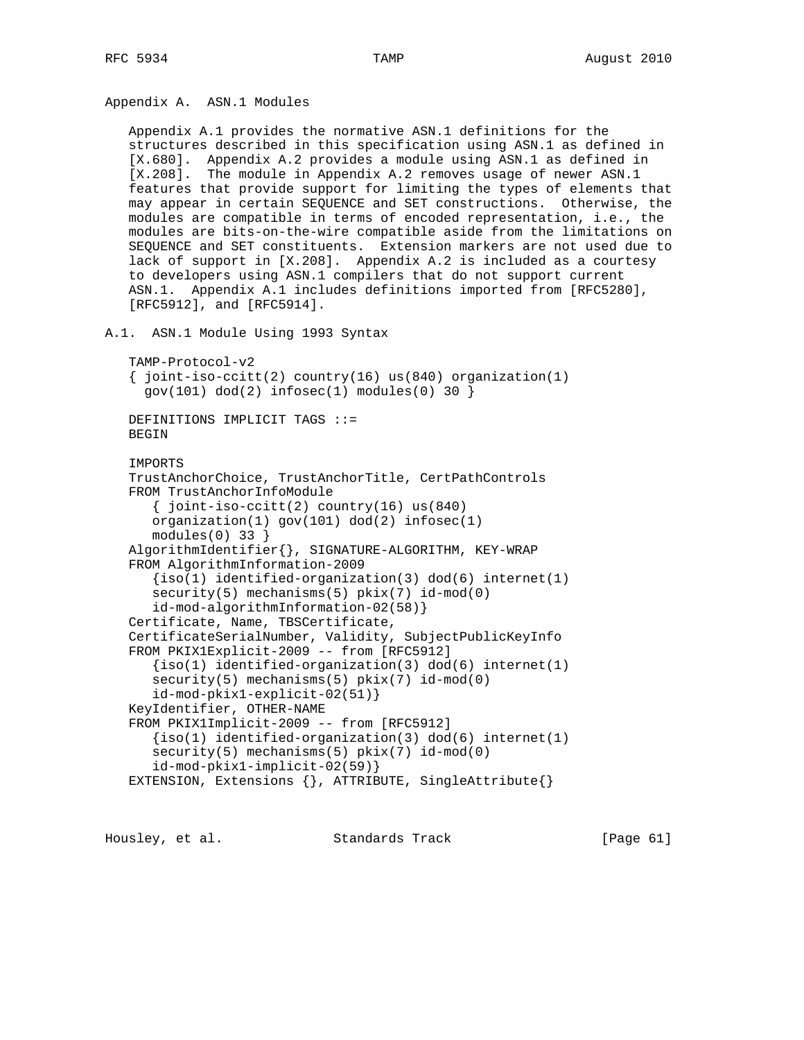## Appendix A. ASN.1 Modules

Appendix A.1 provides the normative ASN.1 definitions for the structures described in this specification using ASN.1 as defined in [X.680]. Appendix A.2 provides a module using ASN.1 as defined in [X.208]. The module in Appendix A.2 removes usage of newer ASN.1 features that provide support for limiting the types of elements that may appear in certain SEQUENCE and SET constructions. Otherwise, the modules are compatible in terms of encoded representation, i.e., the modules are bits-on-the-wire compatible aside from the limitations on SEQUENCE and SET constituents. Extension markers are not used due to lack of support in [X.208]. Appendix A.2 is included as a courtesy to developers using ASN.1 compilers that do not support current ASN.1. Appendix A.1 includes definitions imported from [RFC5280], [RFC5912], and [RFC5914].

### A.1. ASN.1 Module Using 1993 Syntax

```
TAMP-Protocol-v2
{ joint-iso-ccitt(2) country(16) us(840) organization(1)
  gov(101) dod(2) infosec(1) modules(0) 30 }

DEFINITIONS IMPLICIT TAGS ::=
BEGIN

IMPORTS
TrustAnchorChoice, TrustAnchorTitle, CertPathControls
FROM TrustAnchorInfoModule
   { joint-iso-ccitt(2) country(16) us(840)
   organization(1) gov(101) dod(2) infosec(1)
   modules(0) 33 }
AlgorithmIdentifier{}, SIGNATURE-ALGORITHM, KEY-WRAP
FROM AlgorithmInformation-2009
   {iso(1) identified-organization(3) dod(6) internet(1)
   security(5) mechanisms(5) pkix(7) id-mod(0)
   id-mod-algorithmInformation-02(58)}
Certificate, Name, TBSCertificate,
CertificateSerialNumber, Validity, SubjectPublicKeyInfo
FROM PKIX1Explicit-2009 -- from [RFC5912]
   {iso(1) identified-organization(3) dod(6) internet(1)
   security(5) mechanisms(5) pkix(7) id-mod(0)
   id-mod-pkix1-explicit-02(51)}
KeyIdentifier, OTHER-NAME
FROM PKIX1Implicit-2009 -- from [RFC5912]
   {iso(1) identified-organization(3) dod(6) internet(1)
   security(5) mechanisms(5) pkix(7) id-mod(0)
   id-mod-pkix1-implicit-02(59)}
EXTENSION, Extensions {}, ATTRIBUTE, SingleAttribute{}
```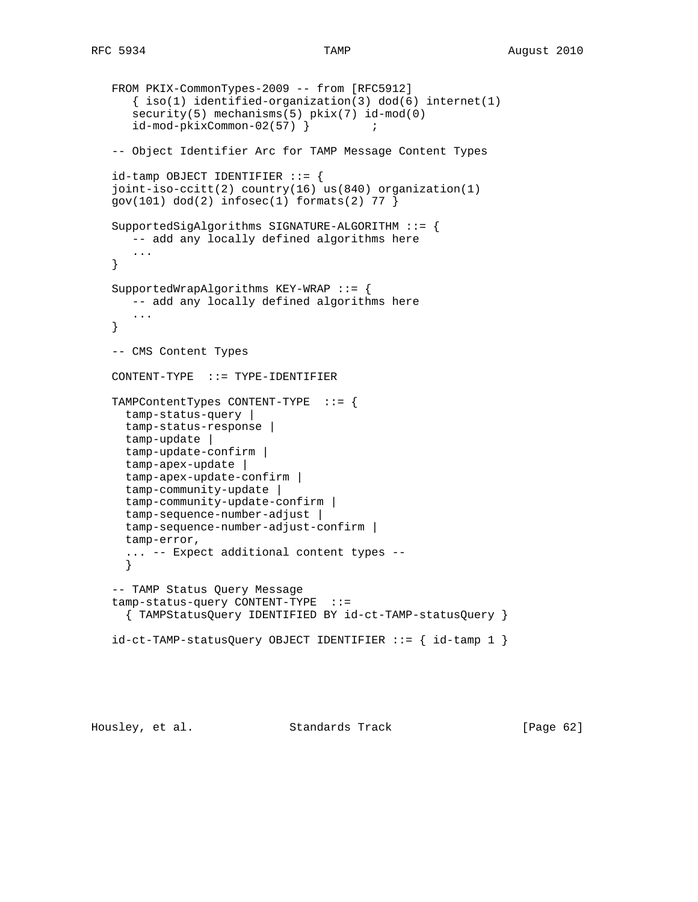```
   FROM PKIX-CommonTypes-2009 -- from [RFC5912]
      { iso(1) identified-organization(3) dod(6) internet(1)
      security(5) mechanisms(5) pkix(7) id-mod(0)
      id-mod-pkixCommon-02(57) }         ;

   -- Object Identifier Arc for TAMP Message Content Types

   id-tamp OBJECT IDENTIFIER ::= {
   joint-iso-ccitt(2) country(16) us(840) organization(1)
   gov(101) dod(2) infosec(1) formats(2) 77 }

   SupportedSigAlgorithms SIGNATURE-ALGORITHM ::= {
      -- add any locally defined algorithms here
      ...
   }

   SupportedWrapAlgorithms KEY-WRAP ::= {
      -- add any locally defined algorithms here
      ...
   }

   -- CMS Content Types

   CONTENT-TYPE  ::= TYPE-IDENTIFIER

   TAMPContentTypes CONTENT-TYPE  ::= {
     tamp-status-query |
     tamp-status-response |
     tamp-update |
     tamp-update-confirm |
     tamp-apex-update |
     tamp-apex-update-confirm |
     tamp-community-update |
     tamp-community-update-confirm |
     tamp-sequence-number-adjust |
     tamp-sequence-number-adjust-confirm |
     tamp-error,
     ... -- Expect additional content types --
     }

   -- TAMP Status Query Message
   tamp-status-query CONTENT-TYPE  ::=
     { TAMPStatusQuery IDENTIFIED BY id-ct-TAMP-statusQuery }

   id-ct-TAMP-statusQuery OBJECT IDENTIFIER ::= { id-tamp 1 }
```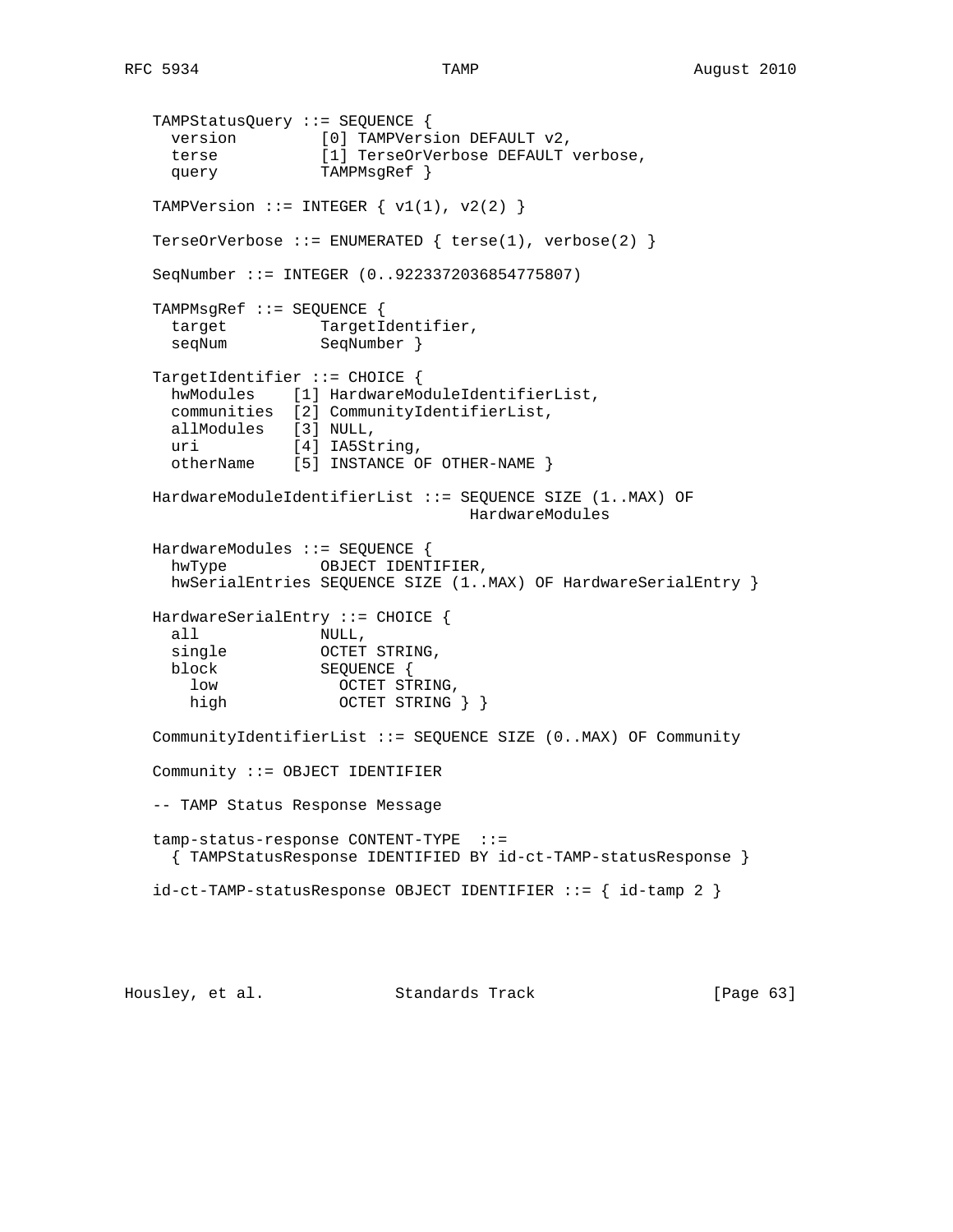```
TAMPStatusQuery ::= SEQUENCE {
  version         [0] TAMPVersion DEFAULT v2,
  terse           [1] TerseOrVerbose DEFAULT verbose,
  query           TAMPMsgRef }

TAMPVersion ::= INTEGER { v1(1), v2(2) }

TerseOrVerbose ::= ENUMERATED { terse(1), verbose(2) }

SeqNumber ::= INTEGER (0..9223372036854775807)

TAMPMsgRef ::= SEQUENCE {
  target          TargetIdentifier,
  seqNum          SeqNumber }

TargetIdentifier ::= CHOICE {
  hwModules    [1] HardwareModuleIdentifierList,
  communities  [2] CommunityIdentifierList,
  allModules   [3] NULL,
  uri          [4] IA5String,
  otherName    [5] INSTANCE OF OTHER-NAME }

HardwareModuleIdentifierList ::= SEQUENCE SIZE (1..MAX) OF
                                   HardwareModules

HardwareModules ::= SEQUENCE {
  hwType          OBJECT IDENTIFIER,
  hwSerialEntries SEQUENCE SIZE (1..MAX) OF HardwareSerialEntry }

HardwareSerialEntry ::= CHOICE {
  all             NULL,
  single          OCTET STRING,
  block           SEQUENCE {
    low             OCTET STRING,
    high            OCTET STRING } }

CommunityIdentifierList ::= SEQUENCE SIZE (0..MAX) OF Community

Community ::= OBJECT IDENTIFIER

-- TAMP Status Response Message

tamp-status-response CONTENT-TYPE  ::=
  { TAMPStatusResponse IDENTIFIED BY id-ct-TAMP-statusResponse }

id-ct-TAMP-statusResponse OBJECT IDENTIFIER ::= { id-tamp 2 }
```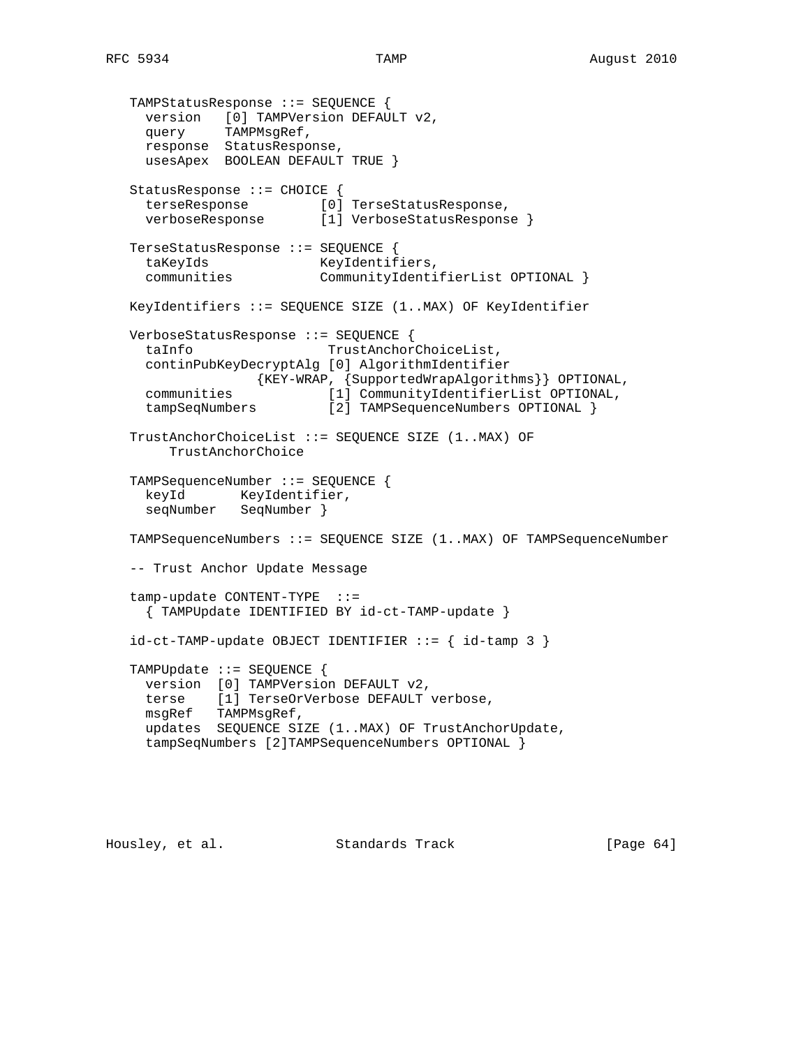```
TAMPStatusResponse ::= SEQUENCE {
  version   [0] TAMPVersion DEFAULT v2,
  query     TAMPMsgRef,
  response  StatusResponse,
  usesApex  BOOLEAN DEFAULT TRUE }

StatusResponse ::= CHOICE {
  terseResponse         [0] TerseStatusResponse,
  verboseResponse       [1] VerboseStatusResponse }

TerseStatusResponse ::= SEQUENCE {
  taKeyIds              KeyIdentifiers,
  communities           CommunityIdentifierList OPTIONAL }

KeyIdentifiers ::= SEQUENCE SIZE (1..MAX) OF KeyIdentifier

VerboseStatusResponse ::= SEQUENCE {
  taInfo                 TrustAnchorChoiceList,
  continPubKeyDecryptAlg [0] AlgorithmIdentifier
              {KEY-WRAP, {SupportedWrapAlgorithms}} OPTIONAL,
  communities            [1] CommunityIdentifierList OPTIONAL,
  tampSeqNumbers         [2] TAMPSequenceNumbers OPTIONAL }

TrustAnchorChoiceList ::= SEQUENCE SIZE (1..MAX) OF
     TrustAnchorChoice

TAMPSequenceNumber ::= SEQUENCE {
  keyId       KeyIdentifier,
  seqNumber   SeqNumber }

TAMPSequenceNumbers ::= SEQUENCE SIZE (1..MAX) OF TAMPSequenceNumber

-- Trust Anchor Update Message

tamp-update CONTENT-TYPE  ::=
  { TAMPUpdate IDENTIFIED BY id-ct-TAMP-update }

id-ct-TAMP-update OBJECT IDENTIFIER ::= { id-tamp 3 }

TAMPUpdate ::= SEQUENCE {
  version  [0] TAMPVersion DEFAULT v2,
  terse    [1] TerseOrVerbose DEFAULT verbose,
  msgRef   TAMPMsgRef,
  updates  SEQUENCE SIZE (1..MAX) OF TrustAnchorUpdate,
  tampSeqNumbers [2]TAMPSequenceNumbers OPTIONAL }
```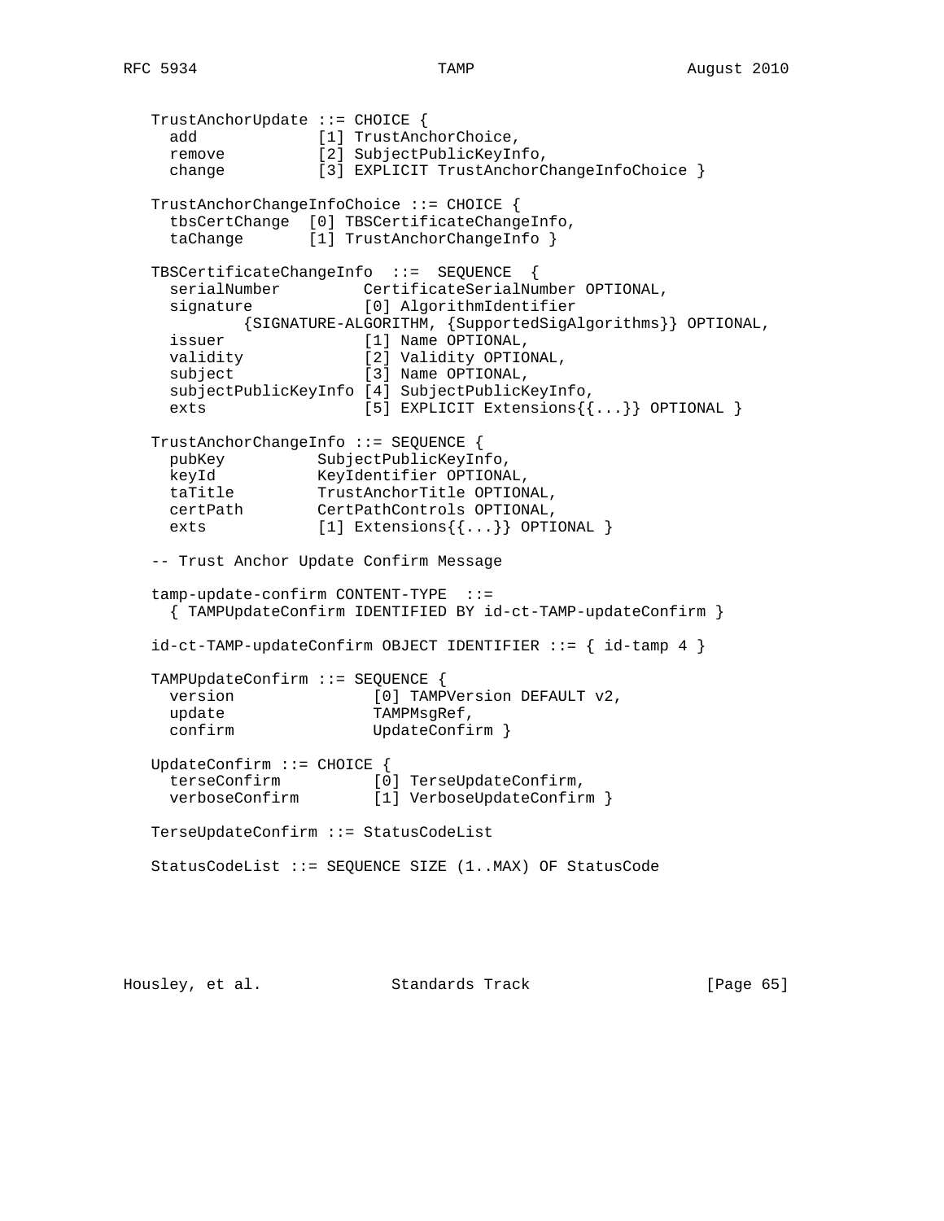```
   TrustAnchorUpdate ::= CHOICE {
     add             [1] TrustAnchorChoice,
     remove          [2] SubjectPublicKeyInfo,
     change          [3] EXPLICIT TrustAnchorChangeInfoChoice }

   TrustAnchorChangeInfoChoice ::= CHOICE {
     tbsCertChange  [0] TBSCertificateChangeInfo,
     taChange       [1] TrustAnchorChangeInfo }

   TBSCertificateChangeInfo  ::=  SEQUENCE  {
     serialNumber         CertificateSerialNumber OPTIONAL,
     signature            [0] AlgorithmIdentifier
            {SIGNATURE-ALGORITHM, {SupportedSigAlgorithms}} OPTIONAL,
     issuer               [1] Name OPTIONAL,
     validity             [2] Validity OPTIONAL,
     subject              [3] Name OPTIONAL,
     subjectPublicKeyInfo [4] SubjectPublicKeyInfo,
     exts                 [5] EXPLICIT Extensions{{...}} OPTIONAL }

   TrustAnchorChangeInfo ::= SEQUENCE {
     pubKey          SubjectPublicKeyInfo,
     keyId           KeyIdentifier OPTIONAL,
     taTitle         TrustAnchorTitle OPTIONAL,
     certPath        CertPathControls OPTIONAL,
     exts            [1] Extensions{{...}} OPTIONAL }

   -- Trust Anchor Update Confirm Message

   tamp-update-confirm CONTENT-TYPE  ::=
     { TAMPUpdateConfirm IDENTIFIED BY id-ct-TAMP-updateConfirm }

   id-ct-TAMP-updateConfirm OBJECT IDENTIFIER ::= { id-tamp 4 }

   TAMPUpdateConfirm ::= SEQUENCE {
     version              [0] TAMPVersion DEFAULT v2,
     update               TAMPMsgRef,
     confirm              UpdateConfirm }

   UpdateConfirm ::= CHOICE {
     terseConfirm         [0] TerseUpdateConfirm,
     verboseConfirm       [1] VerboseUpdateConfirm }

   TerseUpdateConfirm ::= StatusCodeList

   StatusCodeList ::= SEQUENCE SIZE (1..MAX) OF StatusCode
```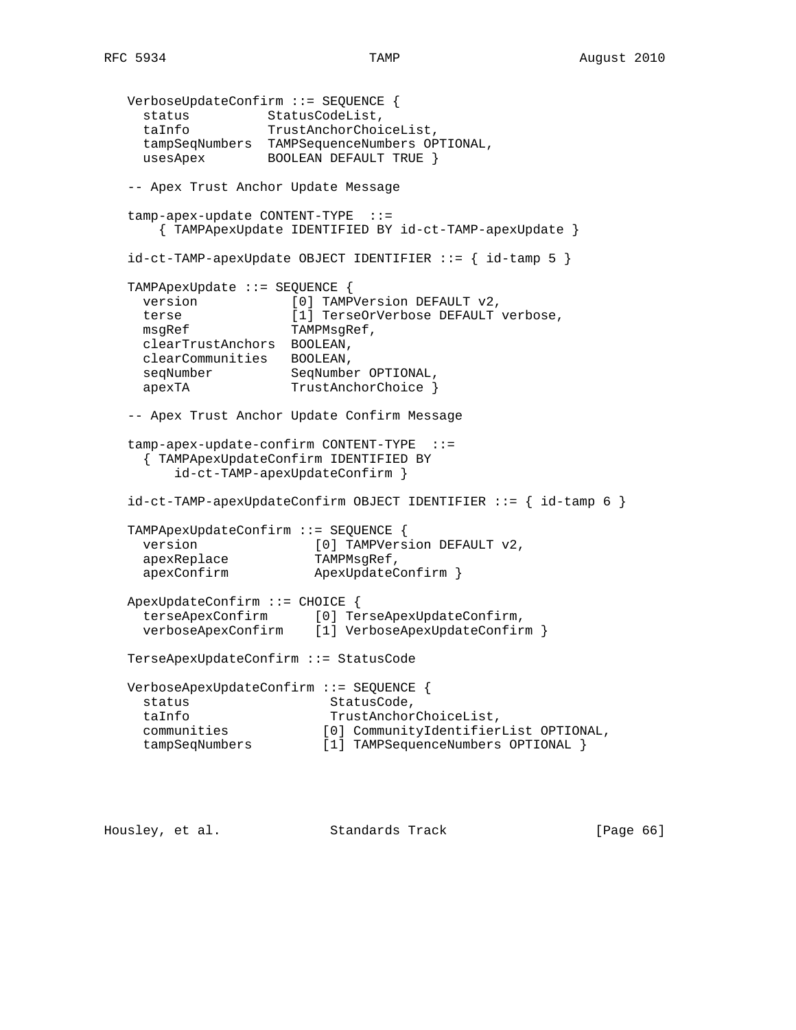```
   VerboseUpdateConfirm ::= SEQUENCE {
     status          StatusCodeList,
     taInfo          TrustAnchorChoiceList,
     tampSeqNumbers  TAMPSequenceNumbers OPTIONAL,
     usesApex        BOOLEAN DEFAULT TRUE }

   -- Apex Trust Anchor Update Message

   tamp-apex-update CONTENT-TYPE  ::=
       { TAMPApexUpdate IDENTIFIED BY id-ct-TAMP-apexUpdate }

   id-ct-TAMP-apexUpdate OBJECT IDENTIFIER ::= { id-tamp 5 }

   TAMPApexUpdate ::= SEQUENCE {
     version            [0] TAMPVersion DEFAULT v2,
     terse              [1] TerseOrVerbose DEFAULT verbose,
     msgRef             TAMPMsgRef,
     clearTrustAnchors  BOOLEAN,
     clearCommunities   BOOLEAN,
     seqNumber          SeqNumber OPTIONAL,
     apexTA             TrustAnchorChoice }

   -- Apex Trust Anchor Update Confirm Message

   tamp-apex-update-confirm CONTENT-TYPE  ::=
     { TAMPApexUpdateConfirm IDENTIFIED BY
         id-ct-TAMP-apexUpdateConfirm }

   id-ct-TAMP-apexUpdateConfirm OBJECT IDENTIFIER ::= { id-tamp 6 }

   TAMPApexUpdateConfirm ::= SEQUENCE {
     version               [0] TAMPVersion DEFAULT v2,
     apexReplace           TAMPMsgRef,
     apexConfirm           ApexUpdateConfirm }

   ApexUpdateConfirm ::= CHOICE {
     terseApexConfirm      [0] TerseApexUpdateConfirm,
     verboseApexConfirm    [1] VerboseApexUpdateConfirm }

   TerseApexUpdateConfirm ::= StatusCode

   VerboseApexUpdateConfirm ::= SEQUENCE {
     status                 StatusCode,
     taInfo                 TrustAnchorChoiceList,
     communities           [0] CommunityIdentifierList OPTIONAL,
     tampSeqNumbers        [1] TAMPSequenceNumbers OPTIONAL }
```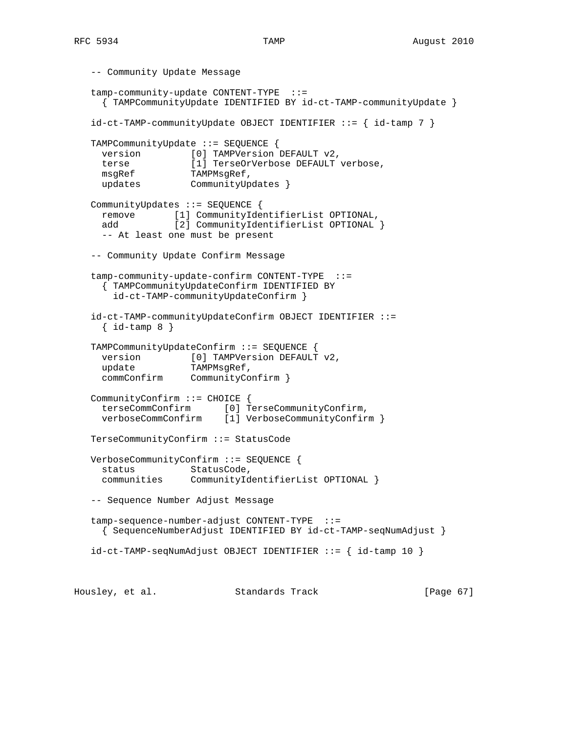```
   -- Community Update Message

   tamp-community-update CONTENT-TYPE  ::=
     { TAMPCommunityUpdate IDENTIFIED BY id-ct-TAMP-communityUpdate }

   id-ct-TAMP-communityUpdate OBJECT IDENTIFIER ::= { id-tamp 7 }

   TAMPCommunityUpdate ::= SEQUENCE {
     version         [0] TAMPVersion DEFAULT v2,
     terse           [1] TerseOrVerbose DEFAULT verbose,
     msgRef          TAMPMsgRef,
     updates         CommunityUpdates }

   CommunityUpdates ::= SEQUENCE {
     remove       [1] CommunityIdentifierList OPTIONAL,
     add          [2] CommunityIdentifierList OPTIONAL }
     -- At least one must be present

   -- Community Update Confirm Message

   tamp-community-update-confirm CONTENT-TYPE  ::=
     { TAMPCommunityUpdateConfirm IDENTIFIED BY
       id-ct-TAMP-communityUpdateConfirm }

   id-ct-TAMP-communityUpdateConfirm OBJECT IDENTIFIER ::=
     { id-tamp 8 }

   TAMPCommunityUpdateConfirm ::= SEQUENCE {
     version         [0] TAMPVersion DEFAULT v2,
     update          TAMPMsgRef,
     commConfirm     CommunityConfirm }

   CommunityConfirm ::= CHOICE {
     terseCommConfirm      [0] TerseCommunityConfirm,
     verboseCommConfirm    [1] VerboseCommunityConfirm }

   TerseCommunityConfirm ::= StatusCode

   VerboseCommunityConfirm ::= SEQUENCE {
     status          StatusCode,
     communities     CommunityIdentifierList OPTIONAL }

   -- Sequence Number Adjust Message

   tamp-sequence-number-adjust CONTENT-TYPE  ::=
     { SequenceNumberAdjust IDENTIFIED BY id-ct-TAMP-seqNumAdjust }

   id-ct-TAMP-seqNumAdjust OBJECT IDENTIFIER ::= { id-tamp 10 }
```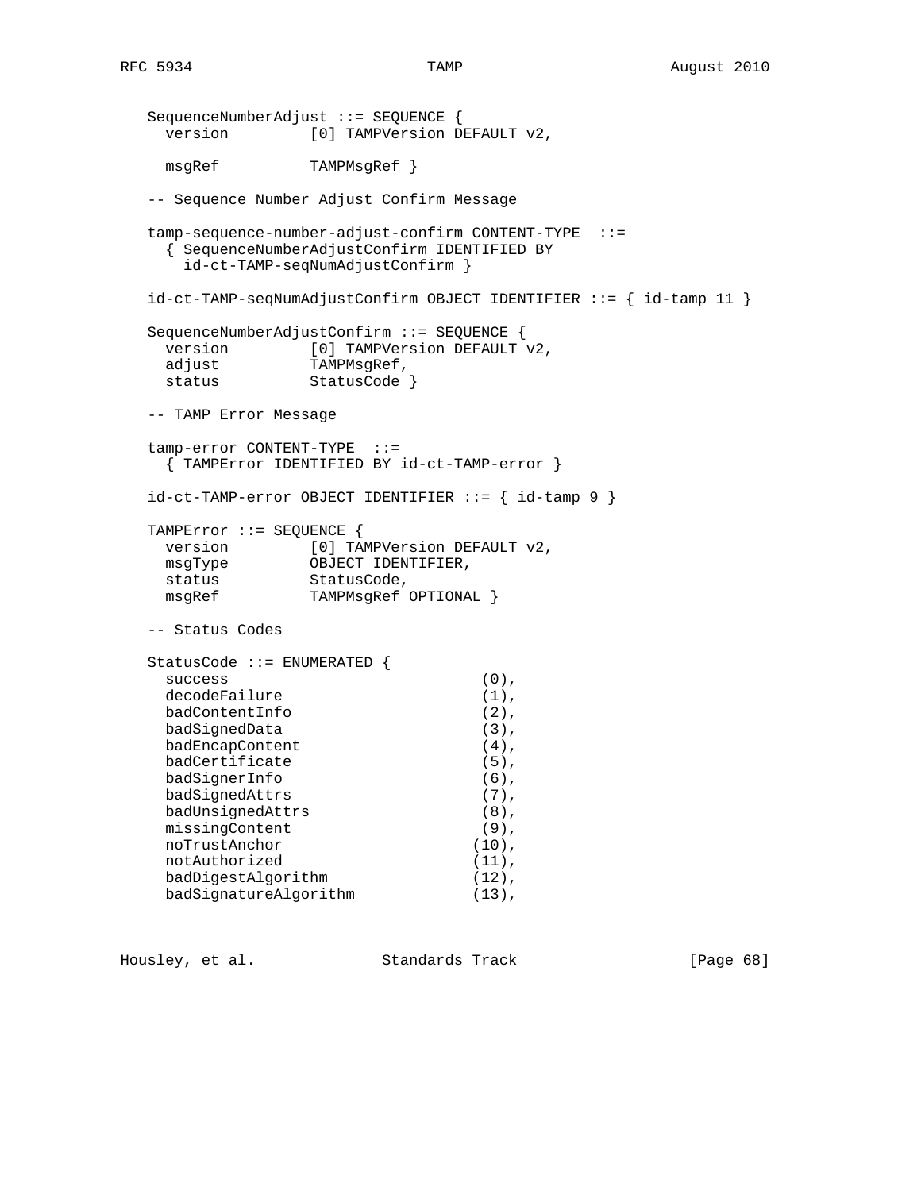```
   SequenceNumberAdjust ::= SEQUENCE {
     version         [0] TAMPVersion DEFAULT v2,

     msgRef          TAMPMsgRef }

   -- Sequence Number Adjust Confirm Message

   tamp-sequence-number-adjust-confirm CONTENT-TYPE  ::=
     { SequenceNumberAdjustConfirm IDENTIFIED BY
       id-ct-TAMP-seqNumAdjustConfirm }

   id-ct-TAMP-seqNumAdjustConfirm OBJECT IDENTIFIER ::= { id-tamp 11 }

   SequenceNumberAdjustConfirm ::= SEQUENCE {
     version         [0] TAMPVersion DEFAULT v2,
     adjust          TAMPMsgRef,
     status          StatusCode }

   -- TAMP Error Message

   tamp-error CONTENT-TYPE  ::=
     { TAMPError IDENTIFIED BY id-ct-TAMP-error }

   id-ct-TAMP-error OBJECT IDENTIFIER ::= { id-tamp 9 }

   TAMPError ::= SEQUENCE {
     version         [0] TAMPVersion DEFAULT v2,
     msgType         OBJECT IDENTIFIER,
     status          StatusCode,
     msgRef          TAMPMsgRef OPTIONAL }

   -- Status Codes

   StatusCode ::= ENUMERATED {
     success                          (0),
     decodeFailure                    (1),
     badContentInfo                   (2),
     badSignedData                    (3),
     badEncapContent                  (4),
     badCertificate                   (5),
     badSignerInfo                    (6),
     badSignedAttrs                   (7),
     badUnsignedAttrs                 (8),
     missingContent                   (9),
     noTrustAnchor                   (10),
     notAuthorized                   (11),
     badDigestAlgorithm              (12),
     badSignatureAlgorithm           (13),
```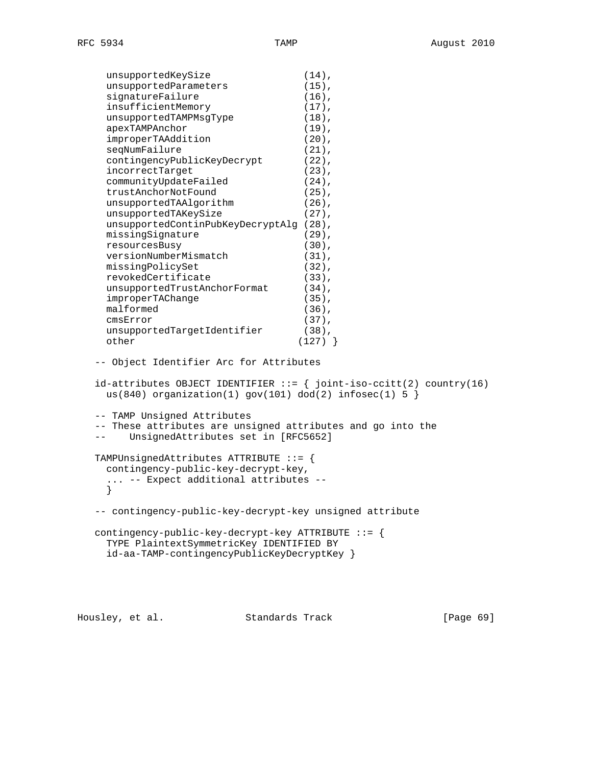```
     unsupportedKeySize                (14),
     unsupportedParameters             (15),
     signatureFailure                  (16),
     insufficientMemory                (17),
     unsupportedTAMPMsgType            (18),
     apexTAMPAnchor                    (19),
     improperTAAddition                (20),
     seqNumFailure                     (21),
     contingencyPublicKeyDecrypt       (22),
     incorrectTarget                   (23),
     communityUpdateFailed             (24),
     trustAnchorNotFound               (25),
     unsupportedTAAlgorithm            (26),
     unsupportedTAKeySize              (27),
     unsupportedContinPubKeyDecryptAlg (28),
     missingSignature                  (29),
     resourcesBusy                     (30),
     versionNumberMismatch             (31),
     missingPolicySet                  (32),
     revokedCertificate                (33),
     unsupportedTrustAnchorFormat      (34),
     improperTAChange                  (35),
     malformed                         (36),
     cmsError                          (37),
     unsupportedTargetIdentifier       (38),
     other                            (127) }

   -- Object Identifier Arc for Attributes

   id-attributes OBJECT IDENTIFIER ::= { joint-iso-ccitt(2) country(16)
     us(840) organization(1) gov(101) dod(2) infosec(1) 5 }

   -- TAMP Unsigned Attributes
   -- These attributes are unsigned attributes and go into the
   --    UnsignedAttributes set in [RFC5652]

   TAMPUnsignedAttributes ATTRIBUTE ::= {
     contingency-public-key-decrypt-key,
     ... -- Expect additional attributes --
     }

   -- contingency-public-key-decrypt-key unsigned attribute

   contingency-public-key-decrypt-key ATTRIBUTE ::= {
     TYPE PlaintextSymmetricKey IDENTIFIED BY
     id-aa-TAMP-contingencyPublicKeyDecryptKey }
```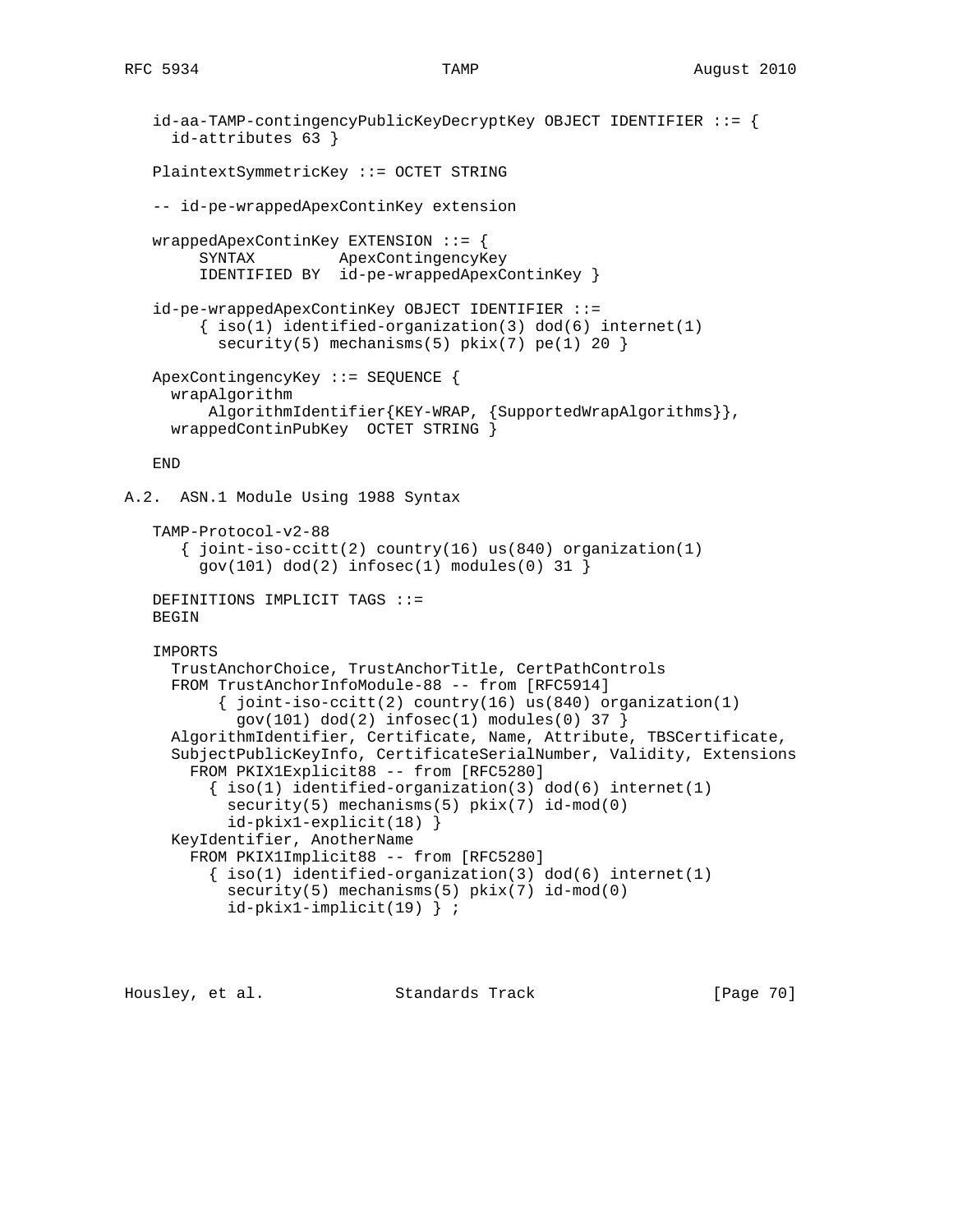```
   id-aa-TAMP-contingencyPublicKeyDecryptKey OBJECT IDENTIFIER ::= {
     id-attributes 63 }

   PlaintextSymmetricKey ::= OCTET STRING

   -- id-pe-wrappedApexContinKey extension

   wrappedApexContinKey EXTENSION ::= {
        SYNTAX         ApexContingencyKey
        IDENTIFIED BY  id-pe-wrappedApexContinKey }

   id-pe-wrappedApexContinKey OBJECT IDENTIFIER ::=
        { iso(1) identified-organization(3) dod(6) internet(1)
          security(5) mechanisms(5) pkix(7) pe(1) 20 }

   ApexContingencyKey ::= SEQUENCE {
     wrapAlgorithm
         AlgorithmIdentifier{KEY-WRAP, {SupportedWrapAlgorithms}},
     wrappedContinPubKey  OCTET STRING }

   END
```

## A.2. ASN.1 Module Using 1988 Syntax

```
   TAMP-Protocol-v2-88
      { joint-iso-ccitt(2) country(16) us(840) organization(1)
        gov(101) dod(2) infosec(1) modules(0) 31 }

   DEFINITIONS IMPLICIT TAGS ::=
   BEGIN

   IMPORTS
     TrustAnchorChoice, TrustAnchorTitle, CertPathControls
     FROM TrustAnchorInfoModule-88 -- from [RFC5914]
          { joint-iso-ccitt(2) country(16) us(840) organization(1)
            gov(101) dod(2) infosec(1) modules(0) 37 }
     AlgorithmIdentifier, Certificate, Name, Attribute, TBSCertificate,
     SubjectPublicKeyInfo, CertificateSerialNumber, Validity, Extensions
       FROM PKIX1Explicit88 -- from [RFC5280]
         { iso(1) identified-organization(3) dod(6) internet(1)
           security(5) mechanisms(5) pkix(7) id-mod(0)
           id-pkix1-explicit(18) }
     KeyIdentifier, AnotherName
       FROM PKIX1Implicit88 -- from [RFC5280]
         { iso(1) identified-organization(3) dod(6) internet(1)
           security(5) mechanisms(5) pkix(7) id-mod(0)
           id-pkix1-implicit(19) } ;
```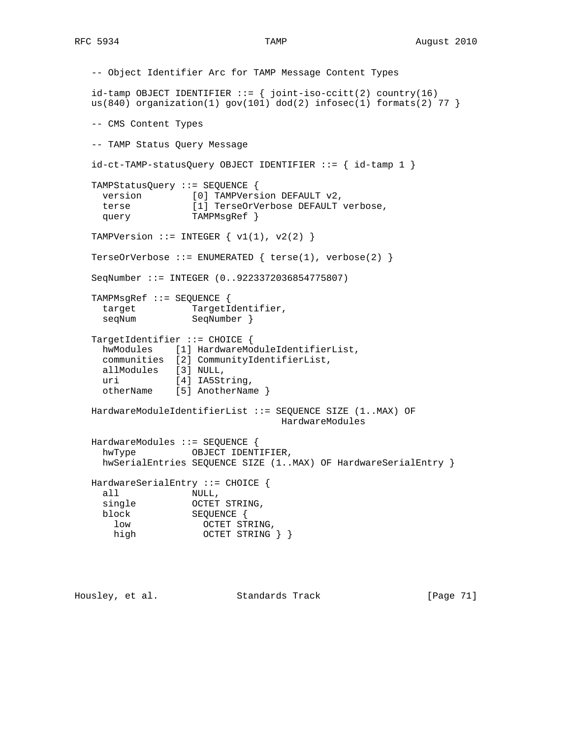```
-- Object Identifier Arc for TAMP Message Content Types

id-tamp OBJECT IDENTIFIER ::= { joint-iso-ccitt(2) country(16)
us(840) organization(1) gov(101) dod(2) infosec(1) formats(2) 77 }

-- CMS Content Types

-- TAMP Status Query Message

id-ct-TAMP-statusQuery OBJECT IDENTIFIER ::= { id-tamp 1 }

TAMPStatusQuery ::= SEQUENCE {
  version         [0] TAMPVersion DEFAULT v2,
  terse           [1] TerseOrVerbose DEFAULT verbose,
  query           TAMPMsgRef }

TAMPVersion ::= INTEGER { v1(1), v2(2) }

TerseOrVerbose ::= ENUMERATED { terse(1), verbose(2) }

SeqNumber ::= INTEGER (0..9223372036854775807)

TAMPMsgRef ::= SEQUENCE {
  target          TargetIdentifier,
  seqNum          SeqNumber }

TargetIdentifier ::= CHOICE {
  hwModules    [1] HardwareModuleIdentifierList,
  communities  [2] CommunityIdentifierList,
  allModules   [3] NULL,
  uri          [4] IA5String,
  otherName    [5] AnotherName }

HardwareModuleIdentifierList ::= SEQUENCE SIZE (1..MAX) OF
                                   HardwareModules

HardwareModules ::= SEQUENCE {
  hwType          OBJECT IDENTIFIER,
  hwSerialEntries SEQUENCE SIZE (1..MAX) OF HardwareSerialEntry }

HardwareSerialEntry ::= CHOICE {
  all             NULL,
  single          OCTET STRING,
  block           SEQUENCE {
    low             OCTET STRING,
    high            OCTET STRING } }
```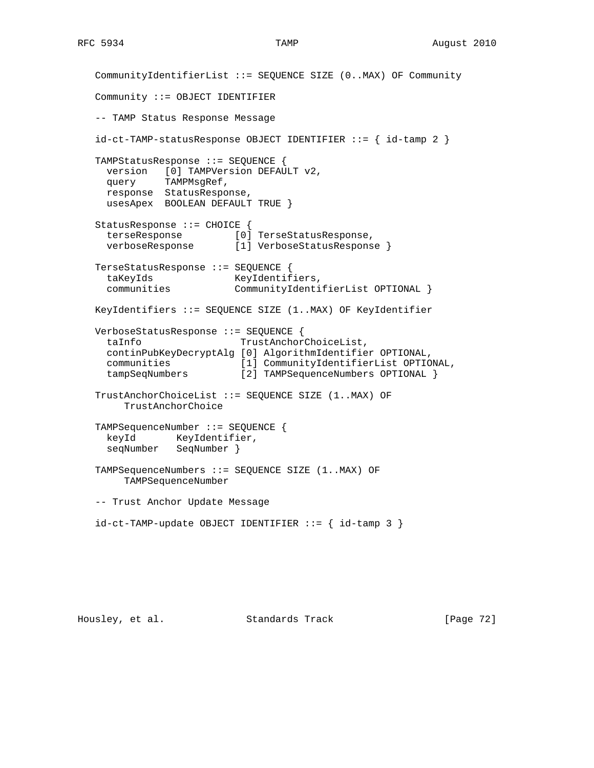```
CommunityIdentifierList ::= SEQUENCE SIZE (0..MAX) OF Community

Community ::= OBJECT IDENTIFIER

-- TAMP Status Response Message

id-ct-TAMP-statusResponse OBJECT IDENTIFIER ::= { id-tamp 2 }

TAMPStatusResponse ::= SEQUENCE {
  version   [0] TAMPVersion DEFAULT v2,
  query     TAMPMsgRef,
  response  StatusResponse,
  usesApex  BOOLEAN DEFAULT TRUE }

StatusResponse ::= CHOICE {
  terseResponse         [0] TerseStatusResponse,
  verboseResponse       [1] VerboseStatusResponse }

TerseStatusResponse ::= SEQUENCE {
  taKeyIds              KeyIdentifiers,
  communities           CommunityIdentifierList OPTIONAL }

KeyIdentifiers ::= SEQUENCE SIZE (1..MAX) OF KeyIdentifier

VerboseStatusResponse ::= SEQUENCE {
  taInfo                 TrustAnchorChoiceList,
  continPubKeyDecryptAlg [0] AlgorithmIdentifier OPTIONAL,
  communities            [1] CommunityIdentifierList OPTIONAL,
  tampSeqNumbers         [2] TAMPSequenceNumbers OPTIONAL }

TrustAnchorChoiceList ::= SEQUENCE SIZE (1..MAX) OF
     TrustAnchorChoice

TAMPSequenceNumber ::= SEQUENCE {
  keyId       KeyIdentifier,
  seqNumber   SeqNumber }

TAMPSequenceNumbers ::= SEQUENCE SIZE (1..MAX) OF
     TAMPSequenceNumber

-- Trust Anchor Update Message

id-ct-TAMP-update OBJECT IDENTIFIER ::= { id-tamp 3 }
```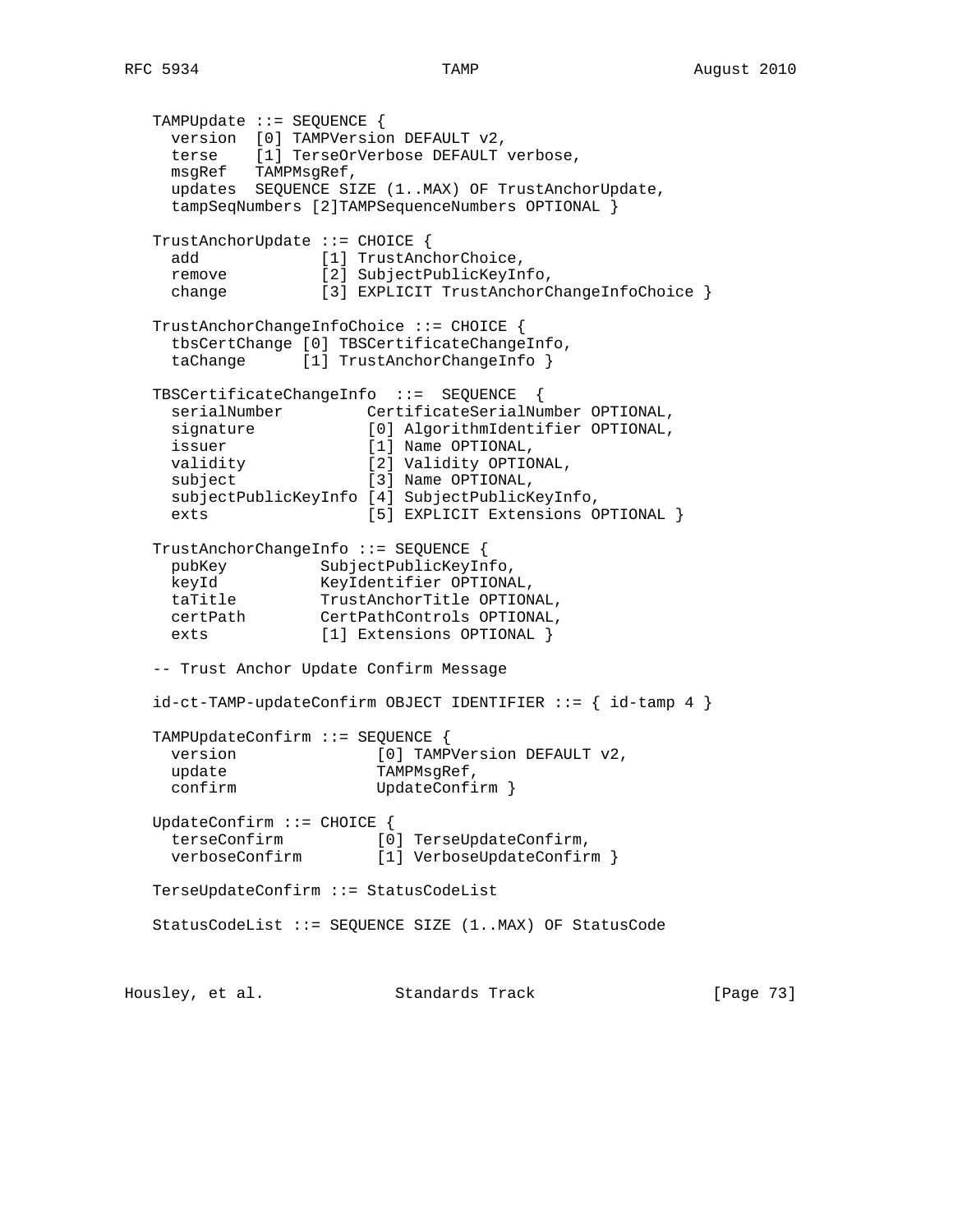```
   TAMPUpdate ::= SEQUENCE {
     version  [0] TAMPVersion DEFAULT v2,
     terse    [1] TerseOrVerbose DEFAULT verbose,
     msgRef   TAMPMsgRef,
     updates  SEQUENCE SIZE (1..MAX) OF TrustAnchorUpdate,
     tampSeqNumbers [2]TAMPSequenceNumbers OPTIONAL }

   TrustAnchorUpdate ::= CHOICE {
     add             [1] TrustAnchorChoice,
     remove          [2] SubjectPublicKeyInfo,
     change          [3] EXPLICIT TrustAnchorChangeInfoChoice }

   TrustAnchorChangeInfoChoice ::= CHOICE {
     tbsCertChange [0] TBSCertificateChangeInfo,
     taChange      [1] TrustAnchorChangeInfo }

   TBSCertificateChangeInfo  ::=  SEQUENCE  {
     serialNumber         CertificateSerialNumber OPTIONAL,
     signature            [0] AlgorithmIdentifier OPTIONAL,
     issuer               [1] Name OPTIONAL,
     validity             [2] Validity OPTIONAL,
     subject              [3] Name OPTIONAL,
     subjectPublicKeyInfo [4] SubjectPublicKeyInfo,
     exts                 [5] EXPLICIT Extensions OPTIONAL }

   TrustAnchorChangeInfo ::= SEQUENCE {
     pubKey          SubjectPublicKeyInfo,
     keyId           KeyIdentifier OPTIONAL,
     taTitle         TrustAnchorTitle OPTIONAL,
     certPath        CertPathControls OPTIONAL,
     exts            [1] Extensions OPTIONAL }

   -- Trust Anchor Update Confirm Message

   id-ct-TAMP-updateConfirm OBJECT IDENTIFIER ::= { id-tamp 4 }

   TAMPUpdateConfirm ::= SEQUENCE {
     version              [0] TAMPVersion DEFAULT v2,
     update               TAMPMsgRef,
     confirm              UpdateConfirm }

   UpdateConfirm ::= CHOICE {
     terseConfirm          [0] TerseUpdateConfirm,
     verboseConfirm        [1] VerboseUpdateConfirm }

   TerseUpdateConfirm ::= StatusCodeList

   StatusCodeList ::= SEQUENCE SIZE (1..MAX) OF StatusCode
```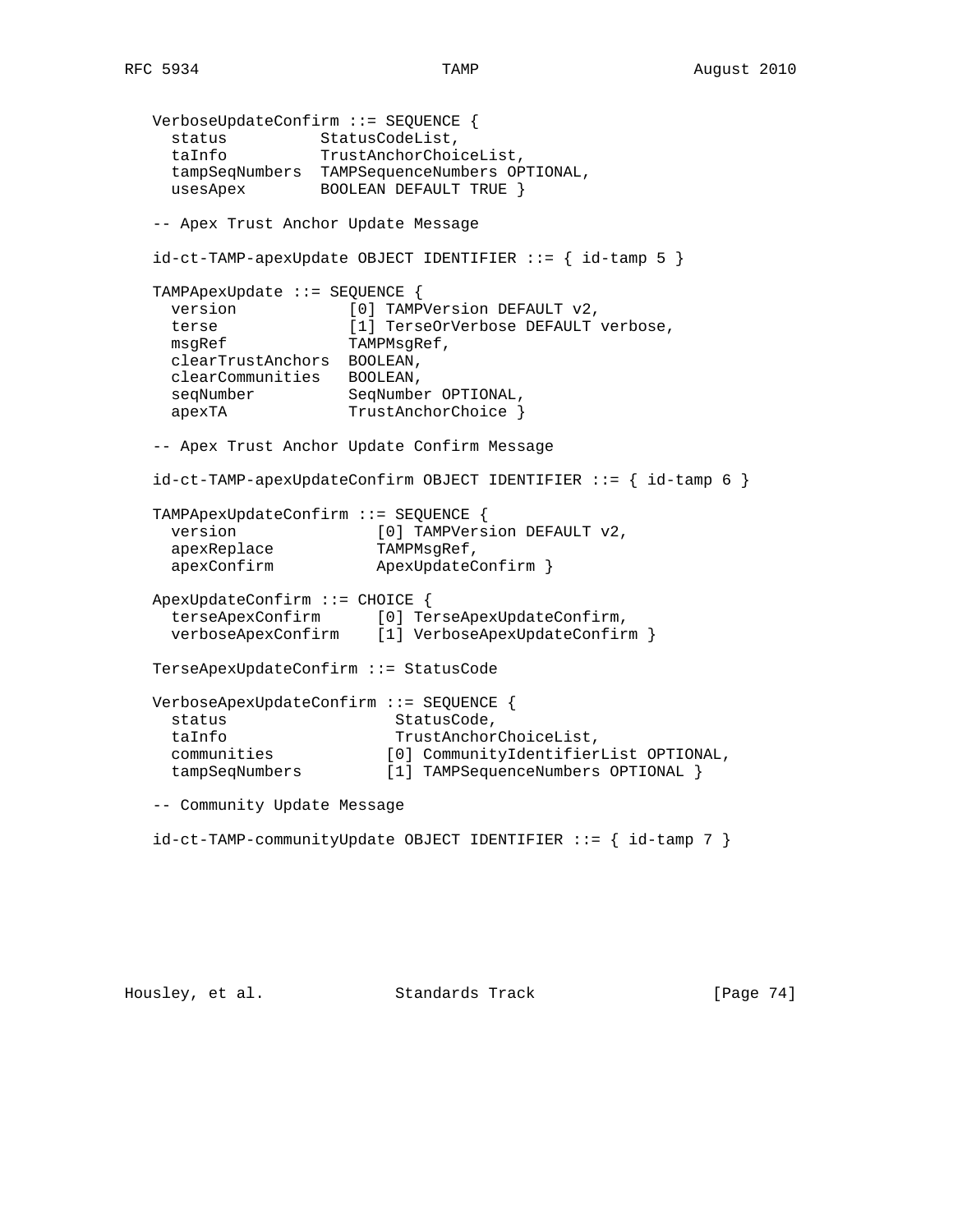```
   VerboseUpdateConfirm ::= SEQUENCE {
     status          StatusCodeList,
     taInfo          TrustAnchorChoiceList,
     tampSeqNumbers  TAMPSequenceNumbers OPTIONAL,
     usesApex        BOOLEAN DEFAULT TRUE }

   -- Apex Trust Anchor Update Message

   id-ct-TAMP-apexUpdate OBJECT IDENTIFIER ::= { id-tamp 5 }

   TAMPApexUpdate ::= SEQUENCE {
     version            [0] TAMPVersion DEFAULT v2,
     terse              [1] TerseOrVerbose DEFAULT verbose,
     msgRef             TAMPMsgRef,
     clearTrustAnchors  BOOLEAN,
     clearCommunities   BOOLEAN,
     seqNumber          SeqNumber OPTIONAL,
     apexTA             TrustAnchorChoice }

   -- Apex Trust Anchor Update Confirm Message

   id-ct-TAMP-apexUpdateConfirm OBJECT IDENTIFIER ::= { id-tamp 6 }

   TAMPApexUpdateConfirm ::= SEQUENCE {
     version               [0] TAMPVersion DEFAULT v2,
     apexReplace           TAMPMsgRef,
     apexConfirm           ApexUpdateConfirm }

   ApexUpdateConfirm ::= CHOICE {
     terseApexConfirm      [0] TerseApexUpdateConfirm,
     verboseApexConfirm    [1] VerboseApexUpdateConfirm }

   TerseApexUpdateConfirm ::= StatusCode

   VerboseApexUpdateConfirm ::= SEQUENCE {
     status                 StatusCode,
     taInfo                 TrustAnchorChoiceList,
     communities           [0] CommunityIdentifierList OPTIONAL,
     tampSeqNumbers        [1] TAMPSequenceNumbers OPTIONAL }

   -- Community Update Message

   id-ct-TAMP-communityUpdate OBJECT IDENTIFIER ::= { id-tamp 7 }
```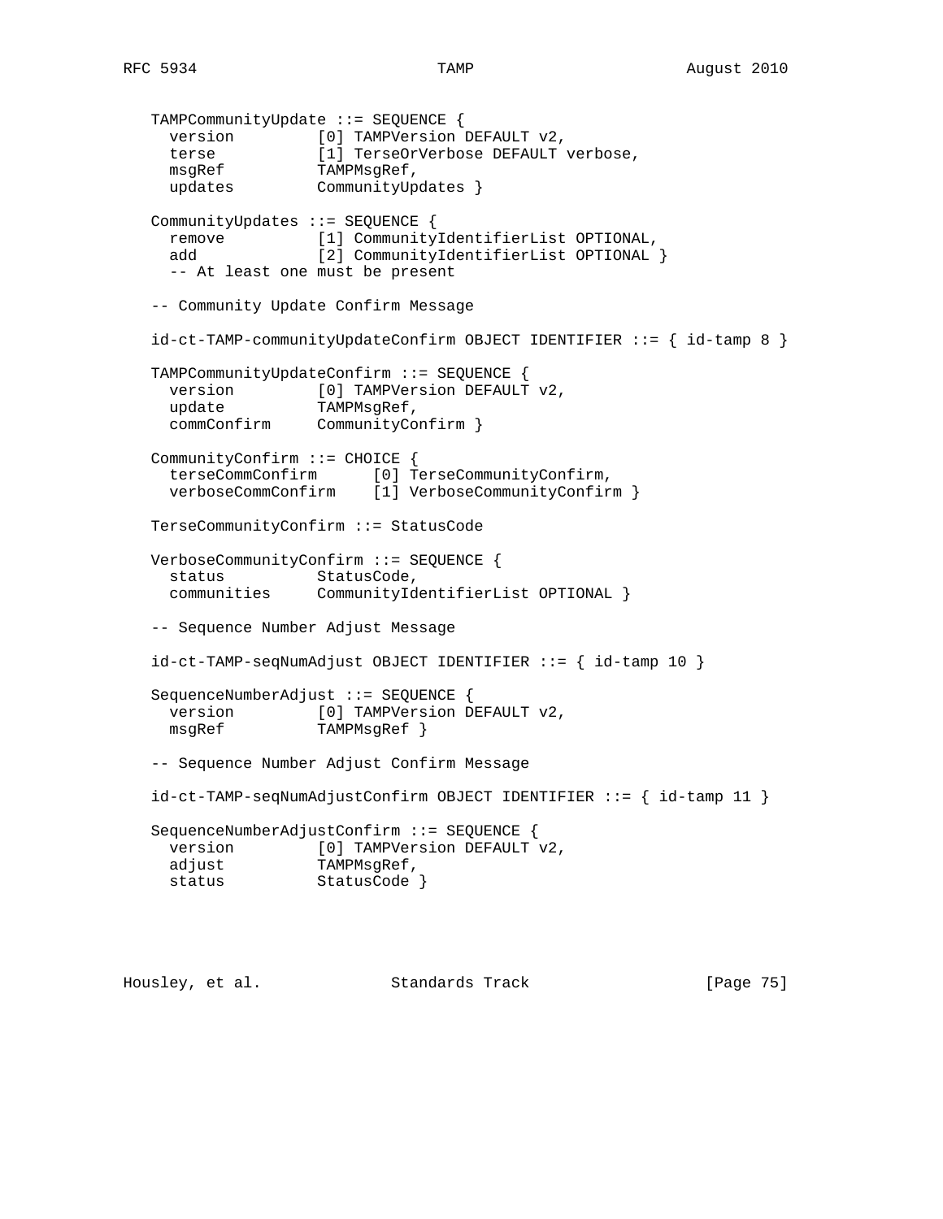```
   TAMPCommunityUpdate ::= SEQUENCE {
     version         [0] TAMPVersion DEFAULT v2,
     terse           [1] TerseOrVerbose DEFAULT verbose,
     msgRef          TAMPMsgRef,
     updates         CommunityUpdates }

   CommunityUpdates ::= SEQUENCE {
     remove          [1] CommunityIdentifierList OPTIONAL,
     add             [2] CommunityIdentifierList OPTIONAL }
     -- At least one must be present

   -- Community Update Confirm Message

   id-ct-TAMP-communityUpdateConfirm OBJECT IDENTIFIER ::= { id-tamp 8 }

   TAMPCommunityUpdateConfirm ::= SEQUENCE {
     version         [0] TAMPVersion DEFAULT v2,
     update          TAMPMsgRef,
     commConfirm     CommunityConfirm }

   CommunityConfirm ::= CHOICE {
     terseCommConfirm      [0] TerseCommunityConfirm,
     verboseCommConfirm    [1] VerboseCommunityConfirm }

   TerseCommunityConfirm ::= StatusCode

   VerboseCommunityConfirm ::= SEQUENCE {
     status          StatusCode,
     communities     CommunityIdentifierList OPTIONAL }

   -- Sequence Number Adjust Message

   id-ct-TAMP-seqNumAdjust OBJECT IDENTIFIER ::= { id-tamp 10 }

   SequenceNumberAdjust ::= SEQUENCE {
     version         [0] TAMPVersion DEFAULT v2,
     msgRef          TAMPMsgRef }

   -- Sequence Number Adjust Confirm Message

   id-ct-TAMP-seqNumAdjustConfirm OBJECT IDENTIFIER ::= { id-tamp 11 }

   SequenceNumberAdjustConfirm ::= SEQUENCE {
     version         [0] TAMPVersion DEFAULT v2,
     adjust          TAMPMsgRef,
     status          StatusCode }
```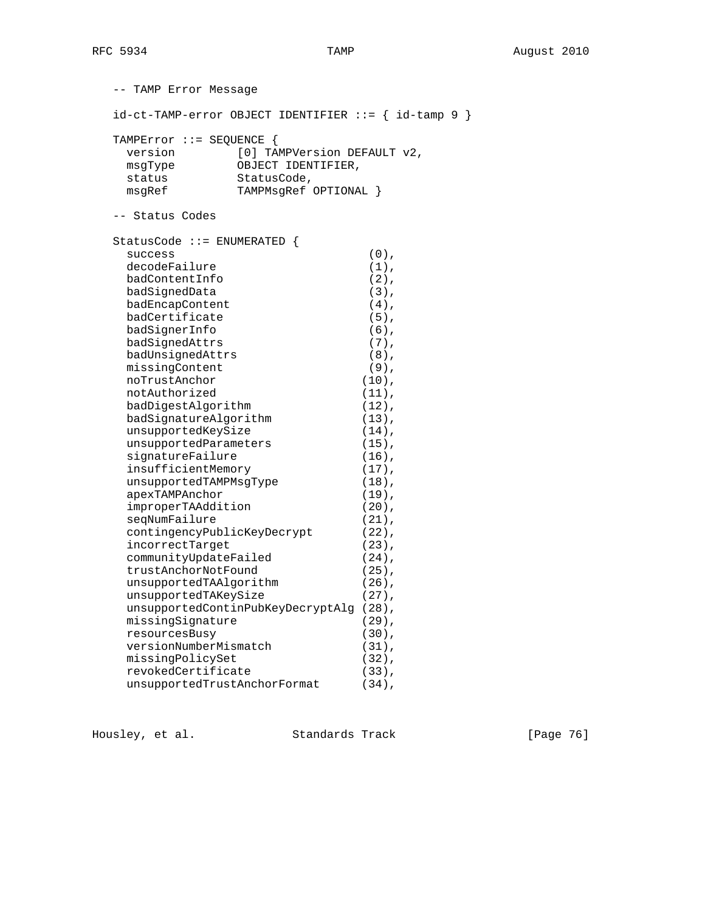```
   -- TAMP Error Message

   id-ct-TAMP-error OBJECT IDENTIFIER ::= { id-tamp 9 }

   TAMPError ::= SEQUENCE {
     version         [0] TAMPVersion DEFAULT v2,
     msgType         OBJECT IDENTIFIER,
     status          StatusCode,
     msgRef          TAMPMsgRef OPTIONAL }

   -- Status Codes

   StatusCode ::= ENUMERATED {
     success                            (0),
     decodeFailure                      (1),
     badContentInfo                     (2),
     badSignedData                      (3),
     badEncapContent                    (4),
     badCertificate                     (5),
     badSignerInfo                      (6),
     badSignedAttrs                     (7),
     badUnsignedAttrs                   (8),
     missingContent                     (9),
     noTrustAnchor                     (10),
     notAuthorized                     (11),
     badDigestAlgorithm                (12),
     badSignatureAlgorithm             (13),
     unsupportedKeySize                (14),
     unsupportedParameters             (15),
     signatureFailure                  (16),
     insufficientMemory                (17),
     unsupportedTAMPMsgType            (18),
     apexTAMPAnchor                    (19),
     improperTAAddition                (20),
     seqNumFailure                     (21),
     contingencyPublicKeyDecrypt       (22),
     incorrectTarget                   (23),
     communityUpdateFailed             (24),
     trustAnchorNotFound               (25),
     unsupportedTAAlgorithm            (26),
     unsupportedTAKeySize              (27),
     unsupportedContinPubKeyDecryptAlg (28),
     missingSignature                  (29),
     resourcesBusy                     (30),
     versionNumberMismatch             (31),
     missingPolicySet                  (32),
     revokedCertificate                (33),
     unsupportedTrustAnchorFormat      (34),
```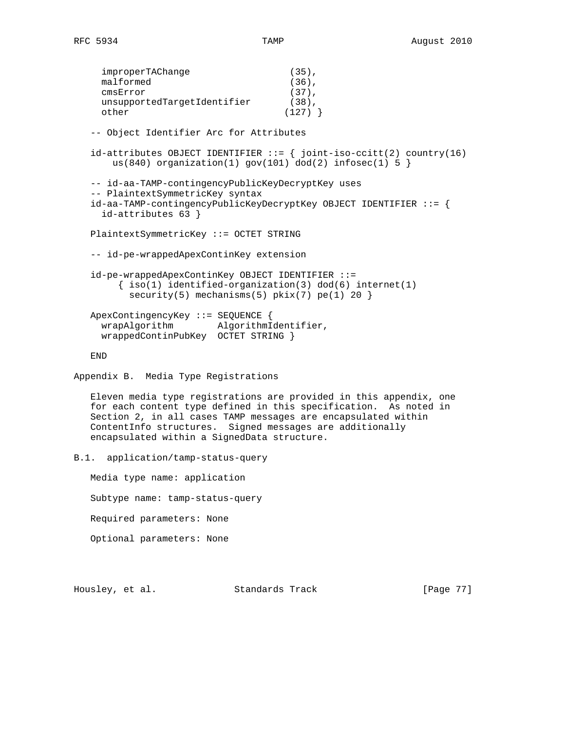```
     improperTAChange                 (35),
     malformed                        (36),
     cmsError                         (37),
     unsupportedTargetIdentifier      (38),
     other                           (127) }

   -- Object Identifier Arc for Attributes

   id-attributes OBJECT IDENTIFIER ::= { joint-iso-ccitt(2) country(16)
       us(840) organization(1) gov(101) dod(2) infosec(1) 5 }

   -- id-aa-TAMP-contingencyPublicKeyDecryptKey uses
   -- PlaintextSymmetricKey syntax
   id-aa-TAMP-contingencyPublicKeyDecryptKey OBJECT IDENTIFIER ::= {
     id-attributes 63 }

   PlaintextSymmetricKey ::= OCTET STRING

   -- id-pe-wrappedApexContinKey extension

   id-pe-wrappedApexContinKey OBJECT IDENTIFIER ::=
        { iso(1) identified-organization(3) dod(6) internet(1)
          security(5) mechanisms(5) pkix(7) pe(1) 20 }

   ApexContingencyKey ::= SEQUENCE {
     wrapAlgorithm        AlgorithmIdentifier,
     wrappedContinPubKey  OCTET STRING }

   END
```

## Appendix B. Media Type Registrations

Eleven media type registrations are provided in this appendix, one for each content type defined in this specification. As noted in Section 2, in all cases TAMP messages are encapsulated within ContentInfo structures. Signed messages are additionally encapsulated within a SignedData structure.

### B.1. application/tamp-status-query

Media type name: application

Subtype name: tamp-status-query

Required parameters: None

Optional parameters: None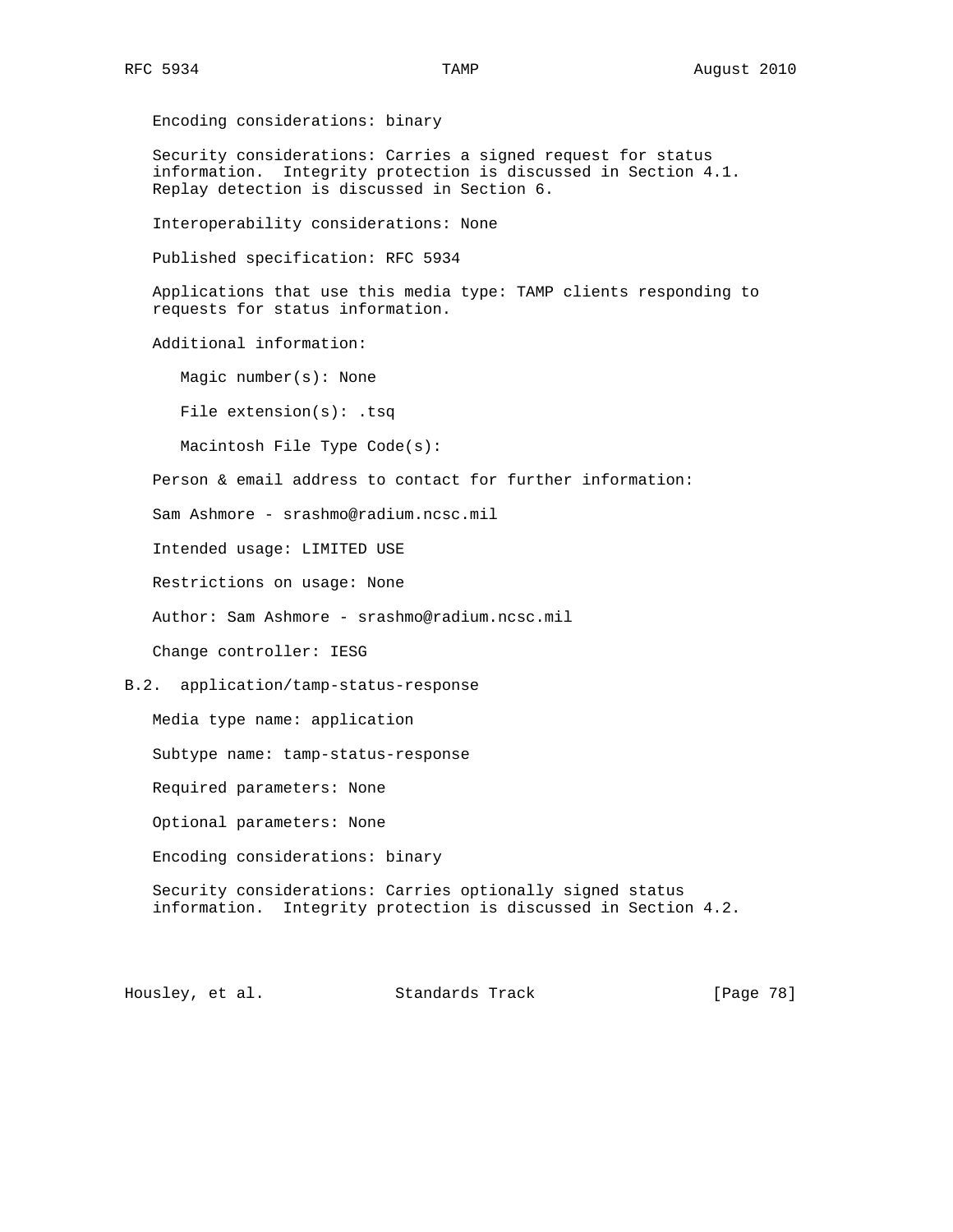Encoding considerations: binary

Security considerations: Carries a signed request for status information. Integrity protection is discussed in Section 4.1. Replay detection is discussed in Section 6.

Interoperability considerations: None

Published specification: RFC 5934

Applications that use this media type: TAMP clients responding to requests for status information.

Additional information:

Magic number(s): None

File extension(s): .tsq

Macintosh File Type Code(s):

Person & email address to contact for further information:

Sam Ashmore - srashmo@radium.ncsc.mil

Intended usage: LIMITED USE

Restrictions on usage: None

Author: Sam Ashmore - srashmo@radium.ncsc.mil

Change controller: IESG

## B.2. application/tamp-status-response

Media type name: application

Subtype name: tamp-status-response

Required parameters: None

Optional parameters: None

Encoding considerations: binary

Security considerations: Carries optionally signed status information. Integrity protection is discussed in Section 4.2.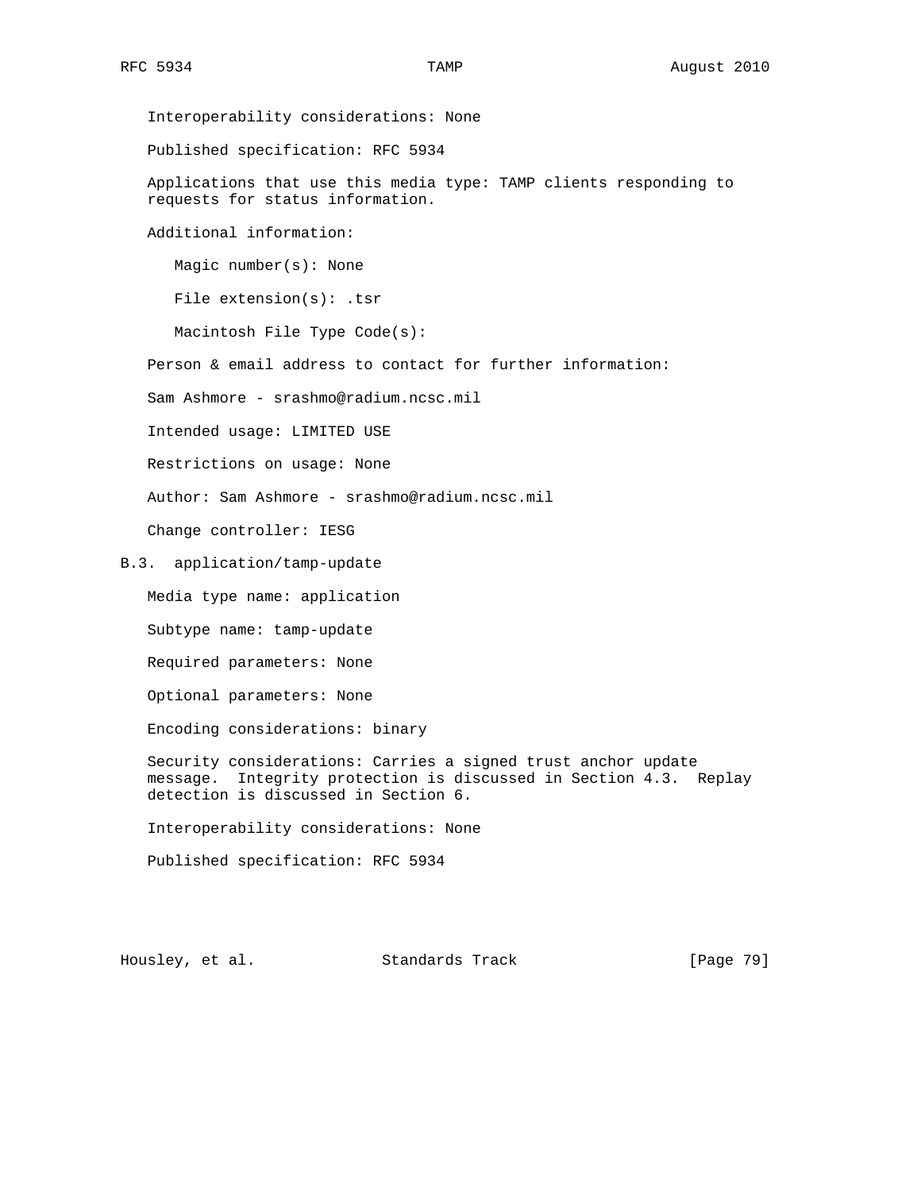Interoperability considerations: None

Published specification: RFC 5934

Applications that use this media type: TAMP clients responding to requests for status information.

Additional information:

Magic number(s): None

File extension(s): .tsr

Macintosh File Type Code(s):

Person & email address to contact for further information:

Sam Ashmore - srashmo@radium.ncsc.mil

Intended usage: LIMITED USE

Restrictions on usage: None

Author: Sam Ashmore - srashmo@radium.ncsc.mil

Change controller: IESG

## B.3. application/tamp-update

Media type name: application

Subtype name: tamp-update

Required parameters: None

Optional parameters: None

Encoding considerations: binary

Security considerations: Carries a signed trust anchor update message. Integrity protection is discussed in Section 4.3. Replay detection is discussed in Section 6.

Interoperability considerations: None

Published specification: RFC 5934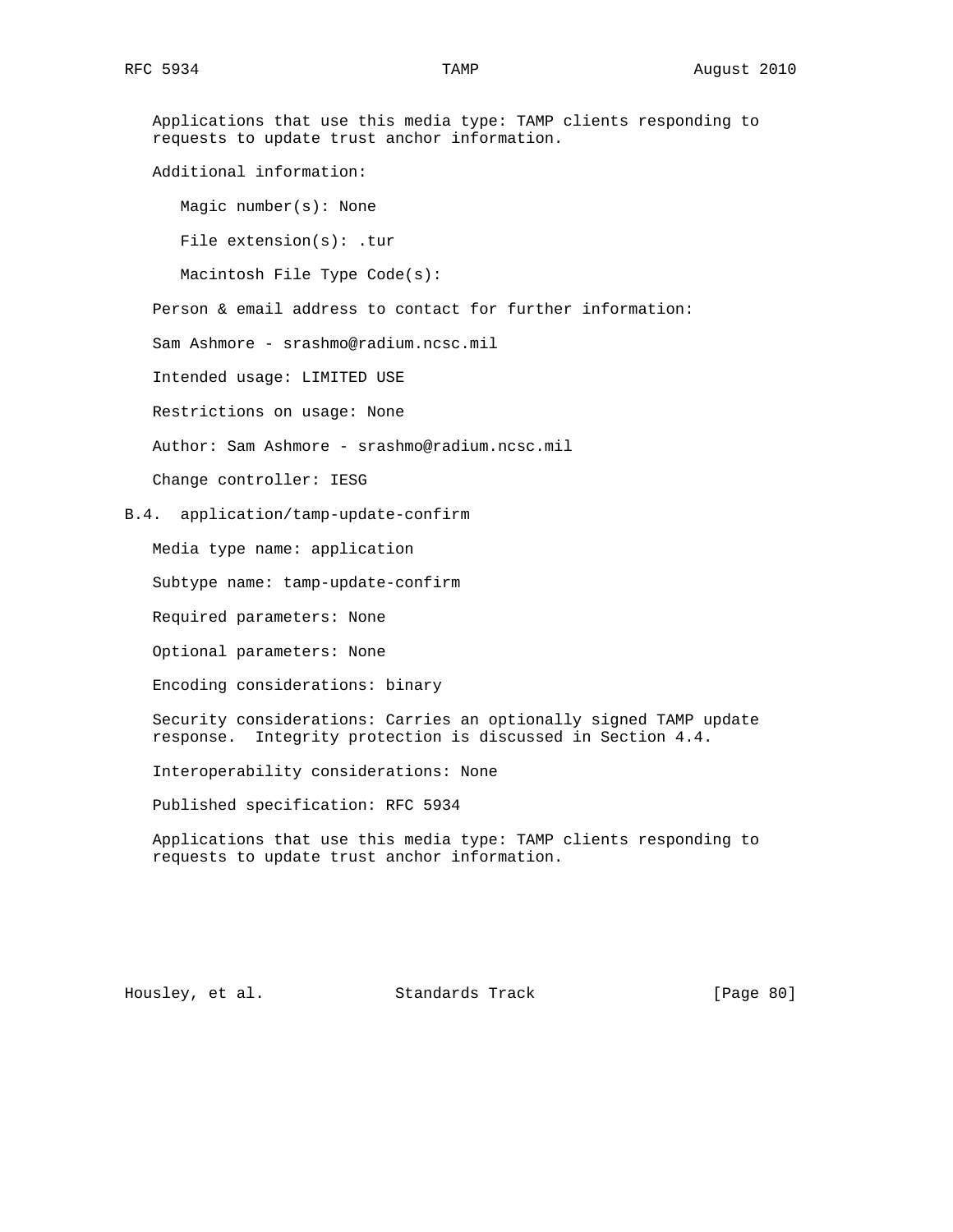Applications that use this media type: TAMP clients responding to requests to update trust anchor information.

Additional information:

Magic number(s): None

File extension(s): .tur

Macintosh File Type Code(s):

Person & email address to contact for further information:

Sam Ashmore - srashmo@radium.ncsc.mil

Intended usage: LIMITED USE

Restrictions on usage: None

Author: Sam Ashmore - srashmo@radium.ncsc.mil

Change controller: IESG

### B.4. application/tamp-update-confirm

Media type name: application

Subtype name: tamp-update-confirm

Required parameters: None

Optional parameters: None

Encoding considerations: binary

Security considerations: Carries an optionally signed TAMP update response. Integrity protection is discussed in Section 4.4.

Interoperability considerations: None

Published specification: RFC 5934

Applications that use this media type: TAMP clients responding to requests to update trust anchor information.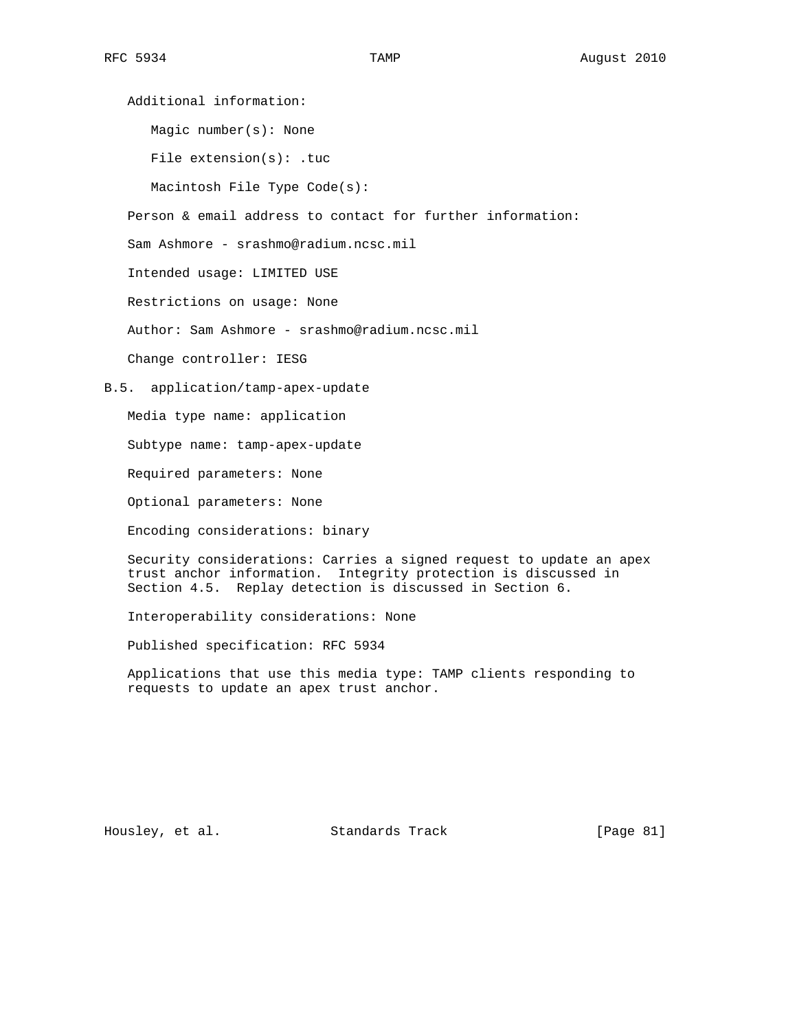Additional information:

Magic number(s): None

File extension(s): .tuc

Macintosh File Type Code(s):

Person & email address to contact for further information:

Sam Ashmore - srashmo@radium.ncsc.mil

Intended usage: LIMITED USE

Restrictions on usage: None

Author: Sam Ashmore - srashmo@radium.ncsc.mil

Change controller: IESG

## B.5. application/tamp-apex-update

Media type name: application

Subtype name: tamp-apex-update

Required parameters: None

Optional parameters: None

Encoding considerations: binary

Security considerations: Carries a signed request to update an apex trust anchor information. Integrity protection is discussed in Section 4.5. Replay detection is discussed in Section 6.

Interoperability considerations: None

Published specification: RFC 5934

Applications that use this media type: TAMP clients responding to requests to update an apex trust anchor.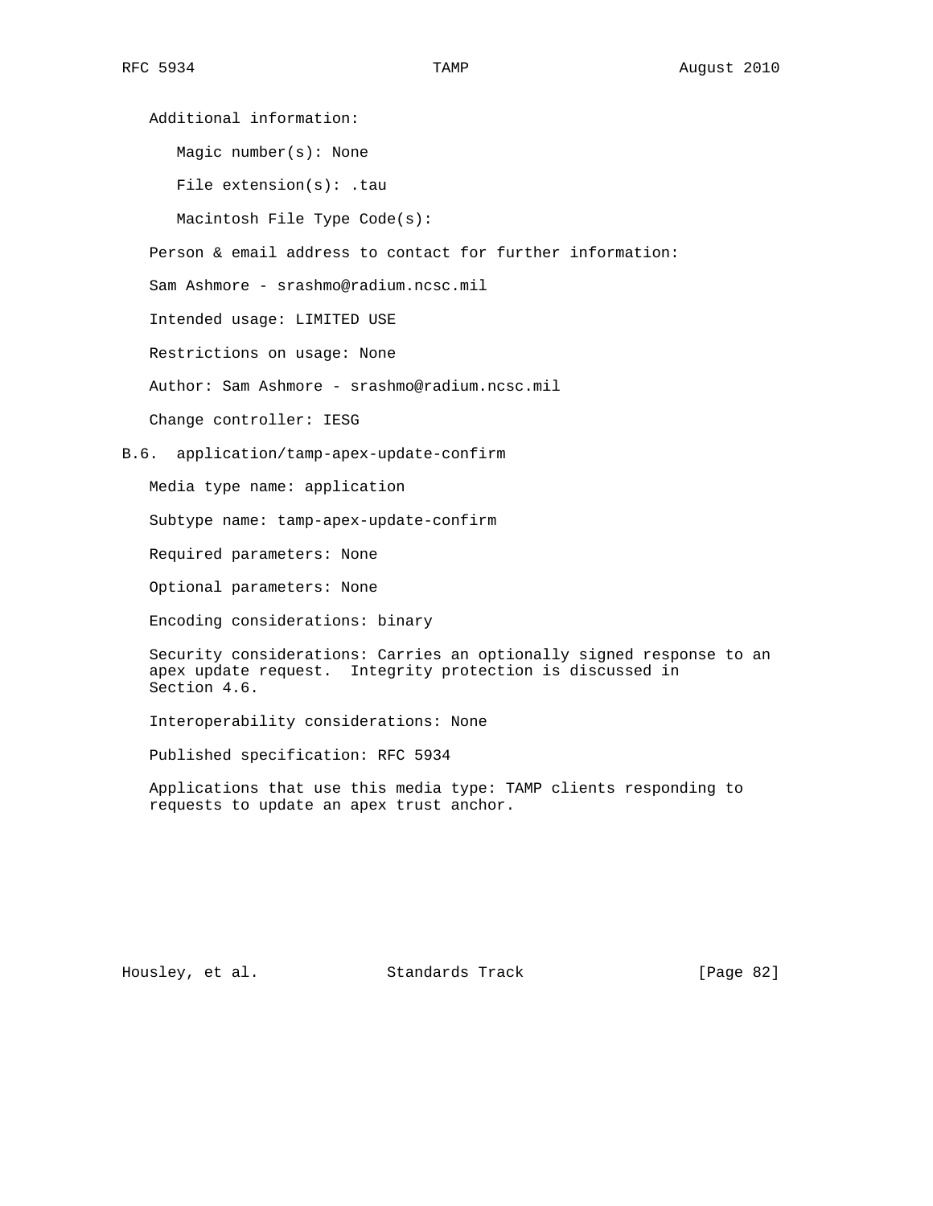Additional information:

Magic number(s): None

File extension(s): .tau

Macintosh File Type Code(s):

Person & email address to contact for further information:

Sam Ashmore - srashmo@radium.ncsc.mil

Intended usage: LIMITED USE

Restrictions on usage: None

Author: Sam Ashmore - srashmo@radium.ncsc.mil

Change controller: IESG

## B.6. application/tamp-apex-update-confirm

Media type name: application

Subtype name: tamp-apex-update-confirm

Required parameters: None

Optional parameters: None

Encoding considerations: binary

Security considerations: Carries an optionally signed response to an apex update request. Integrity protection is discussed in Section 4.6.

Interoperability considerations: None

Published specification: RFC 5934

Applications that use this media type: TAMP clients responding to requests to update an apex trust anchor.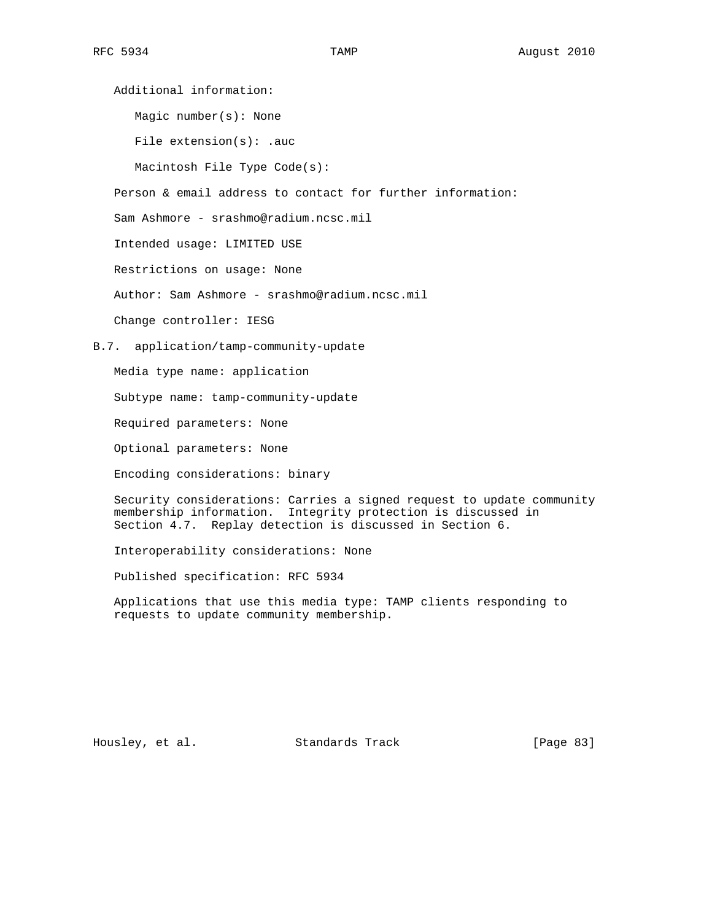Additional information:

Magic number(s): None

File extension(s): .auc

Macintosh File Type Code(s):

Person & email address to contact for further information:

Sam Ashmore - srashmo@radium.ncsc.mil

Intended usage: LIMITED USE

Restrictions on usage: None

Author: Sam Ashmore - srashmo@radium.ncsc.mil

Change controller: IESG

## B.7. application/tamp-community-update

Media type name: application

Subtype name: tamp-community-update

Required parameters: None

Optional parameters: None

Encoding considerations: binary

Security considerations: Carries a signed request to update community membership information. Integrity protection is discussed in Section 4.7. Replay detection is discussed in Section 6.

Interoperability considerations: None

Published specification: RFC 5934

Applications that use this media type: TAMP clients responding to requests to update community membership.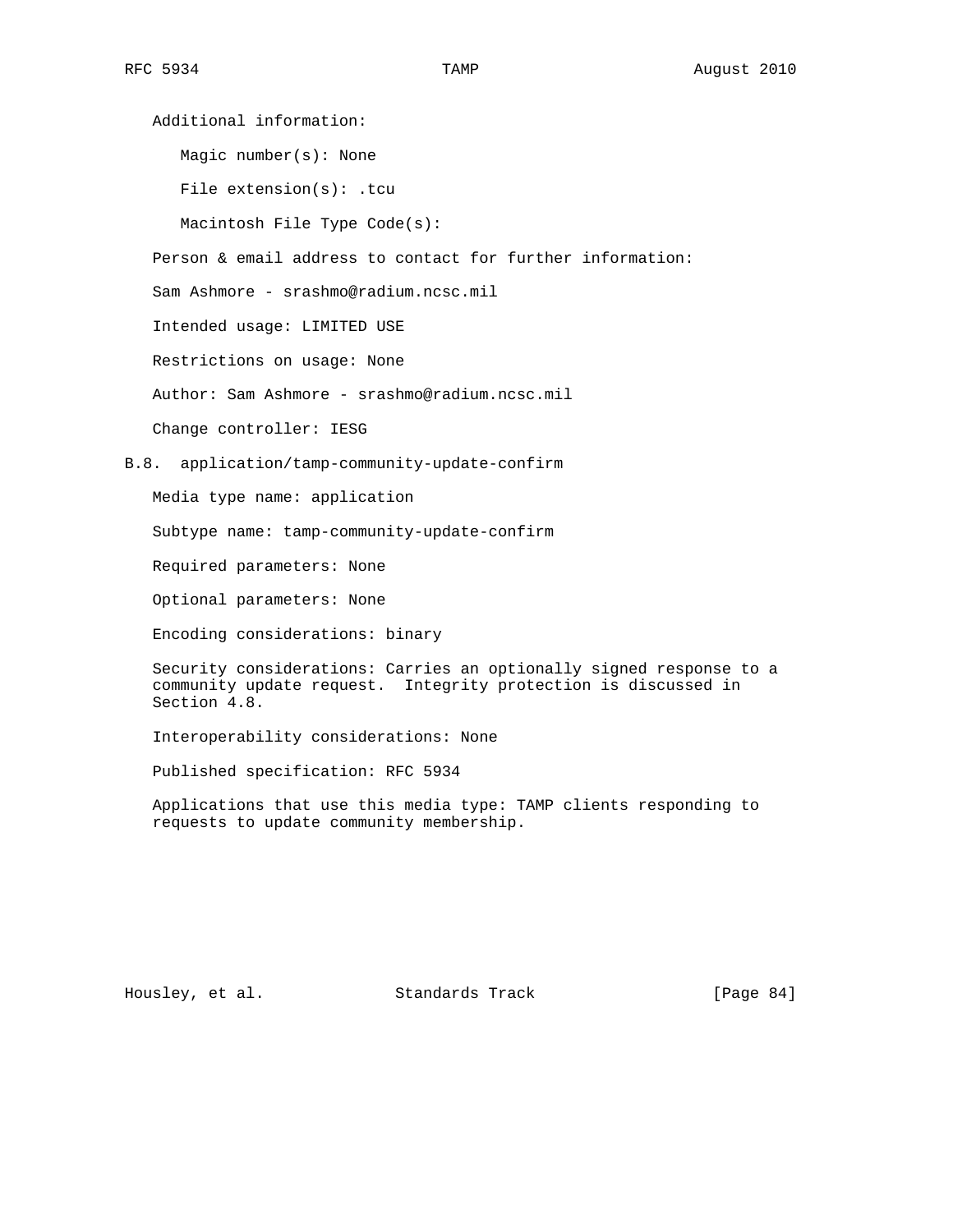Additional information:

Magic number(s): None

File extension(s): .tcu

Macintosh File Type Code(s):

Person & email address to contact for further information:

Sam Ashmore - srashmo@radium.ncsc.mil

Intended usage: LIMITED USE

Restrictions on usage: None

Author: Sam Ashmore - srashmo@radium.ncsc.mil

Change controller: IESG

### B.8. application/tamp-community-update-confirm

Media type name: application

Subtype name: tamp-community-update-confirm

Required parameters: None

Optional parameters: None

Encoding considerations: binary

Security considerations: Carries an optionally signed response to a community update request. Integrity protection is discussed in Section 4.8.

Interoperability considerations: None

Published specification: RFC 5934

Applications that use this media type: TAMP clients responding to requests to update community membership.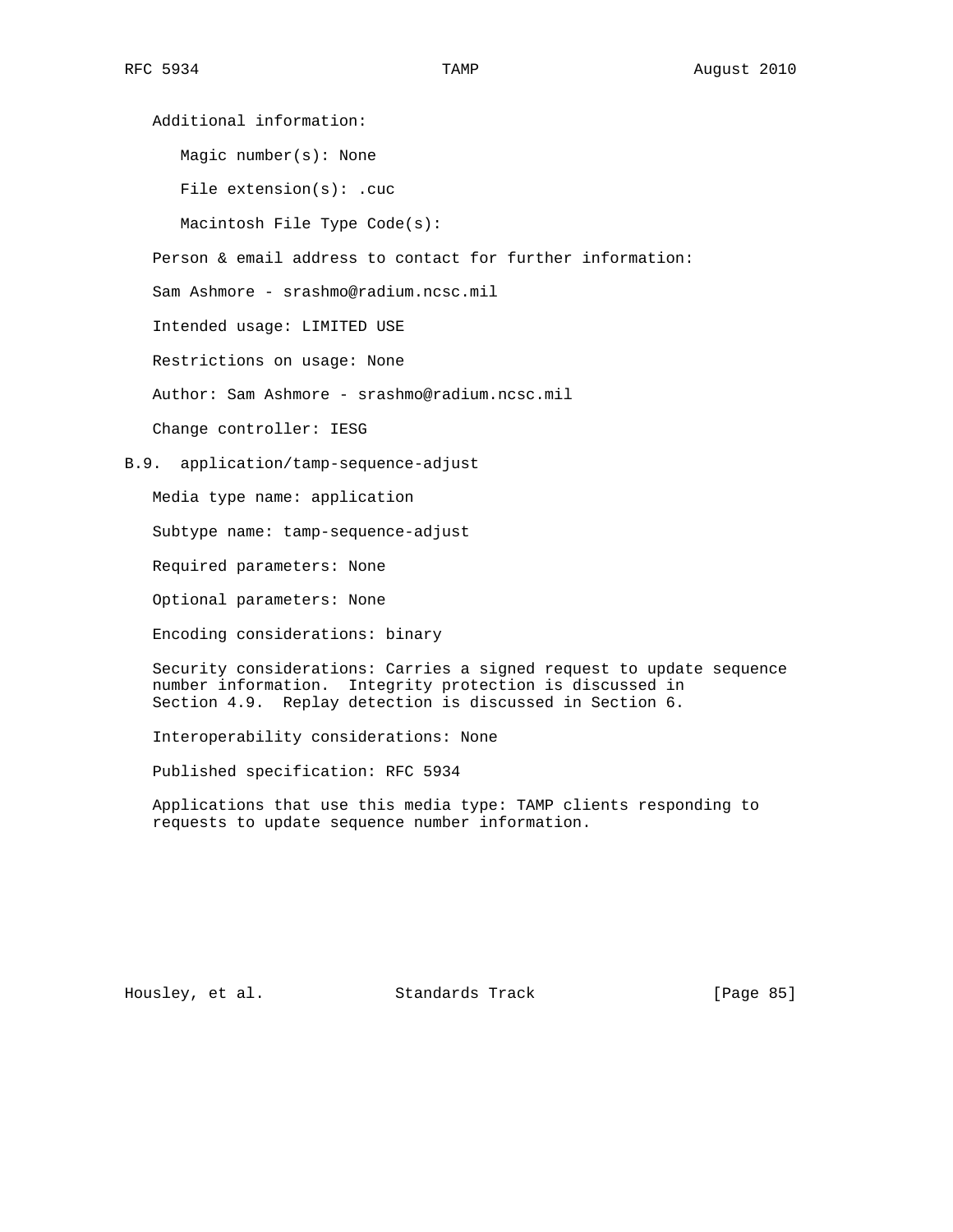Additional information:

Magic number(s): None

File extension(s): .cuc

Macintosh File Type Code(s):

Person & email address to contact for further information:

Sam Ashmore - srashmo@radium.ncsc.mil

Intended usage: LIMITED USE

Restrictions on usage: None

Author: Sam Ashmore - srashmo@radium.ncsc.mil

Change controller: IESG

## B.9. application/tamp-sequence-adjust

Media type name: application

Subtype name: tamp-sequence-adjust

Required parameters: None

Optional parameters: None

Encoding considerations: binary

Security considerations: Carries a signed request to update sequence number information. Integrity protection is discussed in Section 4.9. Replay detection is discussed in Section 6.

Interoperability considerations: None

Published specification: RFC 5934

Applications that use this media type: TAMP clients responding to requests to update sequence number information.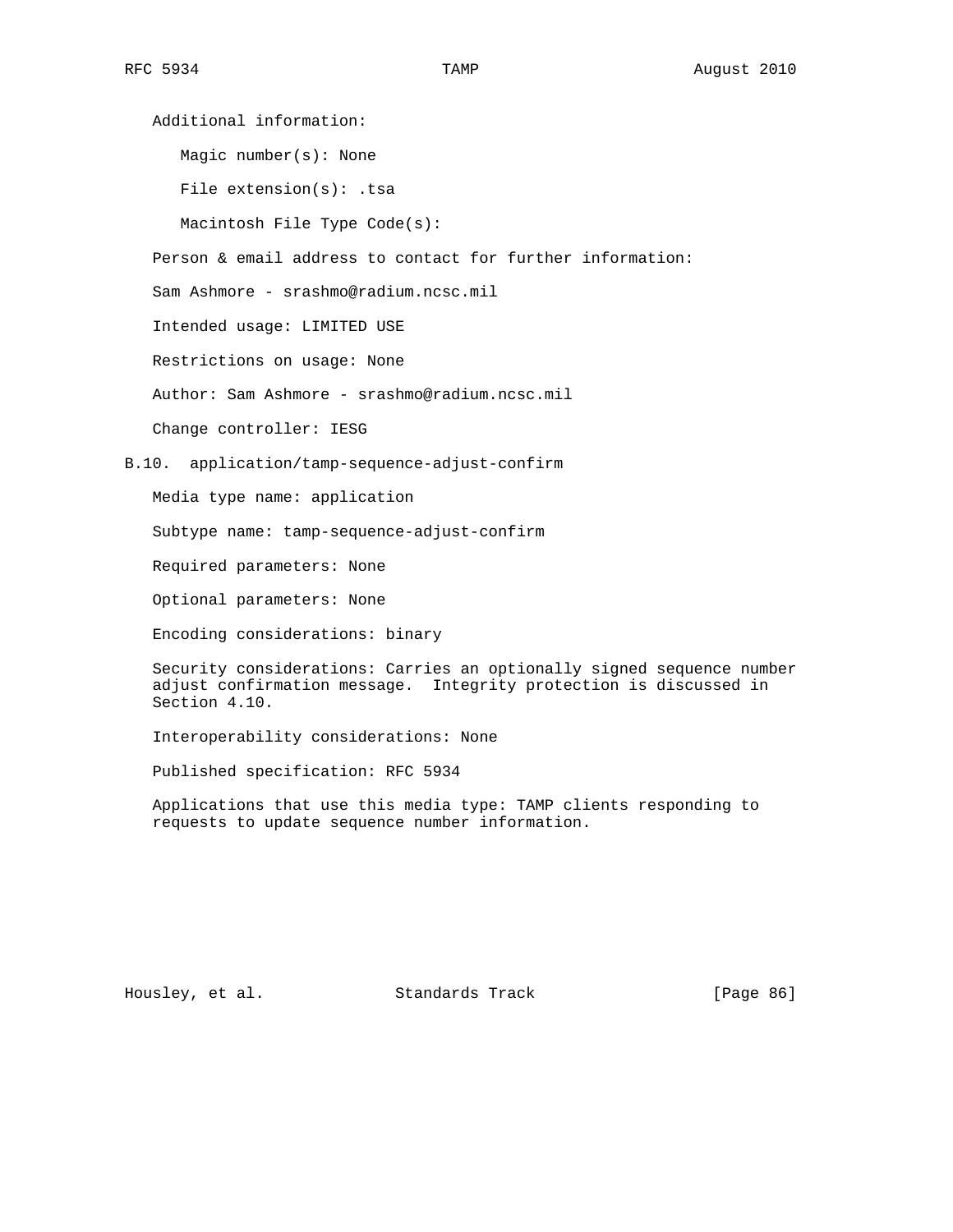Additional information:

Magic number(s): None

File extension(s): .tsa

Macintosh File Type Code(s):

Person & email address to contact for further information:

Sam Ashmore - srashmo@radium.ncsc.mil

Intended usage: LIMITED USE

Restrictions on usage: None

Author: Sam Ashmore - srashmo@radium.ncsc.mil

Change controller: IESG

## B.10. application/tamp-sequence-adjust-confirm

Media type name: application

Subtype name: tamp-sequence-adjust-confirm

Required parameters: None

Optional parameters: None

Encoding considerations: binary

Security considerations: Carries an optionally signed sequence number adjust confirmation message. Integrity protection is discussed in Section 4.10.

Interoperability considerations: None

Published specification: RFC 5934

Applications that use this media type: TAMP clients responding to requests to update sequence number information.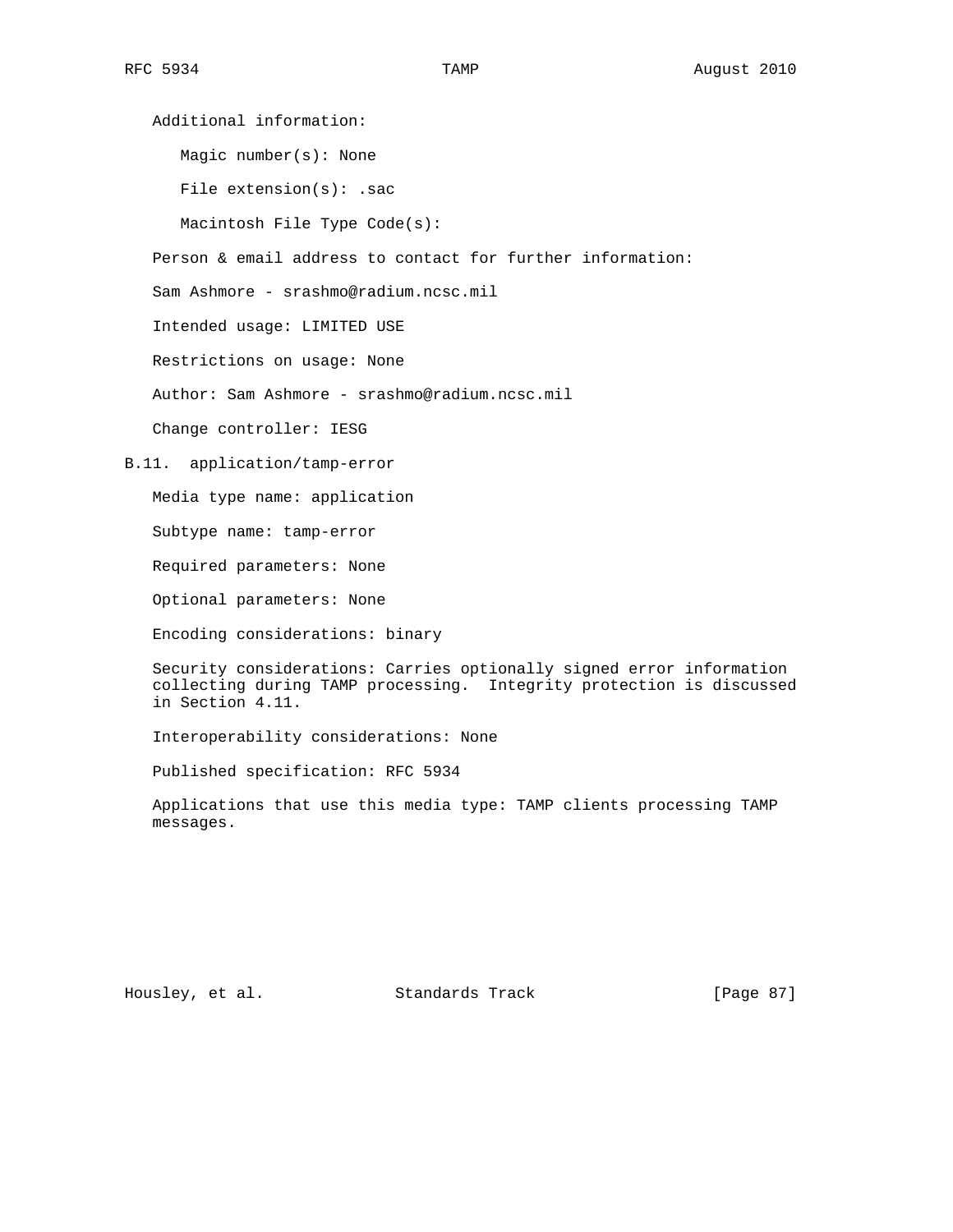Additional information:

Magic number(s): None

File extension(s): .sac

Macintosh File Type Code(s):

Person & email address to contact for further information:

Sam Ashmore - srashmo@radium.ncsc.mil

Intended usage: LIMITED USE

Restrictions on usage: None

Author: Sam Ashmore - srashmo@radium.ncsc.mil

Change controller: IESG

### B.11. application/tamp-error

Media type name: application

Subtype name: tamp-error

Required parameters: None

Optional parameters: None

Encoding considerations: binary

Security considerations: Carries optionally signed error information collecting during TAMP processing. Integrity protection is discussed in Section 4.11.

Interoperability considerations: None

Published specification: RFC 5934

Applications that use this media type: TAMP clients processing TAMP messages.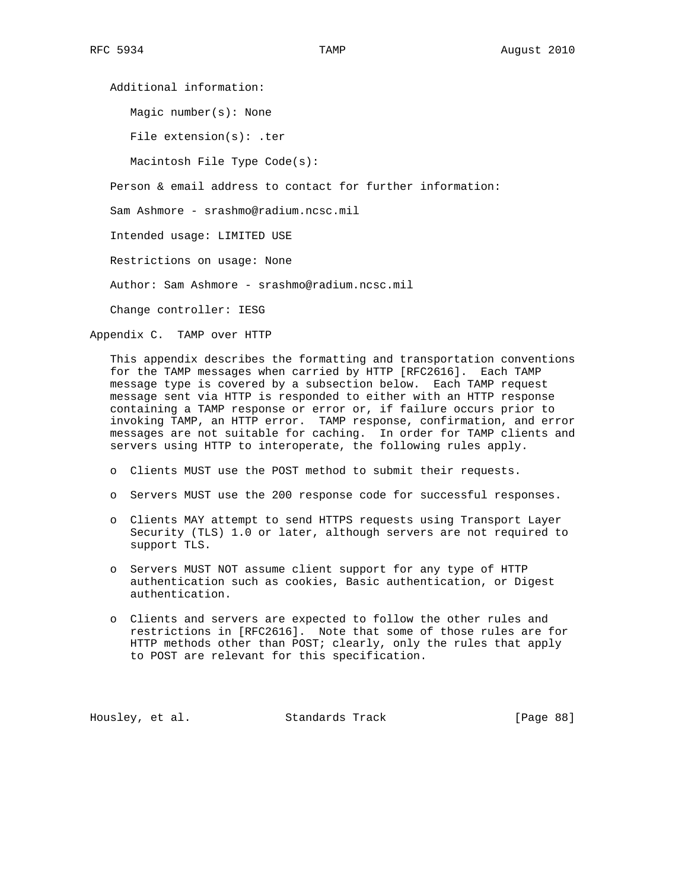Additional information:

Magic number(s): None

File extension(s): .ter

Macintosh File Type Code(s):

Person & email address to contact for further information:

Sam Ashmore - srashmo@radium.ncsc.mil

Intended usage: LIMITED USE

Restrictions on usage: None

Author: Sam Ashmore - srashmo@radium.ncsc.mil

Change controller: IESG

## Appendix C. TAMP over HTTP

This appendix describes the formatting and transportation conventions for the TAMP messages when carried by HTTP [RFC2616]. Each TAMP message type is covered by a subsection below. Each TAMP request message sent via HTTP is responded to either with an HTTP response containing a TAMP response or error or, if failure occurs prior to invoking TAMP, an HTTP error. TAMP response, confirmation, and error messages are not suitable for caching. In order for TAMP clients and servers using HTTP to interoperate, the following rules apply.

- Clients MUST use the POST method to submit their requests.
- Servers MUST use the 200 response code for successful responses.
- Clients MAY attempt to send HTTPS requests using Transport Layer Security (TLS) 1.0 or later, although servers are not required to support TLS.
- Servers MUST NOT assume client support for any type of HTTP authentication such as cookies, Basic authentication, or Digest authentication.
- Clients and servers are expected to follow the other rules and restrictions in [RFC2616]. Note that some of those rules are for HTTP methods other than POST; clearly, only the rules that apply to POST are relevant for this specification.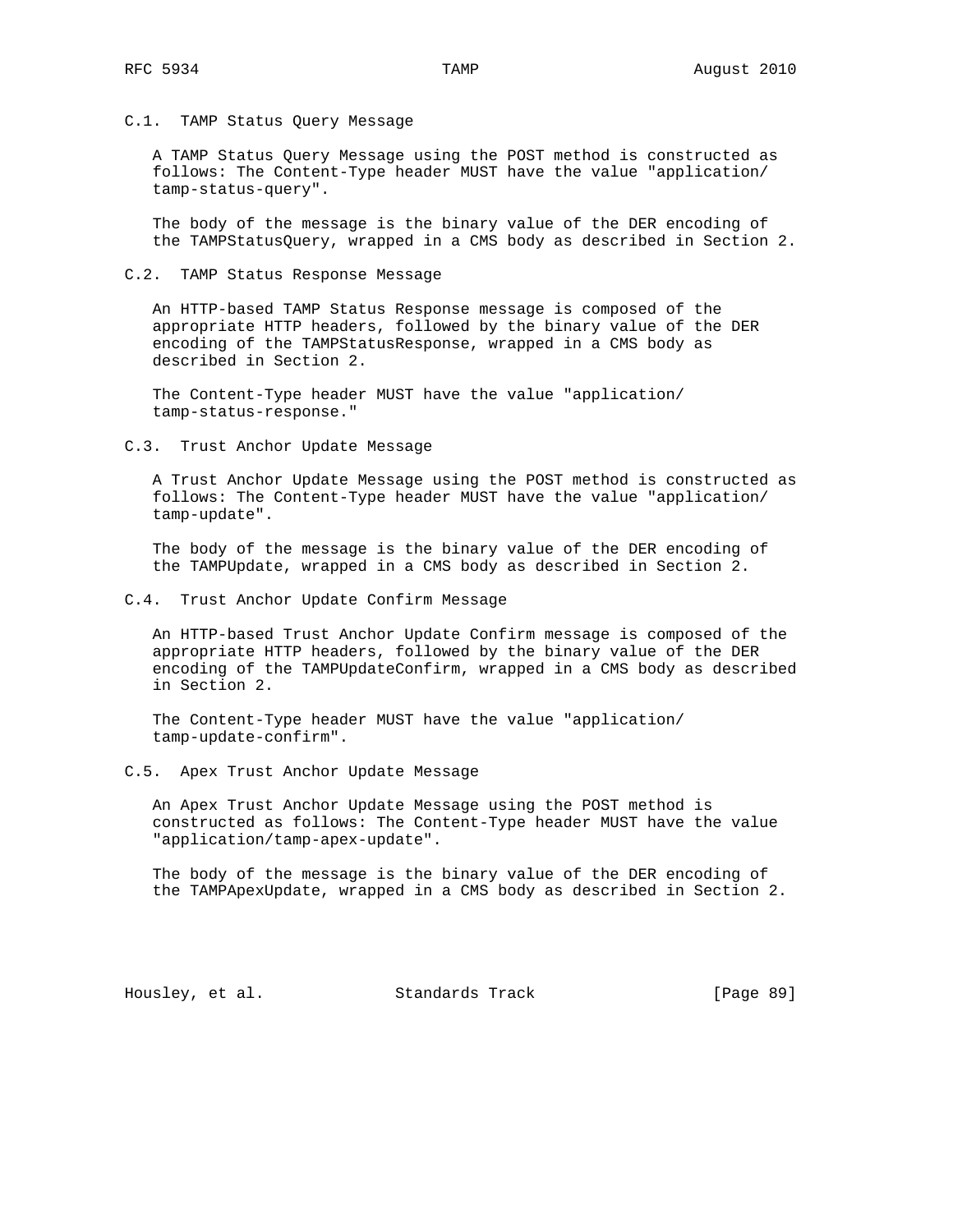### C.1. TAMP Status Query Message

A TAMP Status Query Message using the POST method is constructed as follows: The Content-Type header MUST have the value "application/tamp-status-query".

The body of the message is the binary value of the DER encoding of the TAMPStatusQuery, wrapped in a CMS body as described in Section 2.

### C.2. TAMP Status Response Message

An HTTP-based TAMP Status Response message is composed of the appropriate HTTP headers, followed by the binary value of the DER encoding of the TAMPStatusResponse, wrapped in a CMS body as described in Section 2.

The Content-Type header MUST have the value "application/tamp-status-response."

### C.3. Trust Anchor Update Message

A Trust Anchor Update Message using the POST method is constructed as follows: The Content-Type header MUST have the value "application/tamp-update".

The body of the message is the binary value of the DER encoding of the TAMPUpdate, wrapped in a CMS body as described in Section 2.

### C.4. Trust Anchor Update Confirm Message

An HTTP-based Trust Anchor Update Confirm message is composed of the appropriate HTTP headers, followed by the binary value of the DER encoding of the TAMPUpdateConfirm, wrapped in a CMS body as described in Section 2.

The Content-Type header MUST have the value "application/tamp-update-confirm".

### C.5. Apex Trust Anchor Update Message

An Apex Trust Anchor Update Message using the POST method is constructed as follows: The Content-Type header MUST have the value "application/tamp-apex-update".

The body of the message is the binary value of the DER encoding of the TAMPApexUpdate, wrapped in a CMS body as described in Section 2.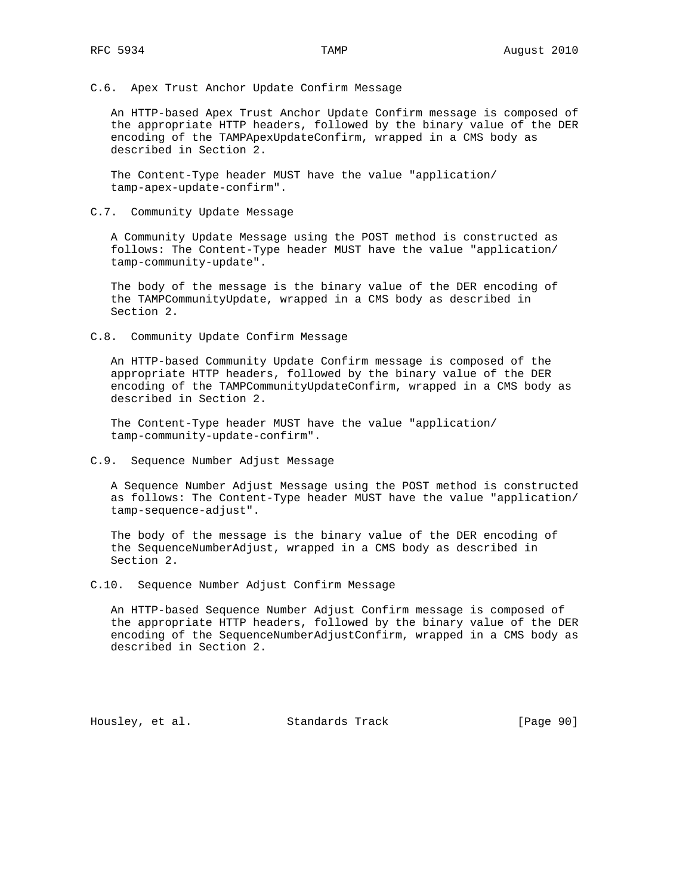### C.6. Apex Trust Anchor Update Confirm Message

An HTTP-based Apex Trust Anchor Update Confirm message is composed of the appropriate HTTP headers, followed by the binary value of the DER encoding of the TAMPApexUpdateConfirm, wrapped in a CMS body as described in Section 2.

The Content-Type header MUST have the value "application/tamp-apex-update-confirm".

### C.7. Community Update Message

A Community Update Message using the POST method is constructed as follows: The Content-Type header MUST have the value "application/tamp-community-update".

The body of the message is the binary value of the DER encoding of the TAMPCommunityUpdate, wrapped in a CMS body as described in Section 2.

### C.8. Community Update Confirm Message

An HTTP-based Community Update Confirm message is composed of the appropriate HTTP headers, followed by the binary value of the DER encoding of the TAMPCommunityUpdateConfirm, wrapped in a CMS body as described in Section 2.

The Content-Type header MUST have the value "application/tamp-community-update-confirm".

### C.9. Sequence Number Adjust Message

A Sequence Number Adjust Message using the POST method is constructed as follows: The Content-Type header MUST have the value "application/tamp-sequence-adjust".

The body of the message is the binary value of the DER encoding of the SequenceNumberAdjust, wrapped in a CMS body as described in Section 2.

### C.10. Sequence Number Adjust Confirm Message

An HTTP-based Sequence Number Adjust Confirm message is composed of the appropriate HTTP headers, followed by the binary value of the DER encoding of the SequenceNumberAdjustConfirm, wrapped in a CMS body as described in Section 2.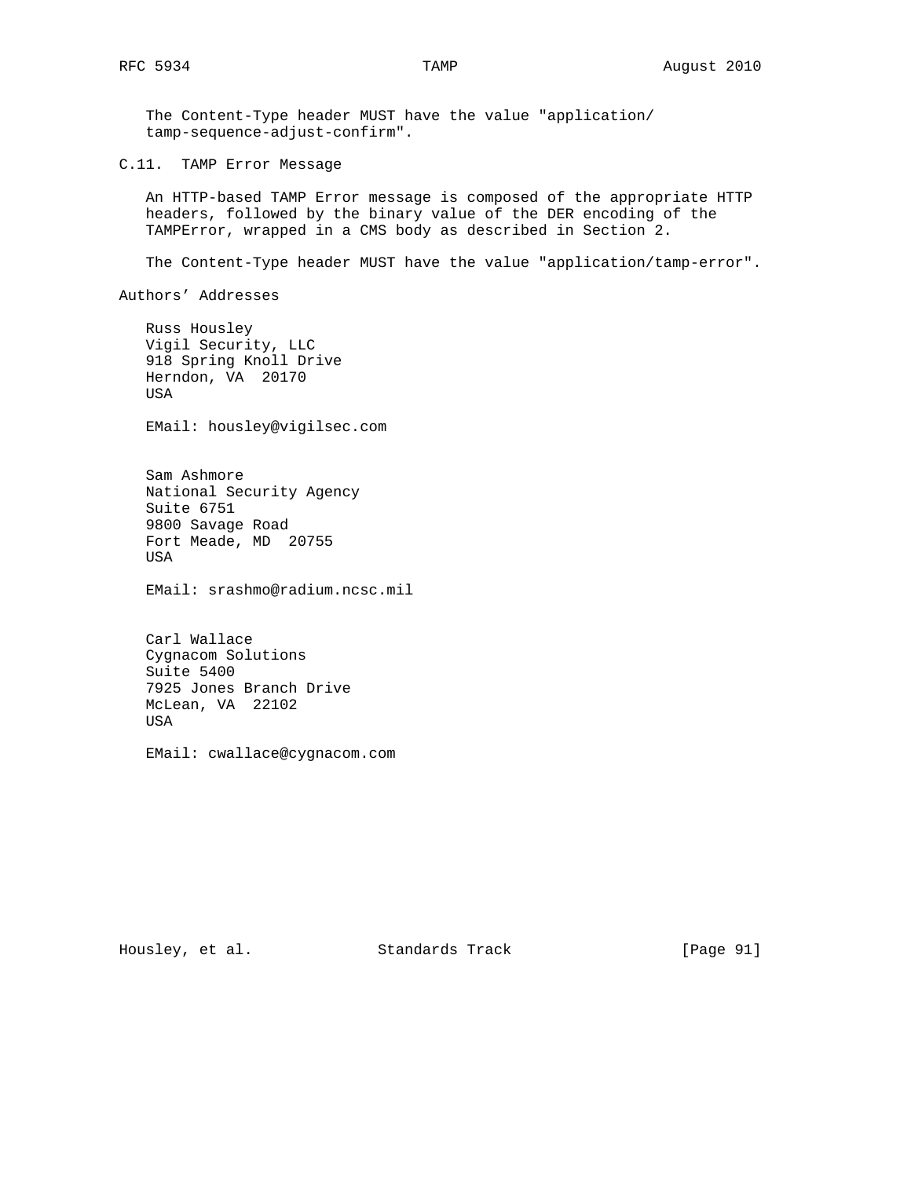The Content-Type header MUST have the value "application/tamp-sequence-adjust-confirm".

### C.11. TAMP Error Message

An HTTP-based TAMP Error message is composed of the appropriate HTTP headers, followed by the binary value of the DER encoding of the TAMPError, wrapped in a CMS body as described in Section 2.

The Content-Type header MUST have the value "application/tamp-error".

## Authors' Addresses

Russ Housley
Vigil Security, LLC
918 Spring Knoll Drive
Herndon, VA 20170
USA

EMail: housley@vigilsec.com

Sam Ashmore
National Security Agency
Suite 6751
9800 Savage Road
Fort Meade, MD 20755
USA

EMail: srashmo@radium.ncsc.mil

Carl Wallace
Cygnacom Solutions
Suite 5400
7925 Jones Branch Drive
McLean, VA 22102
USA

EMail: cwallace@cygnacom.com